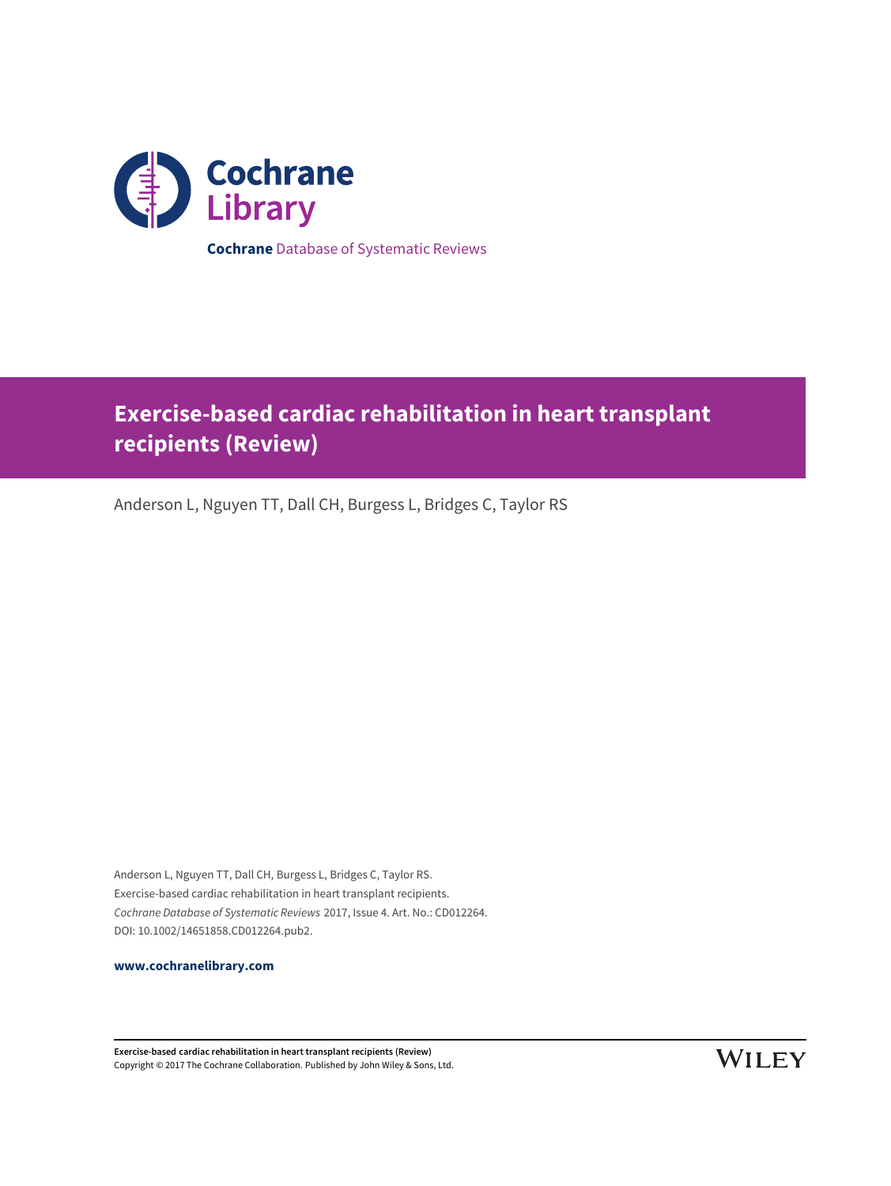Cochrane Library

**Cochrane** Database of Systematic Reviews

# Exercise-based cardiac rehabilitation in heart transplant recipients (Review)

Anderson L, Nguyen TT, Dall CH, Burgess L, Bridges C, Taylor RS

Anderson L, Nguyen TT, Dall CH, Burgess L, Bridges C, Taylor RS.
Exercise-based cardiac rehabilitation in heart transplant recipients.
*Cochrane Database of Systematic Reviews* 2017, Issue 4. Art. No.: CD012264.
DOI: 10.1002/14651858.CD012264.pub2.

**www.cochranelibrary.com**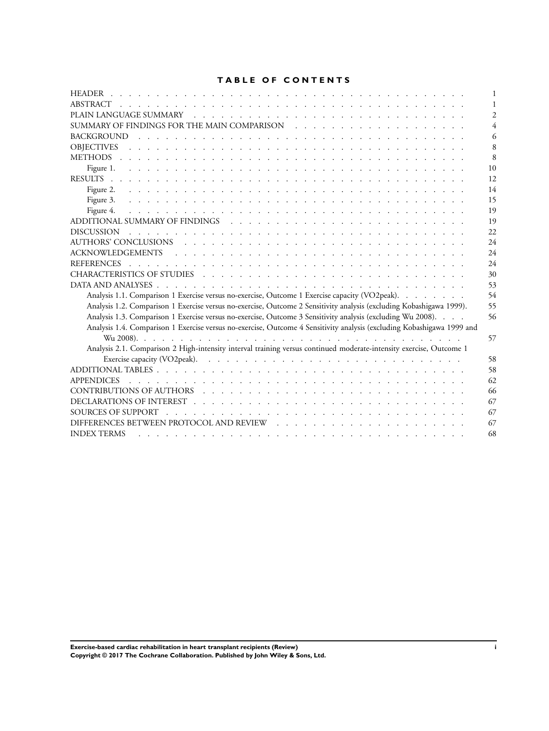# TABLE OF CONTENTS

| | |
|---|---|
| HEADER | 1 |
| ABSTRACT | 1 |
| PLAIN LANGUAGE SUMMARY | 2 |
| SUMMARY OF FINDINGS FOR THE MAIN COMPARISON | 4 |
| BACKGROUND | 6 |
| OBJECTIVES | 8 |
| METHODS | 8 |
| Figure 1. | 10 |
| RESULTS | 12 |
| Figure 2. | 14 |
| Figure 3. | 15 |
| Figure 4. | 19 |
| ADDITIONAL SUMMARY OF FINDINGS | 19 |
| DISCUSSION | 22 |
| AUTHORS' CONCLUSIONS | 24 |
| ACKNOWLEDGEMENTS | 24 |
| REFERENCES | 24 |
| CHARACTERISTICS OF STUDIES | 30 |
| DATA AND ANALYSES | 53 |
| Analysis 1.1. Comparison 1 Exercise versus no-exercise, Outcome 1 Exercise capacity (VO2peak). | 54 |
| Analysis 1.2. Comparison 1 Exercise versus no-exercise, Outcome 2 Sensitivity analysis (excluding Kobashigawa 1999). | 55 |
| Analysis 1.3. Comparison 1 Exercise versus no-exercise, Outcome 3 Sensitivity analysis (excluding Wu 2008). | 56 |
| Analysis 1.4. Comparison 1 Exercise versus no-exercise, Outcome 4 Sensitivity analysis (excluding Kobashigawa 1999 and Wu 2008). | 57 |
| Analysis 2.1. Comparison 2 High-intensity interval training versus continued moderate-intensity exercise, Outcome 1 Exercise capacity (VO2peak). | 58 |
| ADDITIONAL TABLES | 58 |
| APPENDICES | 62 |
| CONTRIBUTIONS OF AUTHORS | 66 |
| DECLARATIONS OF INTEREST | 67 |
| SOURCES OF SUPPORT | 67 |
| DIFFERENCES BETWEEN PROTOCOL AND REVIEW | 67 |
| INDEX TERMS | 68 |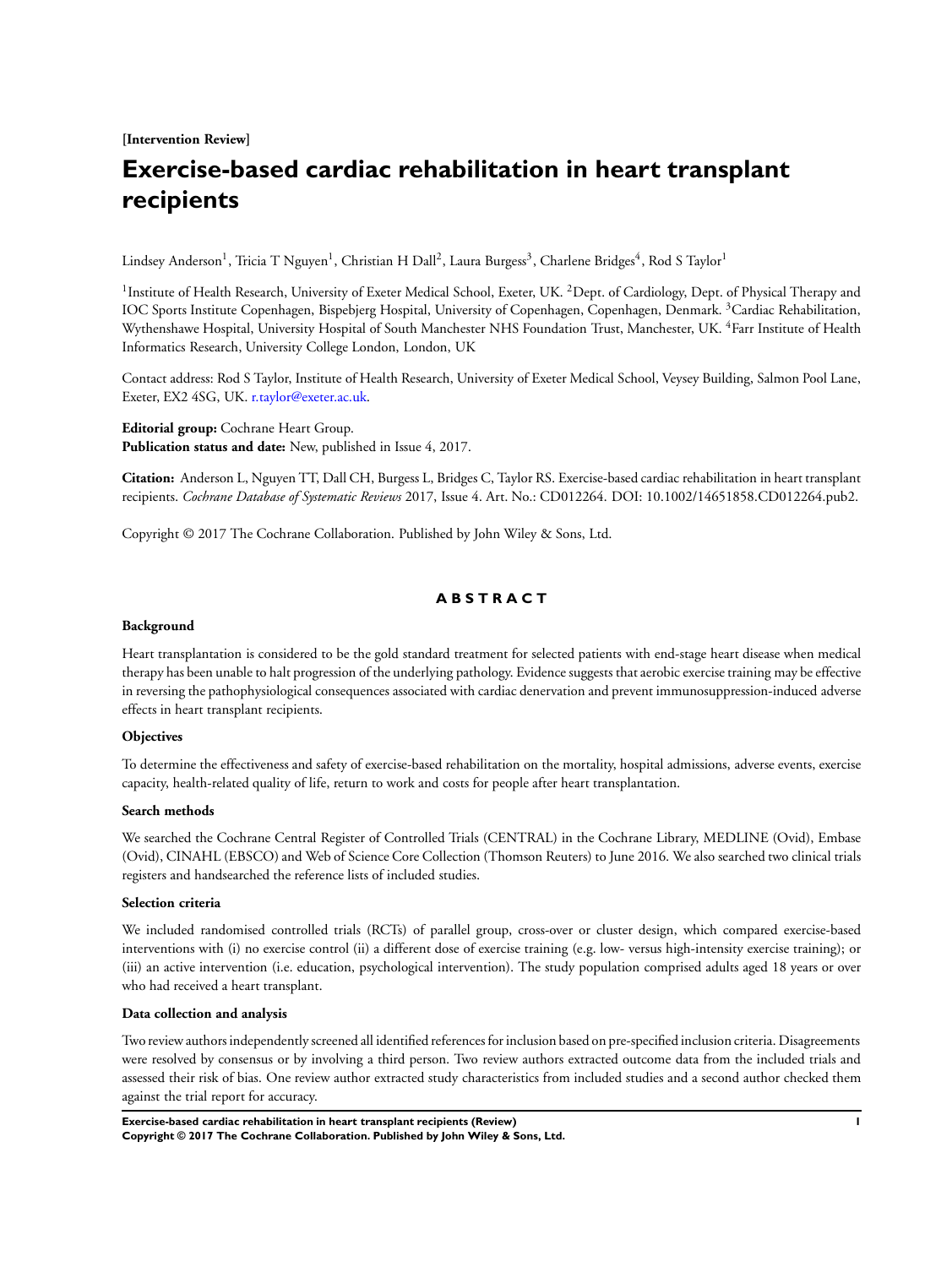**[Intervention Review]**

# Exercise-based cardiac rehabilitation in heart transplant recipients

Lindsey Anderson[1], Tricia T Nguyen[1], Christian H Dall[2], Laura Burgess[3], Charlene Bridges[4], Rod S Taylor[1]

[1]Institute of Health Research, University of Exeter Medical School, Exeter, UK. [2]Dept. of Cardiology, Dept. of Physical Therapy and IOC Sports Institute Copenhagen, Bispebjerg Hospital, University of Copenhagen, Copenhagen, Denmark. [3]Cardiac Rehabilitation, Wythenshawe Hospital, University Hospital of South Manchester NHS Foundation Trust, Manchester, UK. [4]Farr Institute of Health Informatics Research, University College London, London, UK

Contact address: Rod S Taylor, Institute of Health Research, University of Exeter Medical School, Veysey Building, Salmon Pool Lane, Exeter, EX2 4SG, UK. r.taylor@exeter.ac.uk.

**Editorial group:** Cochrane Heart Group.
**Publication status and date:** New, published in Issue 4, 2017.

**Citation:** Anderson L, Nguyen TT, Dall CH, Burgess L, Bridges C, Taylor RS. Exercise-based cardiac rehabilitation in heart transplant recipients. *Cochrane Database of Systematic Reviews* 2017, Issue 4. Art. No.: CD012264. DOI: 10.1002/14651858.CD012264.pub2.

Copyright © 2017 The Cochrane Collaboration. Published by John Wiley & Sons, Ltd.

## ABSTRACT

### Background

Heart transplantation is considered to be the gold standard treatment for selected patients with end-stage heart disease when medical therapy has been unable to halt progression of the underlying pathology. Evidence suggests that aerobic exercise training may be effective in reversing the pathophysiological consequences associated with cardiac denervation and prevent immunosuppression-induced adverse effects in heart transplant recipients.

### Objectives

To determine the effectiveness and safety of exercise-based rehabilitation on the mortality, hospital admissions, adverse events, exercise capacity, health-related quality of life, return to work and costs for people after heart transplantation.

### Search methods

We searched the Cochrane Central Register of Controlled Trials (CENTRAL) in the Cochrane Library, MEDLINE (Ovid), Embase (Ovid), CINAHL (EBSCO) and Web of Science Core Collection (Thomson Reuters) to June 2016. We also searched two clinical trials registers and handsearched the reference lists of included studies.

### Selection criteria

We included randomised controlled trials (RCTs) of parallel group, cross-over or cluster design, which compared exercise-based interventions with (i) no exercise control (ii) a different dose of exercise training (e.g. low- versus high-intensity exercise training); or (iii) an active intervention (i.e. education, psychological intervention). The study population comprised adults aged 18 years or over who had received a heart transplant.

### Data collection and analysis

Two review authors independently screened all identified references for inclusion based on pre-specified inclusion criteria. Disagreements were resolved by consensus or by involving a third person. Two review authors extracted outcome data from the included trials and assessed their risk of bias. One review author extracted study characteristics from included studies and a second author checked them against the trial report for accuracy.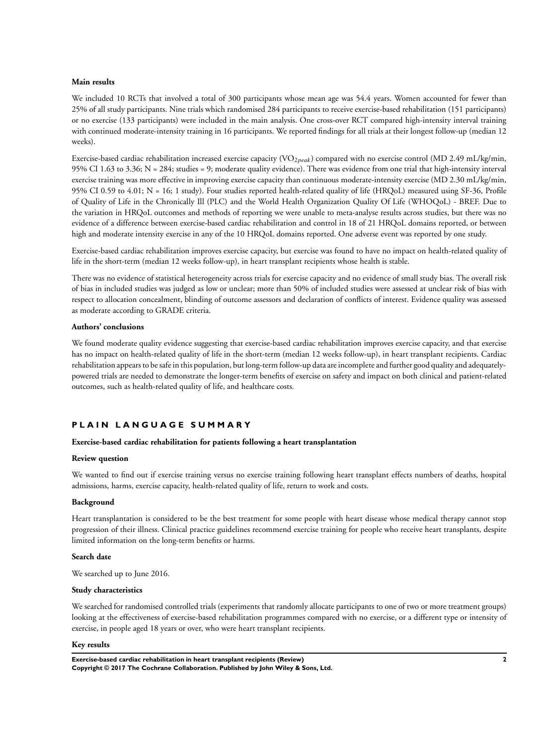#### Main results

We included 10 RCTs that involved a total of 300 participants whose mean age was 54.4 years. Women accounted for fewer than 25% of all study participants. Nine trials which randomised 284 participants to receive exercise-based rehabilitation (151 participants) or no exercise (133 participants) were included in the main analysis. One cross-over RCT compared high-intensity interval training with continued moderate-intensity training in 16 participants. We reported findings for all trials at their longest follow-up (median 12 weeks).

Exercise-based cardiac rehabilitation increased exercise capacity ($VO_{2peak}$) compared with no exercise control (MD 2.49 mL/kg/min, 95% CI 1.63 to 3.36; N = 284; studies = 9; moderate quality evidence). There was evidence from one trial that high-intensity interval exercise training was more effective in improving exercise capacity than continuous moderate-intensity exercise (MD 2.30 mL/kg/min, 95% CI 0.59 to 4.01; N = 16; 1 study). Four studies reported health-related quality of life (HRQoL) measured using SF-36, Profile of Quality of Life in the Chronically Ill (PLC) and the World Health Organization Quality Of Life (WHOQoL) - BREF. Due to the variation in HRQoL outcomes and methods of reporting we were unable to meta-analyse results across studies, but there was no evidence of a difference between exercise-based cardiac rehabilitation and control in 18 of 21 HRQoL domains reported, or between high and moderate intensity exercise in any of the 10 HRQoL domains reported. One adverse event was reported by one study.

Exercise-based cardiac rehabilitation improves exercise capacity, but exercise was found to have no impact on health-related quality of life in the short-term (median 12 weeks follow-up), in heart transplant recipients whose health is stable.

There was no evidence of statistical heterogeneity across trials for exercise capacity and no evidence of small study bias. The overall risk of bias in included studies was judged as low or unclear; more than 50% of included studies were assessed at unclear risk of bias with respect to allocation concealment, blinding of outcome assessors and declaration of conflicts of interest. Evidence quality was assessed as moderate according to GRADE criteria.

#### Authors' conclusions

We found moderate quality evidence suggesting that exercise-based cardiac rehabilitation improves exercise capacity, and that exercise has no impact on health-related quality of life in the short-term (median 12 weeks follow-up), in heart transplant recipients. Cardiac rehabilitation appears to be safe in this population, but long-term follow-up data are incomplete and further good quality and adequately-powered trials are needed to demonstrate the longer-term benefits of exercise on safety and impact on both clinical and patient-related outcomes, such as health-related quality of life, and healthcare costs.

## PLAIN LANGUAGE SUMMARY

### Exercise-based cardiac rehabilitation for patients following a heart transplantation

#### Review question

We wanted to find out if exercise training versus no exercise training following heart transplant effects numbers of deaths, hospital admissions, harms, exercise capacity, health-related quality of life, return to work and costs.

#### Background

Heart transplantation is considered to be the best treatment for some people with heart disease whose medical therapy cannot stop progression of their illness. Clinical practice guidelines recommend exercise training for people who receive heart transplants, despite limited information on the long-term benefits or harms.

#### Search date

We searched up to June 2016.

#### Study characteristics

We searched for randomised controlled trials (experiments that randomly allocate participants to one of two or more treatment groups) looking at the effectiveness of exercise-based rehabilitation programmes compared with no exercise, or a different type or intensity of exercise, in people aged 18 years or over, who were heart transplant recipients.

#### Key results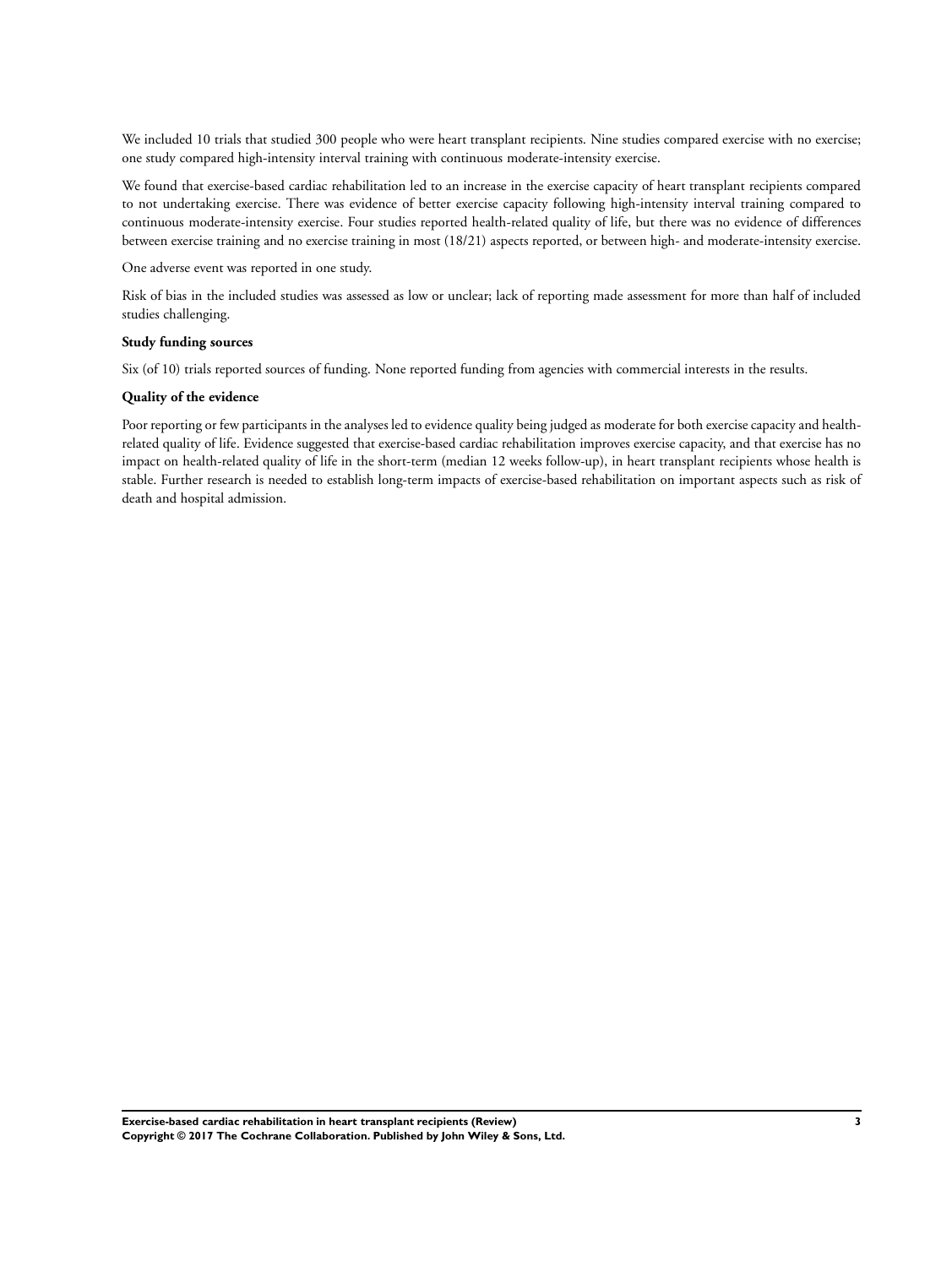We included 10 trials that studied 300 people who were heart transplant recipients. Nine studies compared exercise with no exercise; one study compared high-intensity interval training with continuous moderate-intensity exercise.

We found that exercise-based cardiac rehabilitation led to an increase in the exercise capacity of heart transplant recipients compared to not undertaking exercise. There was evidence of better exercise capacity following high-intensity interval training compared to continuous moderate-intensity exercise. Four studies reported health-related quality of life, but there was no evidence of differences between exercise training and no exercise training in most (18/21) aspects reported, or between high- and moderate-intensity exercise.

One adverse event was reported in one study.

Risk of bias in the included studies was assessed as low or unclear; lack of reporting made assessment for more than half of included studies challenging.

**Study funding sources**

Six (of 10) trials reported sources of funding. None reported funding from agencies with commercial interests in the results.

**Quality of the evidence**

Poor reporting or few participants in the analyses led to evidence quality being judged as moderate for both exercise capacity and health-related quality of life. Evidence suggested that exercise-based cardiac rehabilitation improves exercise capacity, and that exercise has no impact on health-related quality of life in the short-term (median 12 weeks follow-up), in heart transplant recipients whose health is stable. Further research is needed to establish long-term impacts of exercise-based rehabilitation on important aspects such as risk of death and hospital admission.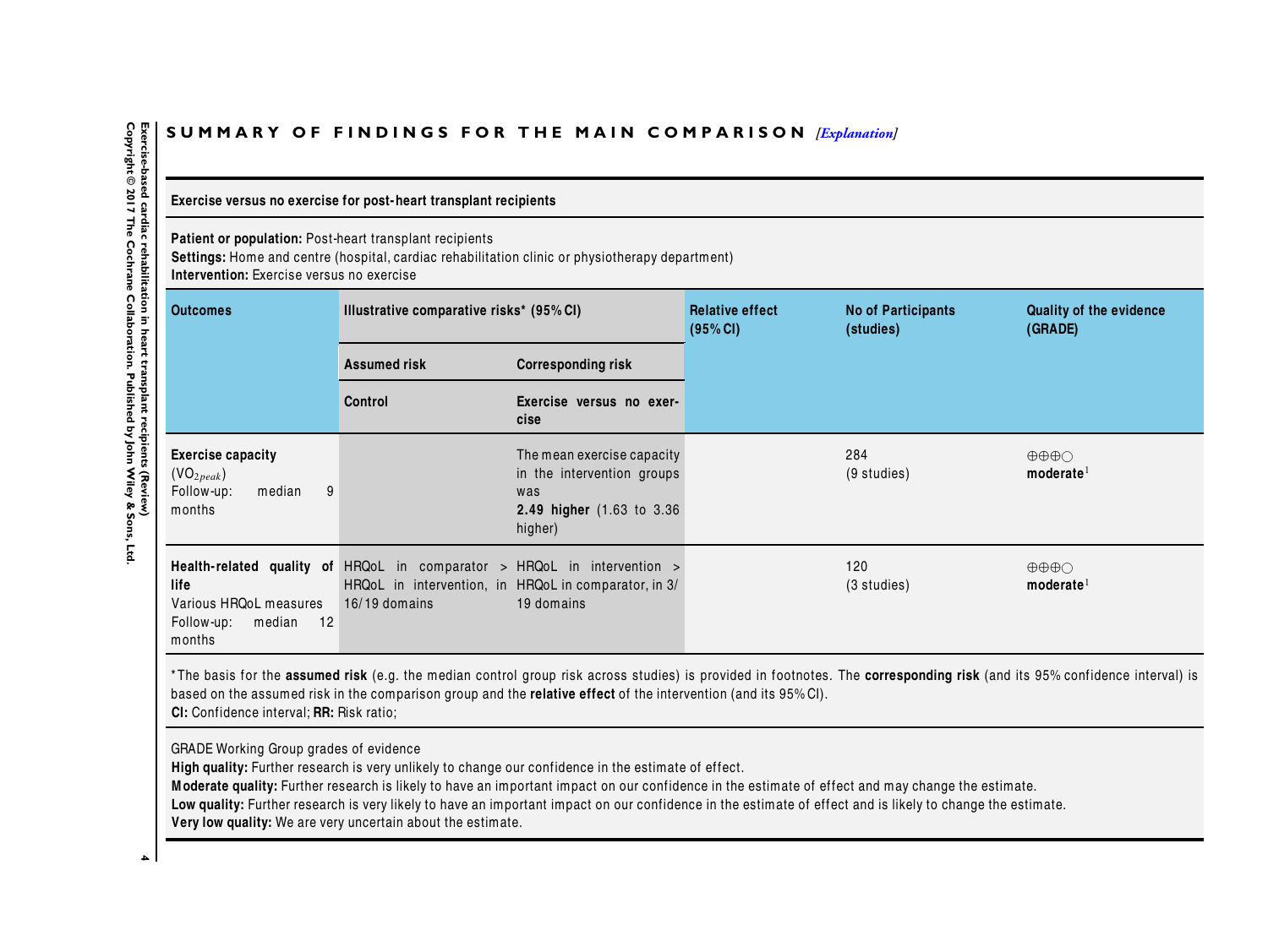## SUMMARY OF FINDINGS FOR THE MAIN COMPARISON *[Explanation]*

**Exercise versus no exercise for post-heart transplant recipients**

**Patient or population:** Post-heart transplant recipients
**Settings:** Home and centre (hospital, cardiac rehabilitation clinic or physiotherapy department)
**Intervention:** Exercise versus no exercise

| Outcomes | Illustrative comparative risks* (95% CI) | | Relative effect (95% CI) | No of Participants (studies) | Quality of the evidence (GRADE) |
|---|---|---|---|---|---|
| | Assumed risk | Corresponding risk | | | |
| | Control | Exercise versus no exercise | | | |
| **Exercise capacity** ($VO_{2peak}$) Follow-up: median 9 months | | The mean exercise capacity in the intervention groups was **2.49 higher** (1.63 to 3.36 higher) | | 284 (9 studies) | ⊕⊕⊕◯ **moderate**[1] |
| **Health-related quality of life** Various HRQoL measures Follow-up: median 12 months | HRQoL in comparator > HRQoL in intervention, in 16/19 domains | HRQoL in intervention > HRQoL in comparator, in 3/19 domains | | 120 (3 studies) | ⊕⊕⊕◯ **moderate**[1] |

*The basis for the **assumed risk** (e.g. the median control group risk across studies) is provided in footnotes. The **corresponding risk** (and its 95% confidence interval) is based on the assumed risk in the comparison group and the **relative effect** of the intervention (and its 95% CI).
**CI:** Confidence interval; **RR:** Risk ratio;

GRADE Working Group grades of evidence
**High quality:** Further research is very unlikely to change our confidence in the estimate of effect.
**Moderate quality:** Further research is likely to have an important impact on our confidence in the estimate of effect and may change the estimate.
**Low quality:** Further research is very likely to have an important impact on our confidence in the estimate of effect and is likely to change the estimate.
**Very low quality:** We are very uncertain about the estimate.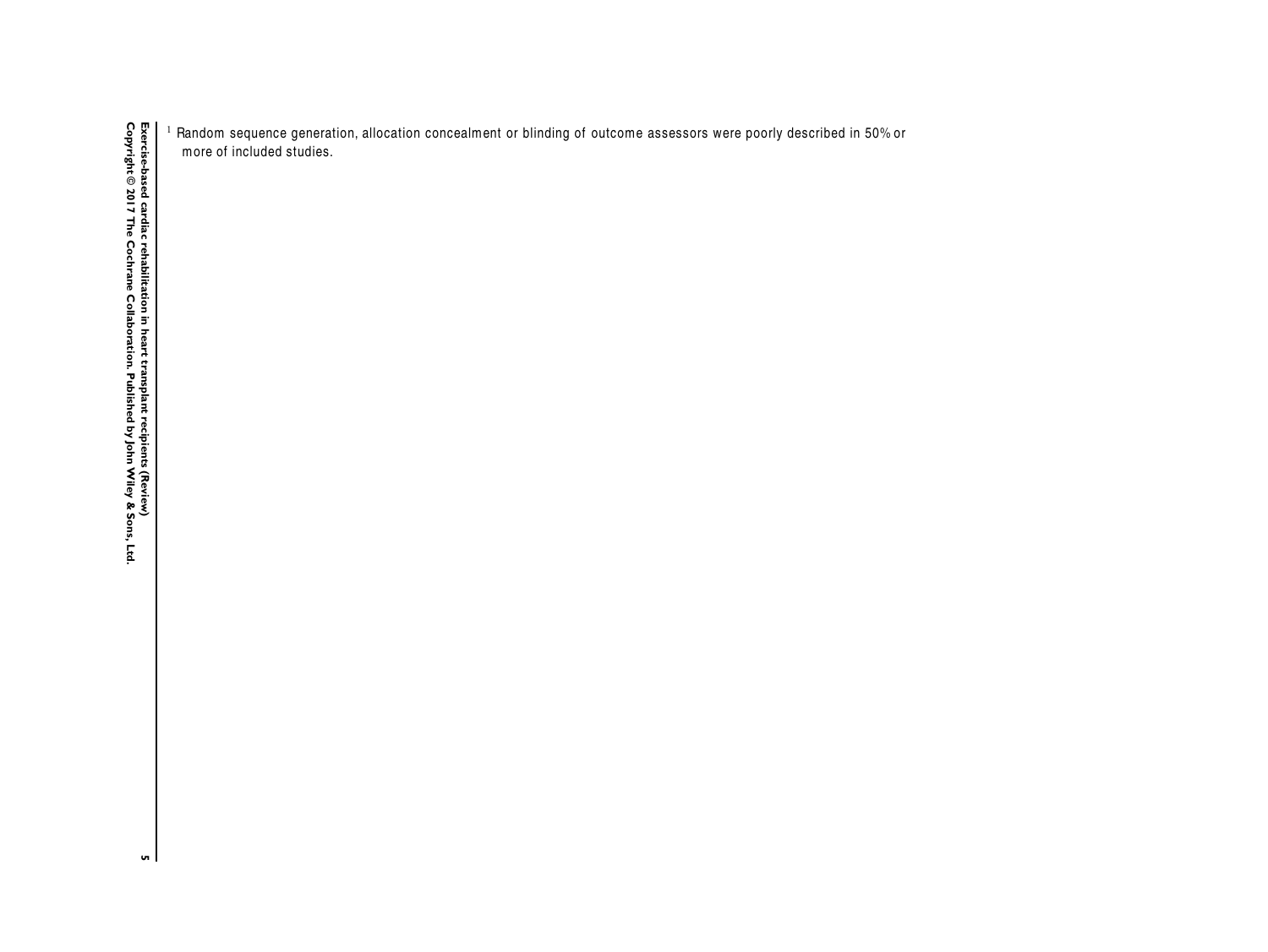[1] Random sequence generation, allocation concealment or blinding of outcome assessors were poorly described in 50% or more of included studies.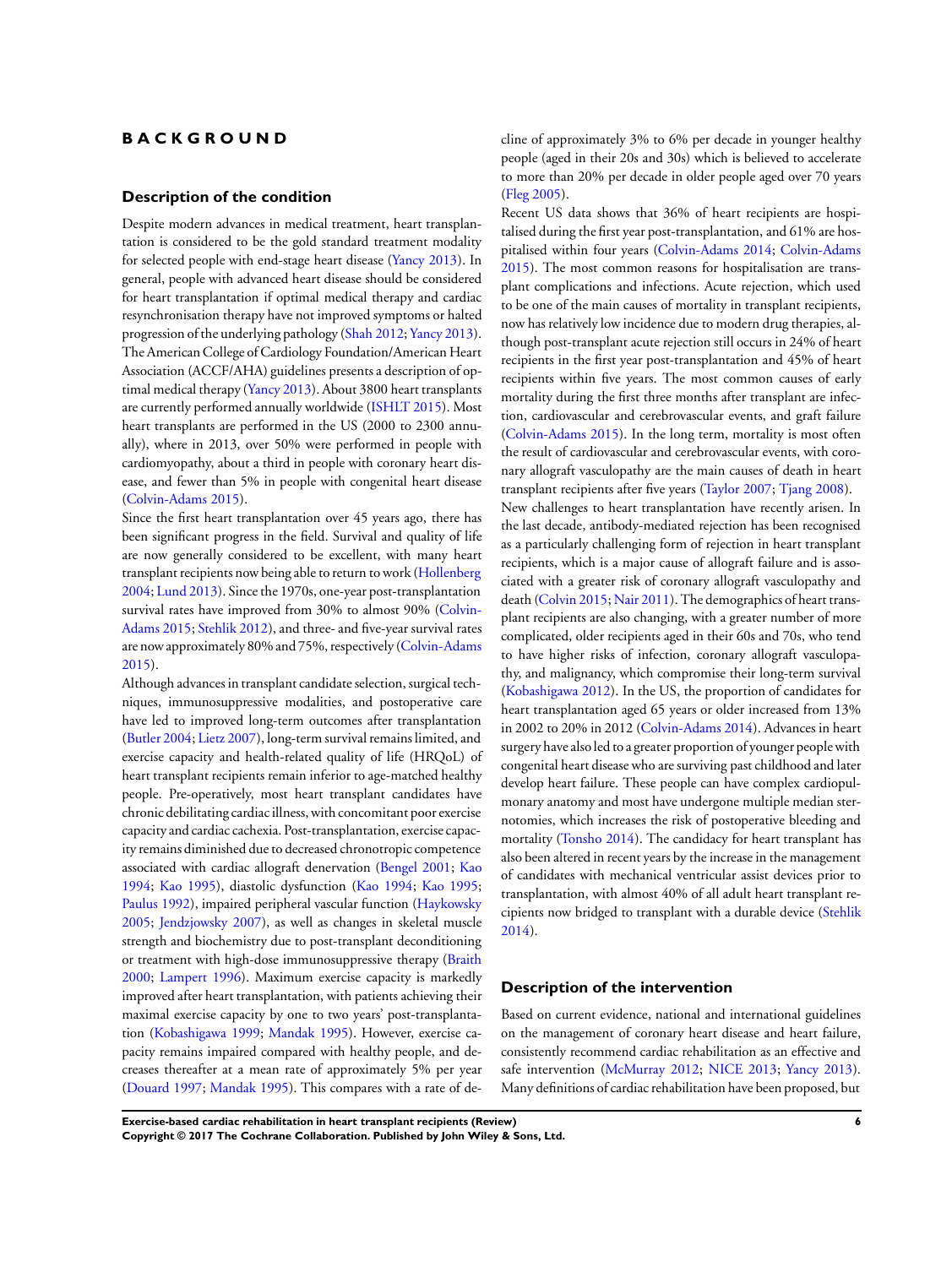# BACKGROUND

## Description of the condition

Despite modern advances in medical treatment, heart transplantation is considered to be the gold standard treatment modality for selected people with end-stage heart disease (Yancy 2013). In general, people with advanced heart disease should be considered for heart transplantation if optimal medical therapy and cardiac resynchronisation therapy have not improved symptoms or halted progression of the underlying pathology (Shah 2012; Yancy 2013). The American College of Cardiology Foundation/American Heart Association (ACCF/AHA) guidelines presents a description of optimal medical therapy (Yancy 2013). About 3800 heart transplants are currently performed annually worldwide (ISHLT 2015). Most heart transplants are performed in the US (2000 to 2300 annually), where in 2013, over 50% were performed in people with cardiomyopathy, about a third in people with coronary heart disease, and fewer than 5% in people with congenital heart disease (Colvin-Adams 2015).

Since the first heart transplantation over 45 years ago, there has been significant progress in the field. Survival and quality of life are now generally considered to be excellent, with many heart transplant recipients now being able to return to work (Hollenberg 2004; Lund 2013). Since the 1970s, one-year post-transplantation survival rates have improved from 30% to almost 90% (Colvin-Adams 2015; Stehlik 2012), and three- and five-year survival rates are now approximately 80% and 75%, respectively (Colvin-Adams 2015).

Although advances in transplant candidate selection, surgical techniques, immunosuppressive modalities, and postoperative care have led to improved long-term outcomes after transplantation (Butler 2004; Lietz 2007), long-term survival remains limited, and exercise capacity and health-related quality of life (HRQoL) of heart transplant recipients remain inferior to age-matched healthy people. Pre-operatively, most heart transplant candidates have chronic debilitating cardiac illness, with concomitant poor exercise capacity and cardiac cachexia. Post-transplantation, exercise capacity remains diminished due to decreased chronotropic competence associated with cardiac allograft denervation (Bengel 2001; Kao 1994; Kao 1995), diastolic dysfunction (Kao 1994; Kao 1995; Paulus 1992), impaired peripheral vascular function (Haykowsky 2005; Jendzjowsky 2007), as well as changes in skeletal muscle strength and biochemistry due to post-transplant deconditioning or treatment with high-dose immunosuppressive therapy (Braith 2000; Lampert 1996). Maximum exercise capacity is markedly improved after heart transplantation, with patients achieving their maximal exercise capacity by one to two years' post-transplantation (Kobashigawa 1999; Mandak 1995). However, exercise capacity remains impaired compared with healthy people, and decreases thereafter at a mean rate of approximately 5% per year (Douard 1997; Mandak 1995). This compares with a rate of decline of approximately 3% to 6% per decade in younger healthy people (aged in their 20s and 30s) which is believed to accelerate to more than 20% per decade in older people aged over 70 years (Fleg 2005).

Recent US data shows that 36% of heart recipients are hospitalised during the first year post-transplantation, and 61% are hospitalised within four years (Colvin-Adams 2014; Colvin-Adams 2015). The most common reasons for hospitalisation are transplant complications and infections. Acute rejection, which used to be one of the main causes of mortality in transplant recipients, now has relatively low incidence due to modern drug therapies, although post-transplant acute rejection still occurs in 24% of heart recipients in the first year post-transplantation and 45% of heart recipients within five years. The most common causes of early mortality during the first three months after transplant are infection, cardiovascular and cerebrovascular events, and graft failure (Colvin-Adams 2015). In the long term, mortality is most often the result of cardiovascular and cerebrovascular events, with coronary allograft vasculopathy are the main causes of death in heart transplant recipients after five years (Taylor 2007; Tjang 2008).

New challenges to heart transplantation have recently arisen. In the last decade, antibody-mediated rejection has been recognised as a particularly challenging form of rejection in heart transplant recipients, which is a major cause of allograft failure and is associated with a greater risk of coronary allograft vasculopathy and death (Colvin 2015; Nair 2011). The demographics of heart transplant recipients are also changing, with a greater number of more complicated, older recipients aged in their 60s and 70s, who tend to have higher risks of infection, coronary allograft vasculopathy, and malignancy, which compromise their long-term survival (Kobashigawa 2012). In the US, the proportion of candidates for heart transplantation aged 65 years or older increased from 13% in 2002 to 20% in 2012 (Colvin-Adams 2014). Advances in heart surgery have also led to a greater proportion of younger people with congenital heart disease who are surviving past childhood and later develop heart failure. These people can have complex cardiopulmonary anatomy and most have undergone multiple median sternotomies, which increases the risk of postoperative bleeding and mortality (Tonsho 2014). The candidacy for heart transplant has also been altered in recent years by the increase in the management of candidates with mechanical ventricular assist devices prior to transplantation, with almost 40% of all adult heart transplant recipients now bridged to transplant with a durable device (Stehlik 2014).

## Description of the intervention

Based on current evidence, national and international guidelines on the management of coronary heart disease and heart failure, consistently recommend cardiac rehabilitation as an effective and safe intervention (McMurray 2012; NICE 2013; Yancy 2013). Many definitions of cardiac rehabilitation have been proposed, but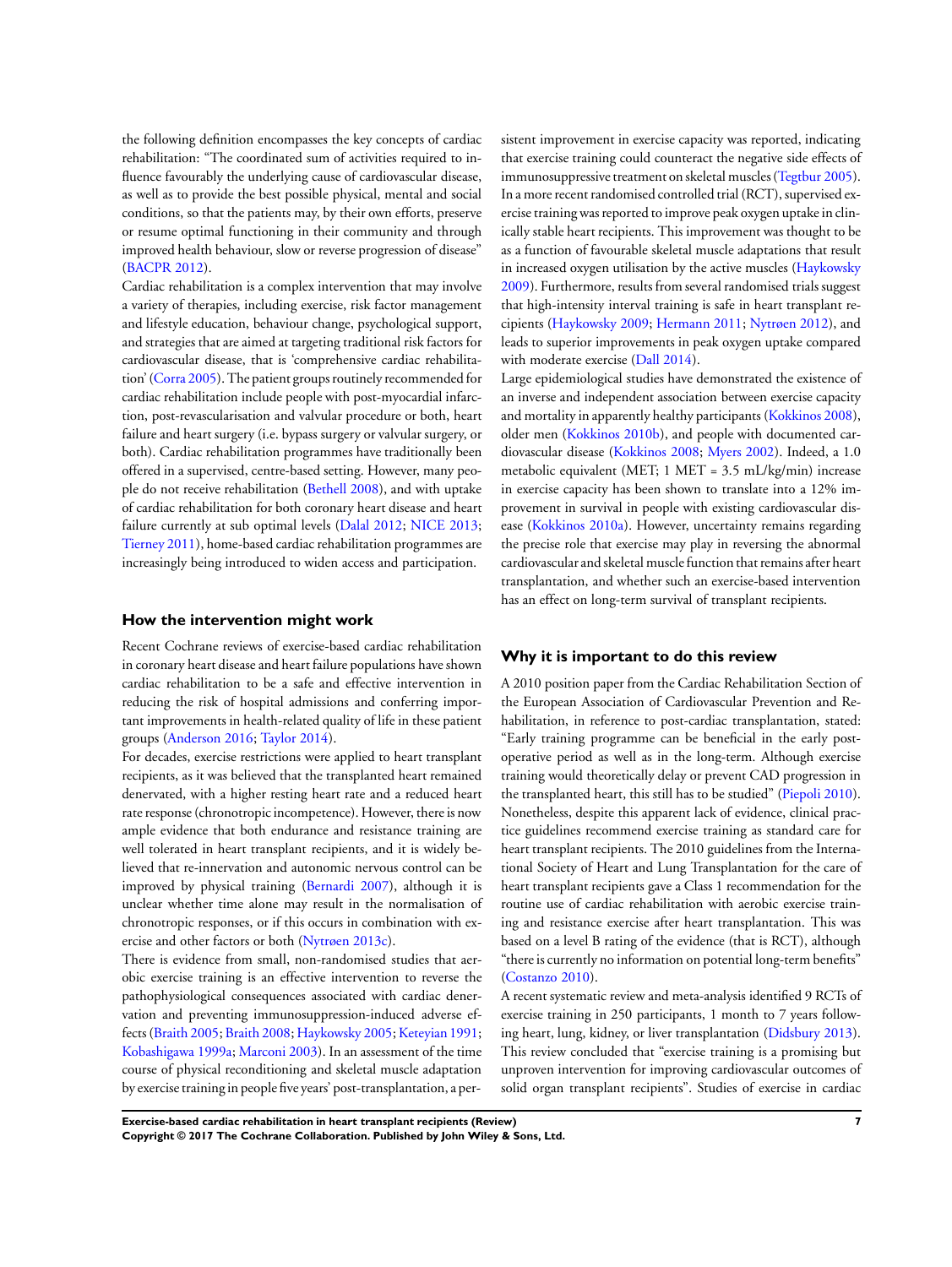the following definition encompasses the key concepts of cardiac rehabilitation: "The coordinated sum of activities required to influence favourably the underlying cause of cardiovascular disease, as well as to provide the best possible physical, mental and social conditions, so that the patients may, by their own efforts, preserve or resume optimal functioning in their community and through improved health behaviour, slow or reverse progression of disease" (BACPR 2012).

Cardiac rehabilitation is a complex intervention that may involve a variety of therapies, including exercise, risk factor management and lifestyle education, behaviour change, psychological support, and strategies that are aimed at targeting traditional risk factors for cardiovascular disease, that is 'comprehensive cardiac rehabilitation' (Corra 2005). The patient groups routinely recommended for cardiac rehabilitation include people with post-myocardial infarction, post-revascularisation and valvular procedure or both, heart failure and heart surgery (i.e. bypass surgery or valvular surgery, or both). Cardiac rehabilitation programmes have traditionally been offered in a supervised, centre-based setting. However, many people do not receive rehabilitation (Bethell 2008), and with uptake of cardiac rehabilitation for both coronary heart disease and heart failure currently at sub optimal levels (Dalal 2012; NICE 2013; Tierney 2011), home-based cardiac rehabilitation programmes are increasingly being introduced to widen access and participation.

### How the intervention might work

Recent Cochrane reviews of exercise-based cardiac rehabilitation in coronary heart disease and heart failure populations have shown cardiac rehabilitation to be a safe and effective intervention in reducing the risk of hospital admissions and conferring important improvements in health-related quality of life in these patient groups (Anderson 2016; Taylor 2014).

For decades, exercise restrictions were applied to heart transplant recipients, as it was believed that the transplanted heart remained denervated, with a higher resting heart rate and a reduced heart rate response (chronotropic incompetence). However, there is now ample evidence that both endurance and resistance training are well tolerated in heart transplant recipients, and it is widely believed that re-innervation and autonomic nervous control can be improved by physical training (Bernardi 2007), although it is unclear whether time alone may result in the normalisation of chronotropic responses, or if this occurs in combination with exercise and other factors or both (Nytrøen 2013c).

There is evidence from small, non-randomised studies that aerobic exercise training is an effective intervention to reverse the pathophysiological consequences associated with cardiac denervation and preventing immunosuppression-induced adverse effects (Braith 2005; Braith 2008; Haykowsky 2005; Keteyian 1991; Kobashigawa 1999a; Marconi 2003). In an assessment of the time course of physical reconditioning and skeletal muscle adaptation by exercise training in people five years' post-transplantation, a persistent improvement in exercise capacity was reported, indicating that exercise training could counteract the negative side effects of immunosuppressive treatment on skeletal muscles (Tegtbur 2005). In a more recent randomised controlled trial (RCT), supervised exercise training was reported to improve peak oxygen uptake in clinically stable heart recipients. This improvement was thought to be as a function of favourable skeletal muscle adaptations that result in increased oxygen utilisation by the active muscles (Haykowsky 2009). Furthermore, results from several randomised trials suggest that high-intensity interval training is safe in heart transplant recipients (Haykowsky 2009; Hermann 2011; Nytrøen 2012), and leads to superior improvements in peak oxygen uptake compared with moderate exercise (Dall 2014).

Large epidemiological studies have demonstrated the existence of an inverse and independent association between exercise capacity and mortality in apparently healthy participants (Kokkinos 2008), older men (Kokkinos 2010b), and people with documented cardiovascular disease (Kokkinos 2008; Myers 2002). Indeed, a 1.0 metabolic equivalent (MET; 1 MET = 3.5 mL/kg/min) increase in exercise capacity has been shown to translate into a 12% improvement in survival in people with existing cardiovascular disease (Kokkinos 2010a). However, uncertainty remains regarding the precise role that exercise may play in reversing the abnormal cardiovascular and skeletal muscle function that remains after heart transplantation, and whether such an exercise-based intervention has an effect on long-term survival of transplant recipients.

### Why it is important to do this review

A 2010 position paper from the Cardiac Rehabilitation Section of the European Association of Cardiovascular Prevention and Rehabilitation, in reference to post-cardiac transplantation, stated: "Early training programme can be beneficial in the early postoperative period as well as in the long-term. Although exercise training would theoretically delay or prevent CAD progression in the transplanted heart, this still has to be studied" (Piepoli 2010). Nonetheless, despite this apparent lack of evidence, clinical practice guidelines recommend exercise training as standard care for heart transplant recipients. The 2010 guidelines from the International Society of Heart and Lung Transplantation for the care of heart transplant recipients gave a Class 1 recommendation for the routine use of cardiac rehabilitation with aerobic exercise training and resistance exercise after heart transplantation. This was based on a level B rating of the evidence (that is RCT), although "there is currently no information on potential long-term benefits" (Costanzo 2010).

A recent systematic review and meta-analysis identified 9 RCTs of exercise training in 250 participants, 1 month to 7 years following heart, lung, kidney, or liver transplantation (Didsbury 2013). This review concluded that "exercise training is a promising but unproven intervention for improving cardiovascular outcomes of solid organ transplant recipients". Studies of exercise in cardiac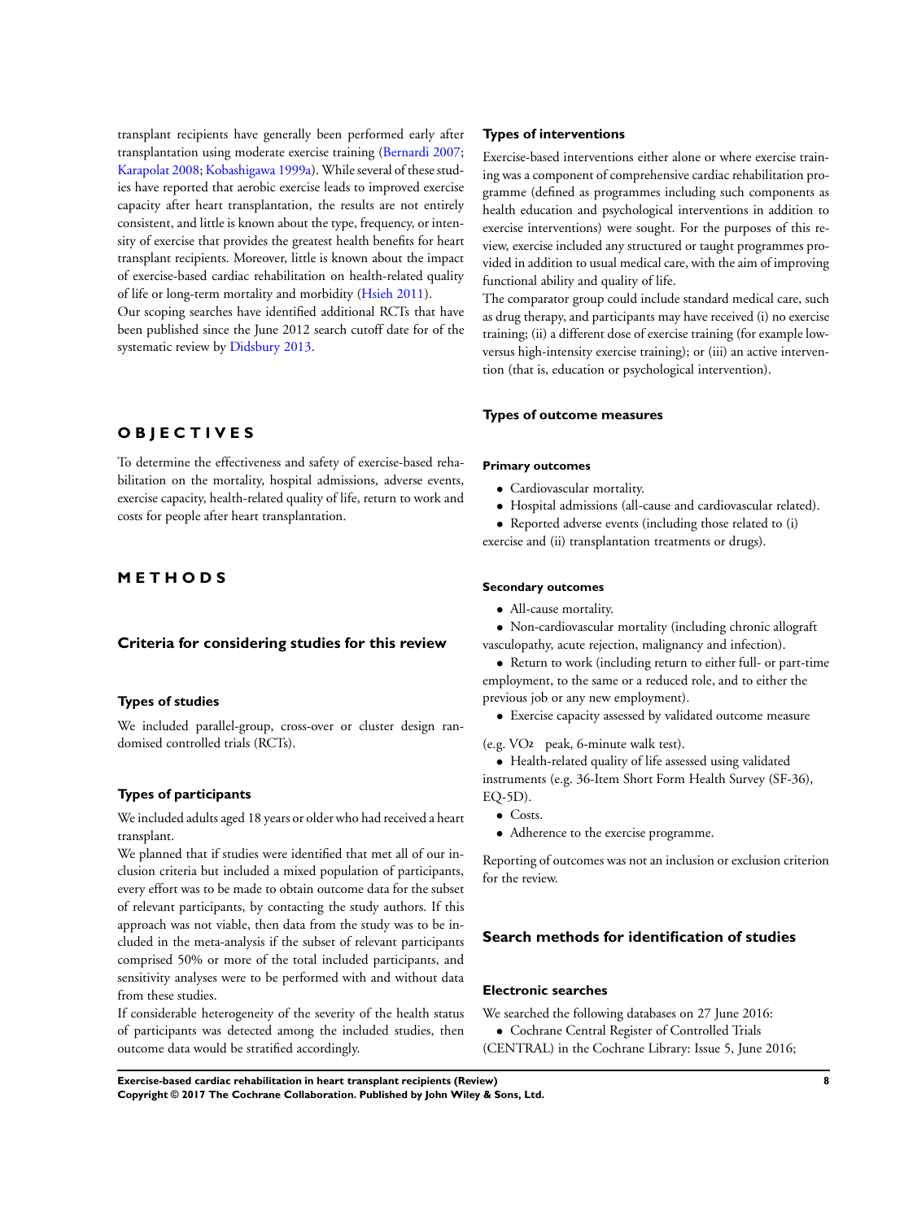transplant recipients have generally been performed early after transplantation using moderate exercise training (Bernardi 2007; Karapolat 2008; Kobashigawa 1999a). While several of these studies have reported that aerobic exercise leads to improved exercise capacity after heart transplantation, the results are not entirely consistent, and little is known about the type, frequency, or intensity of exercise that provides the greatest health benefits for heart transplant recipients. Moreover, little is known about the impact of exercise-based cardiac rehabilitation on health-related quality of life or long-term mortality and morbidity (Hsieh 2011).

Our scoping searches have identified additional RCTs that have been published since the June 2012 search cutoff date for of the systematic review by Didsbury 2013.

# OBJECTIVES

To determine the effectiveness and safety of exercise-based rehabilitation on the mortality, hospital admissions, adverse events, exercise capacity, health-related quality of life, return to work and costs for people after heart transplantation.

# METHODS

## Criteria for considering studies for this review

### Types of studies

We included parallel-group, cross-over or cluster design randomised controlled trials (RCTs).

### Types of participants

We included adults aged 18 years or older who had received a heart transplant.

We planned that if studies were identified that met all of our inclusion criteria but included a mixed population of participants, every effort was to be made to obtain outcome data for the subset of relevant participants, by contacting the study authors. If this approach was not viable, then data from the study was to be included in the meta-analysis if the subset of relevant participants comprised 50% or more of the total included participants, and sensitivity analyses were to be performed with and without data from these studies.

If considerable heterogeneity of the severity of the health status of participants was detected among the included studies, then outcome data would be stratified accordingly.

### Types of interventions

Exercise-based interventions either alone or where exercise training was a component of comprehensive cardiac rehabilitation programme (defined as programmes including such components as health education and psychological interventions in addition to exercise interventions) were sought. For the purposes of this review, exercise included any structured or taught programmes provided in addition to usual medical care, with the aim of improving functional ability and quality of life.

The comparator group could include standard medical care, such as drug therapy, and participants may have received (i) no exercise training; (ii) a different dose of exercise training (for example low- versus high-intensity exercise training); or (iii) an active intervention (that is, education or psychological intervention).

### Types of outcome measures

#### Primary outcomes

- Cardiovascular mortality.
- Hospital admissions (all-cause and cardiovascular related).
- Reported adverse events (including those related to (i) exercise and (ii) transplantation treatments or drugs).

#### Secondary outcomes

- All-cause mortality.
- Non-cardiovascular mortality (including chronic allograft vasculopathy, acute rejection, malignancy and infection).
- Return to work (including return to either full- or part-time employment, to the same or a reduced role, and to either the previous job or any new employment).
- Exercise capacity assessed by validated outcome measure (e.g. $VO_2$ peak, 6-minute walk test).
- Health-related quality of life assessed using validated instruments (e.g. 36-Item Short Form Health Survey (SF-36), EQ-5D).
- Costs.
- Adherence to the exercise programme.

Reporting of outcomes was not an inclusion or exclusion criterion for the review.

## Search methods for identification of studies

### Electronic searches

We searched the following databases on 27 June 2016:

- Cochrane Central Register of Controlled Trials (CENTRAL) in the Cochrane Library: Issue 5, June 2016;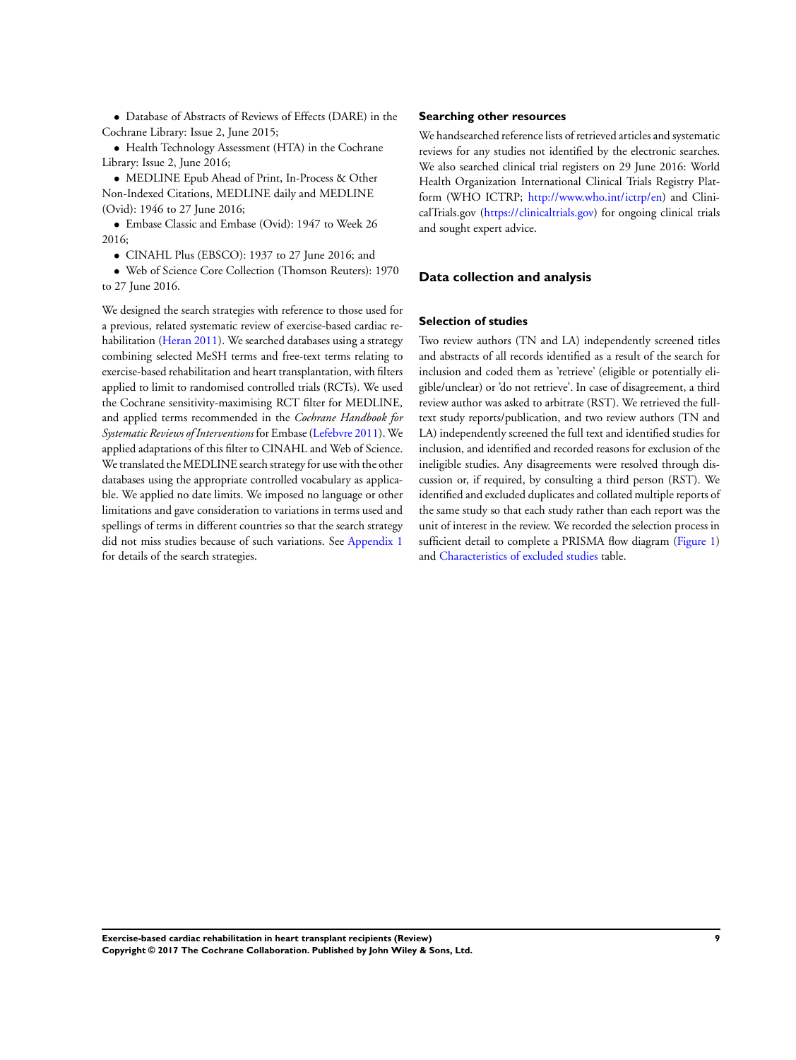- Database of Abstracts of Reviews of Effects (DARE) in the Cochrane Library: Issue 2, June 2015;
- Health Technology Assessment (HTA) in the Cochrane Library: Issue 2, June 2016;
- MEDLINE Epub Ahead of Print, In-Process & Other Non-Indexed Citations, MEDLINE daily and MEDLINE (Ovid): 1946 to 27 June 2016;
- Embase Classic and Embase (Ovid): 1947 to Week 26 2016;
- CINAHL Plus (EBSCO): 1937 to 27 June 2016; and
- Web of Science Core Collection (Thomson Reuters): 1970 to 27 June 2016.

We designed the search strategies with reference to those used for a previous, related systematic review of exercise-based cardiac rehabilitation (Heran 2011). We searched databases using a strategy combining selected MeSH terms and free-text terms relating to exercise-based rehabilitation and heart transplantation, with filters applied to limit to randomised controlled trials (RCTs). We used the Cochrane sensitivity-maximising RCT filter for MEDLINE, and applied terms recommended in the *Cochrane Handbook for Systematic Reviews of Interventions* for Embase (Lefebvre 2011). We applied adaptations of this filter to CINAHL and Web of Science. We translated the MEDLINE search strategy for use with the other databases using the appropriate controlled vocabulary as applicable. We applied no date limits. We imposed no language or other limitations and gave consideration to variations in terms used and spellings of terms in different countries so that the search strategy did not miss studies because of such variations. See Appendix 1 for details of the search strategies.

### Searching other resources

We handsearched reference lists of retrieved articles and systematic reviews for any studies not identified by the electronic searches. We also searched clinical trial registers on 29 June 2016: World Health Organization International Clinical Trials Registry Platform (WHO ICTRP; http://www.who.int/ictrp/en) and ClinicalTrials.gov (https://clinicaltrials.gov) for ongoing clinical trials and sought expert advice.

## Data collection and analysis

### Selection of studies

Two review authors (TN and LA) independently screened titles and abstracts of all records identified as a result of the search for inclusion and coded them as 'retrieve' (eligible or potentially eligible/unclear) or 'do not retrieve'. In case of disagreement, a third review author was asked to arbitrate (RST). We retrieved the full-text study reports/publication, and two review authors (TN and LA) independently screened the full text and identified studies for inclusion, and identified and recorded reasons for exclusion of the ineligible studies. Any disagreements were resolved through discussion or, if required, by consulting a third person (RST). We identified and excluded duplicates and collated multiple reports of the same study so that each study rather than each report was the unit of interest in the review. We recorded the selection process in sufficient detail to complete a PRISMA flow diagram (Figure 1) and Characteristics of excluded studies table.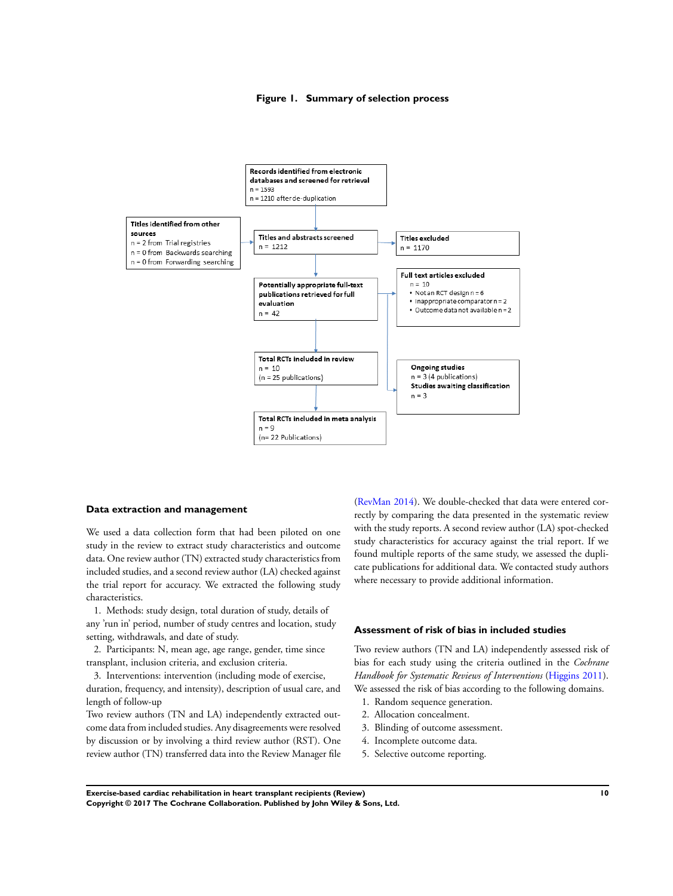**Figure 1. Summary of selection process**

Records identified from electronic databases and screened for retrieval
n = 1593
n = 1210 after de-duplication

Titles identified from other sources
n = 2 from Trial registries
n = 0 from Backwards searching
n = 0 from Forwarding searching

Titles and abstracts screened
n = 1212

Titles excluded
n = 1170

Potentially appropriate full-text publications retrieved for full evaluation
n = 42

Full text articles excluded
n = 10
- Not an RCT design n = 6
- Inappropriate comparator n = 2
- Outcome data not available n = 2

Total RCTs included in review
n = 10
(n = 25 publications)

Ongoing studies
n = 3 (4 publications)
Studies awaiting classification
n = 3

Total RCTs included in meta analysis
n = 9
(n= 22 Publications)

### Data extraction and management

We used a data collection form that had been piloted on one study in the review to extract study characteristics and outcome data. One review author (TN) extracted study characteristics from included studies, and a second review author (LA) checked against the trial report for accuracy. We extracted the following study characteristics.

1. Methods: study design, total duration of study, details of any 'run in' period, number of study centres and location, study setting, withdrawals, and date of study.
2. Participants: N, mean age, age range, gender, time since transplant, inclusion criteria, and exclusion criteria.
3. Interventions: intervention (including mode of exercise, duration, frequency, and intensity), description of usual care, and length of follow-up

Two review authors (TN and LA) independently extracted outcome data from included studies. Any disagreements were resolved by discussion or by involving a third review author (RST). One review author (TN) transferred data into the Review Manager file (RevMan 2014). We double-checked that data were entered correctly by comparing the data presented in the systematic review with the study reports. A second review author (LA) spot-checked study characteristics for accuracy against the trial report. If we found multiple reports of the same study, we assessed the duplicate publications for additional data. We contacted study authors where necessary to provide additional information.

### Assessment of risk of bias in included studies

Two review authors (TN and LA) independently assessed risk of bias for each study using the criteria outlined in the *Cochrane Handbook for Systematic Reviews of Interventions* (Higgins 2011). We assessed the risk of bias according to the following domains.

1. Random sequence generation.
2. Allocation concealment.
3. Blinding of outcome assessment.
4. Incomplete outcome data.
5. Selective outcome reporting.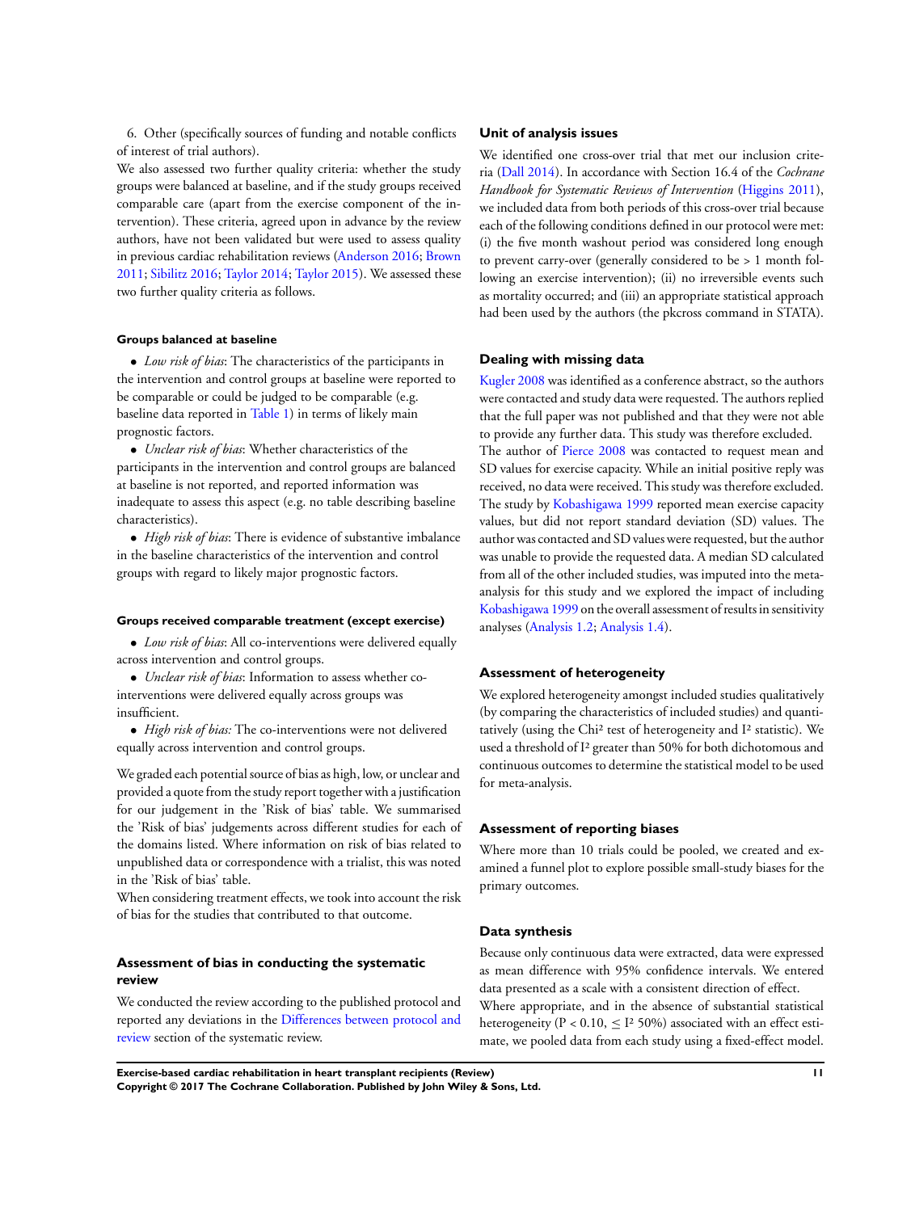6. Other (specifically sources of funding and notable conflicts of interest of trial authors).

We also assessed two further quality criteria: whether the study groups were balanced at baseline, and if the study groups received comparable care (apart from the exercise component of the intervention). These criteria, agreed upon in advance by the review authors, have not been validated but were used to assess quality in previous cardiac rehabilitation reviews (Anderson 2016; Brown 2011; Sibilitz 2016; Taylor 2014; Taylor 2015). We assessed these two further quality criteria as follows.

#### Groups balanced at baseline

- *Low risk of bias*: The characteristics of the participants in the intervention and control groups at baseline were reported to be comparable or could be judged to be comparable (e.g. baseline data reported in Table 1) in terms of likely main prognostic factors.
- *Unclear risk of bias*: Whether characteristics of the participants in the intervention and control groups are balanced at baseline is not reported, and reported information was inadequate to assess this aspect (e.g. no table describing baseline characteristics).
- *High risk of bias*: There is evidence of substantive imbalance in the baseline characteristics of the intervention and control groups with regard to likely major prognostic factors.

#### Groups received comparable treatment (except exercise)

- *Low risk of bias*: All co-interventions were delivered equally across intervention and control groups.
- *Unclear risk of bias*: Information to assess whether co-interventions were delivered equally across groups was insufficient.
- *High risk of bias:* The co-interventions were not delivered equally across intervention and control groups.

We graded each potential source of bias as high, low, or unclear and provided a quote from the study report together with a justification for our judgement in the 'Risk of bias' table. We summarised the 'Risk of bias' judgements across different studies for each of the domains listed. Where information on risk of bias related to unpublished data or correspondence with a trialist, this was noted in the 'Risk of bias' table.

When considering treatment effects, we took into account the risk of bias for the studies that contributed to that outcome.

### Assessment of bias in conducting the systematic review

We conducted the review according to the published protocol and reported any deviations in the Differences between protocol and review section of the systematic review.

### Unit of analysis issues

We identified one cross-over trial that met our inclusion criteria (Dall 2014). In accordance with Section 16.4 of the *Cochrane Handbook for Systematic Reviews of Intervention* (Higgins 2011), we included data from both periods of this cross-over trial because each of the following conditions defined in our protocol were met: (i) the five month washout period was considered long enough to prevent carry-over (generally considered to be > 1 month following an exercise intervention); (ii) no irreversible events such as mortality occurred; and (iii) an appropriate statistical approach had been used by the authors (the pkcross command in STATA).

### Dealing with missing data

Kugler 2008 was identified as a conference abstract, so the authors were contacted and study data were requested. The authors replied that the full paper was not published and that they were not able to provide any further data. This study was therefore excluded.

The author of Pierce 2008 was contacted to request mean and SD values for exercise capacity. While an initial positive reply was received, no data were received. This study was therefore excluded.

The study by Kobashigawa 1999 reported mean exercise capacity values, but did not report standard deviation (SD) values. The author was contacted and SD values were requested, but the author was unable to provide the requested data. A median SD calculated from all of the other included studies, was imputed into the meta-analysis for this study and we explored the impact of including Kobashigawa 1999 on the overall assessment of results in sensitivity analyses (Analysis 1.2; Analysis 1.4).

### Assessment of heterogeneity

We explored heterogeneity amongst included studies qualitatively (by comparing the characteristics of included studies) and quantitatively (using the $Chi^2$ test of heterogeneity and $I^2$ statistic). We used a threshold of $I^2$ greater than 50% for both dichotomous and continuous outcomes to determine the statistical model to be used for meta-analysis.

### Assessment of reporting biases

Where more than 10 trials could be pooled, we created and examined a funnel plot to explore possible small-study biases for the primary outcomes.

### Data synthesis

Because only continuous data were extracted, data were expressed as mean difference with 95% confidence intervals. We entered data presented as a scale with a consistent direction of effect.

Where appropriate, and in the absence of substantial statistical heterogeneity ($P < 0.10$, $\leq I^2$ 50%) associated with an effect estimate, we pooled data from each study using a fixed-effect model.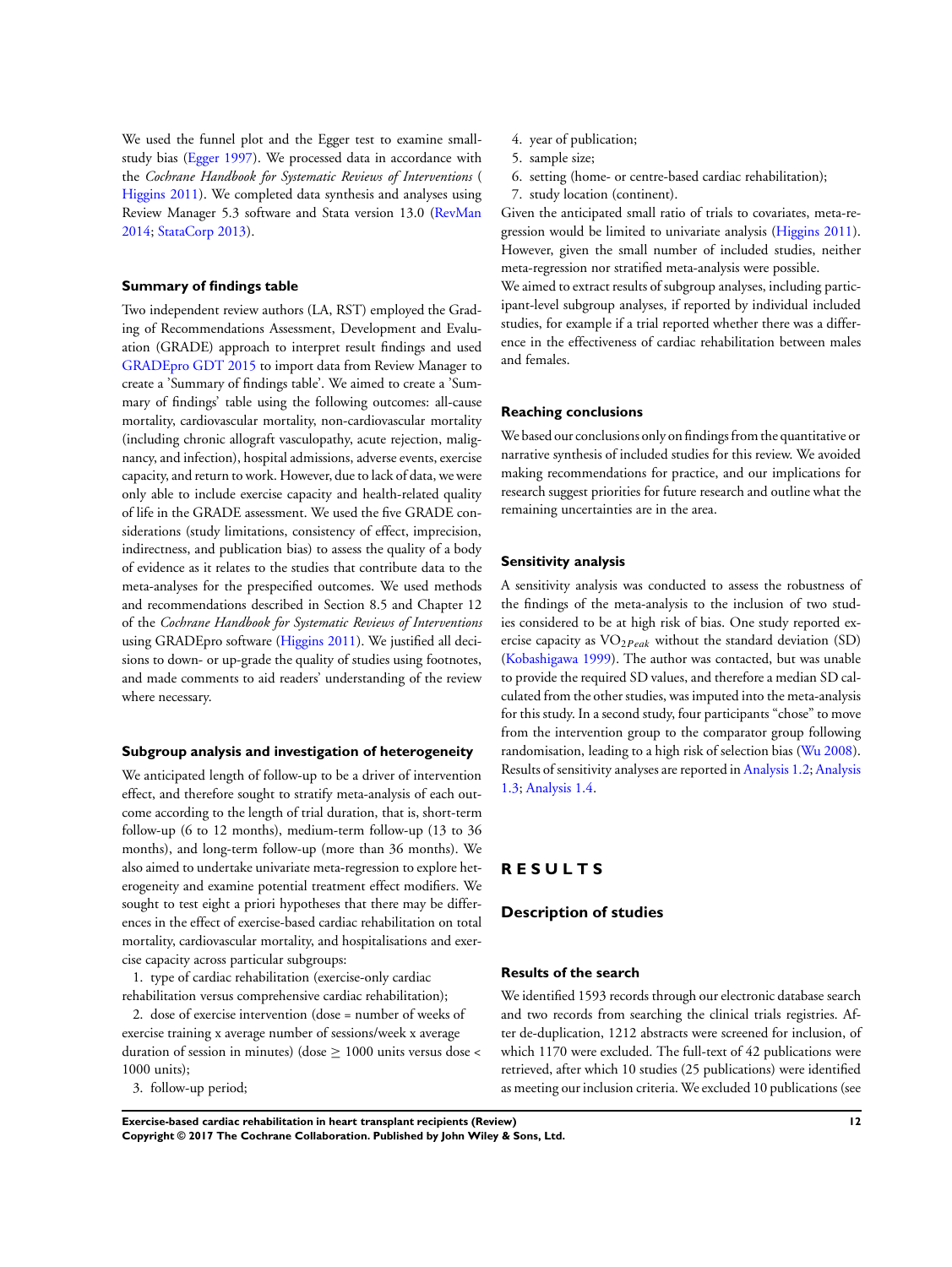We used the funnel plot and the Egger test to examine small-study bias (Egger 1997). We processed data in accordance with the *Cochrane Handbook for Systematic Reviews of Interventions* ( Higgins 2011). We completed data synthesis and analyses using Review Manager 5.3 software and Stata version 13.0 (RevMan 2014; StataCorp 2013).

### Summary of findings table

Two independent review authors (LA, RST) employed the Grading of Recommendations Assessment, Development and Evaluation (GRADE) approach to interpret result findings and used GRADEpro GDT 2015 to import data from Review Manager to create a 'Summary of findings table'. We aimed to create a 'Summary of findings' table using the following outcomes: all-cause mortality, cardiovascular mortality, non-cardiovascular mortality (including chronic allograft vasculopathy, acute rejection, malignancy, and infection), hospital admissions, adverse events, exercise capacity, and return to work. However, due to lack of data, we were only able to include exercise capacity and health-related quality of life in the GRADE assessment. We used the five GRADE considerations (study limitations, consistency of effect, imprecision, indirectness, and publication bias) to assess the quality of a body of evidence as it relates to the studies that contribute data to the meta-analyses for the prespecified outcomes. We used methods and recommendations described in Section 8.5 and Chapter 12 of the *Cochrane Handbook for Systematic Reviews of Interventions* using GRADEpro software (Higgins 2011). We justified all decisions to down- or up-grade the quality of studies using footnotes, and made comments to aid readers' understanding of the review where necessary.

### Subgroup analysis and investigation of heterogeneity

We anticipated length of follow-up to be a driver of intervention effect, and therefore sought to stratify meta-analysis of each outcome according to the length of trial duration, that is, short-term follow-up (6 to 12 months), medium-term follow-up (13 to 36 months), and long-term follow-up (more than 36 months). We also aimed to undertake univariate meta-regression to explore heterogeneity and examine potential treatment effect modifiers. We sought to test eight a priori hypotheses that there may be differences in the effect of exercise-based cardiac rehabilitation on total mortality, cardiovascular mortality, and hospitalisations and exercise capacity across particular subgroups:

1. type of cardiac rehabilitation (exercise-only cardiac rehabilitation versus comprehensive cardiac rehabilitation);
2. dose of exercise intervention (dose = number of weeks of exercise training x average number of sessions/week x average duration of session in minutes) (dose $\geq$ 1000 units versus dose < 1000 units);
3. follow-up period;
4. year of publication;
5. sample size;
6. setting (home- or centre-based cardiac rehabilitation);
7. study location (continent).

Given the anticipated small ratio of trials to covariates, meta-regression would be limited to univariate analysis (Higgins 2011). However, given the small number of included studies, neither meta-regression nor stratified meta-analysis were possible.

We aimed to extract results of subgroup analyses, including participant-level subgroup analyses, if reported by individual included studies, for example if a trial reported whether there was a difference in the effectiveness of cardiac rehabilitation between males and females.

### Reaching conclusions

We based our conclusions only on findings from the quantitative or narrative synthesis of included studies for this review. We avoided making recommendations for practice, and our implications for research suggest priorities for future research and outline what the remaining uncertainties are in the area.

### Sensitivity analysis

A sensitivity analysis was conducted to assess the robustness of the findings of the meta-analysis to the inclusion of two studies considered to be at high risk of bias. One study reported exercise capacity as $VO_{2Peak}$ without the standard deviation (SD) (Kobashigawa 1999). The author was contacted, but was unable to provide the required SD values, and therefore a median SD calculated from the other studies, was imputed into the meta-analysis for this study. In a second study, four participants "chose" to move from the intervention group to the comparator group following randomisation, leading to a high risk of selection bias (Wu 2008). Results of sensitivity analyses are reported in Analysis 1.2; Analysis 1.3; Analysis 1.4.

# RESULTS

## Description of studies

### Results of the search

We identified 1593 records through our electronic database search and two records from searching the clinical trials registries. After de-duplication, 1212 abstracts were screened for inclusion, of which 1170 were excluded. The full-text of 42 publications were retrieved, after which 10 studies (25 publications) were identified as meeting our inclusion criteria. We excluded 10 publications (see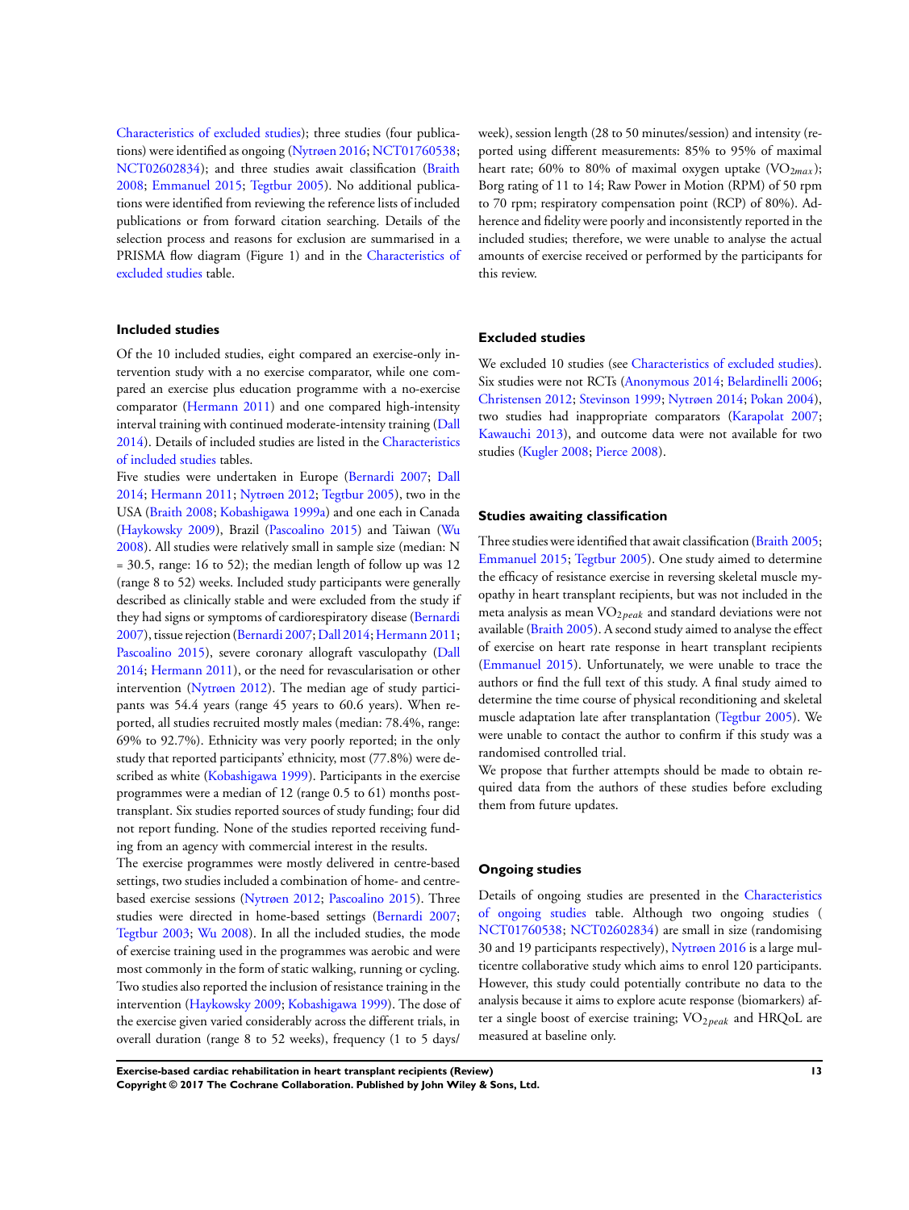Characteristics of excluded studies); three studies (four publications) were identified as ongoing (Nytrøen 2016; NCT01760538; NCT02602834); and three studies await classification (Braith 2008; Emmanuel 2015; Tegtbur 2005). No additional publications were identified from reviewing the reference lists of included publications or from forward citation searching. Details of the selection process and reasons for exclusion are summarised in a PRISMA flow diagram (Figure 1) and in the Characteristics of excluded studies table.

### Included studies

Of the 10 included studies, eight compared an exercise-only intervention study with a no exercise comparator, while one compared an exercise plus education programme with a no-exercise comparator (Hermann 2011) and one compared high-intensity interval training with continued moderate-intensity training (Dall 2014). Details of included studies are listed in the Characteristics of included studies tables.

Five studies were undertaken in Europe (Bernardi 2007; Dall 2014; Hermann 2011; Nytrøen 2012; Tegtbur 2005), two in the USA (Braith 2008; Kobashigawa 1999a) and one each in Canada (Haykowsky 2009), Brazil (Pascoalino 2015) and Taiwan (Wu 2008). All studies were relatively small in sample size (median: N = 30.5, range: 16 to 52); the median length of follow up was 12 (range 8 to 52) weeks. Included study participants were generally described as clinically stable and were excluded from the study if they had signs or symptoms of cardiorespiratory disease (Bernardi 2007), tissue rejection (Bernardi 2007; Dall 2014; Hermann 2011; Pascoalino 2015), severe coronary allograft vasculopathy (Dall 2014; Hermann 2011), or the need for revascularisation or other intervention (Nytrøen 2012). The median age of study participants was 54.4 years (range 45 years to 60.6 years). When reported, all studies recruited mostly males (median: 78.4%, range: 69% to 92.7%). Ethnicity was very poorly reported; in the only study that reported participants' ethnicity, most (77.8%) were described as white (Kobashigawa 1999). Participants in the exercise programmes were a median of 12 (range 0.5 to 61) months post-transplant. Six studies reported sources of study funding; four did not report funding. None of the studies reported receiving funding from an agency with commercial interest in the results.

The exercise programmes were mostly delivered in centre-based settings, two studies included a combination of home- and centre-based exercise sessions (Nytrøen 2012; Pascoalino 2015). Three studies were directed in home-based settings (Bernardi 2007; Tegtbur 2003; Wu 2008). In all the included studies, the mode of exercise training used in the programmes was aerobic and were most commonly in the form of static walking, running or cycling. Two studies also reported the inclusion of resistance training in the intervention (Haykowsky 2009; Kobashigawa 1999). The dose of the exercise given varied considerably across the different trials, in overall duration (range 8 to 52 weeks), frequency (1 to 5 days/week), session length (28 to 50 minutes/session) and intensity (reported using different measurements: 85% to 95% of maximal heart rate; 60% to 80% of maximal oxygen uptake ($VO_{2max}$); Borg rating of 11 to 14; Raw Power in Motion (RPM) of 50 rpm to 70 rpm; respiratory compensation point (RCP) of 80%). Adherence and fidelity were poorly and inconsistently reported in the included studies; therefore, we were unable to analyse the actual amounts of exercise received or performed by the participants for this review.

### Excluded studies

We excluded 10 studies (see Characteristics of excluded studies). Six studies were not RCTs (Anonymous 2014; Belardinelli 2006; Christensen 2012; Stevinson 1999; Nytrøen 2014; Pokan 2004), two studies had inappropriate comparators (Karapolat 2007; Kawauchi 2013), and outcome data were not available for two studies (Kugler 2008; Pierce 2008).

### Studies awaiting classification

Three studies were identified that await classification (Braith 2005; Emmanuel 2015; Tegtbur 2005). One study aimed to determine the efficacy of resistance exercise in reversing skeletal muscle myopathy in heart transplant recipients, but was not included in the meta analysis as mean $VO_{2peak}$ and standard deviations were not available (Braith 2005). A second study aimed to analyse the effect of exercise on heart rate response in heart transplant recipients (Emmanuel 2015). Unfortunately, we were unable to trace the authors or find the full text of this study. A final study aimed to determine the time course of physical reconditioning and skeletal muscle adaptation late after transplantation (Tegtbur 2005). We were unable to contact the author to confirm if this study was a randomised controlled trial.

We propose that further attempts should be made to obtain required data from the authors of these studies before excluding them from future updates.

### Ongoing studies

Details of ongoing studies are presented in the Characteristics of ongoing studies table. Although two ongoing studies ( NCT01760538; NCT02602834) are small in size (randomising 30 and 19 participants respectively), Nytrøen 2016 is a large multicentre collaborative study which aims to enrol 120 participants. However, this study could potentially contribute no data to the analysis because it aims to explore acute response (biomarkers) after a single boost of exercise training; $VO_{2peak}$ and HRQoL are measured at baseline only.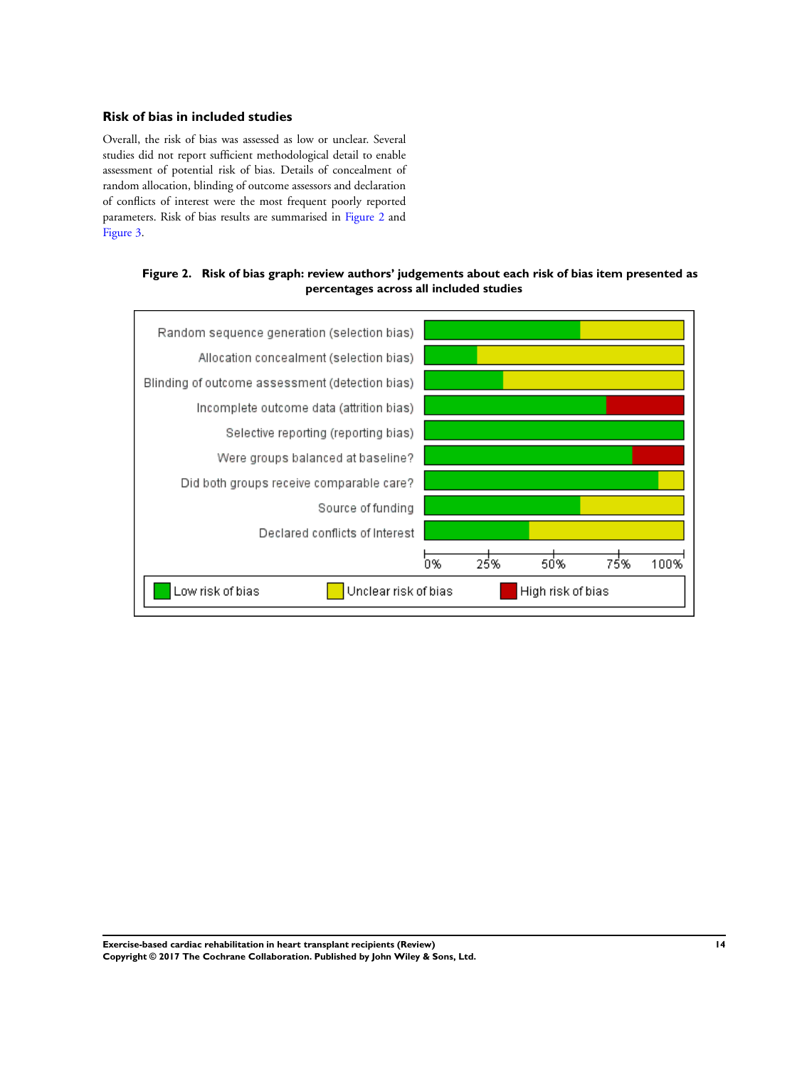### Risk of bias in included studies

Overall, the risk of bias was assessed as low or unclear. Several studies did not report sufficient methodological detail to enable assessment of potential risk of bias. Details of concealment of random allocation, blinding of outcome assessors and declaration of conflicts of interest were the most frequent poorly reported parameters. Risk of bias results are summarised in Figure 2 and Figure 3.

**Figure 2. Risk of bias graph: review authors' judgements about each risk of bias item presented as percentages across all included studies**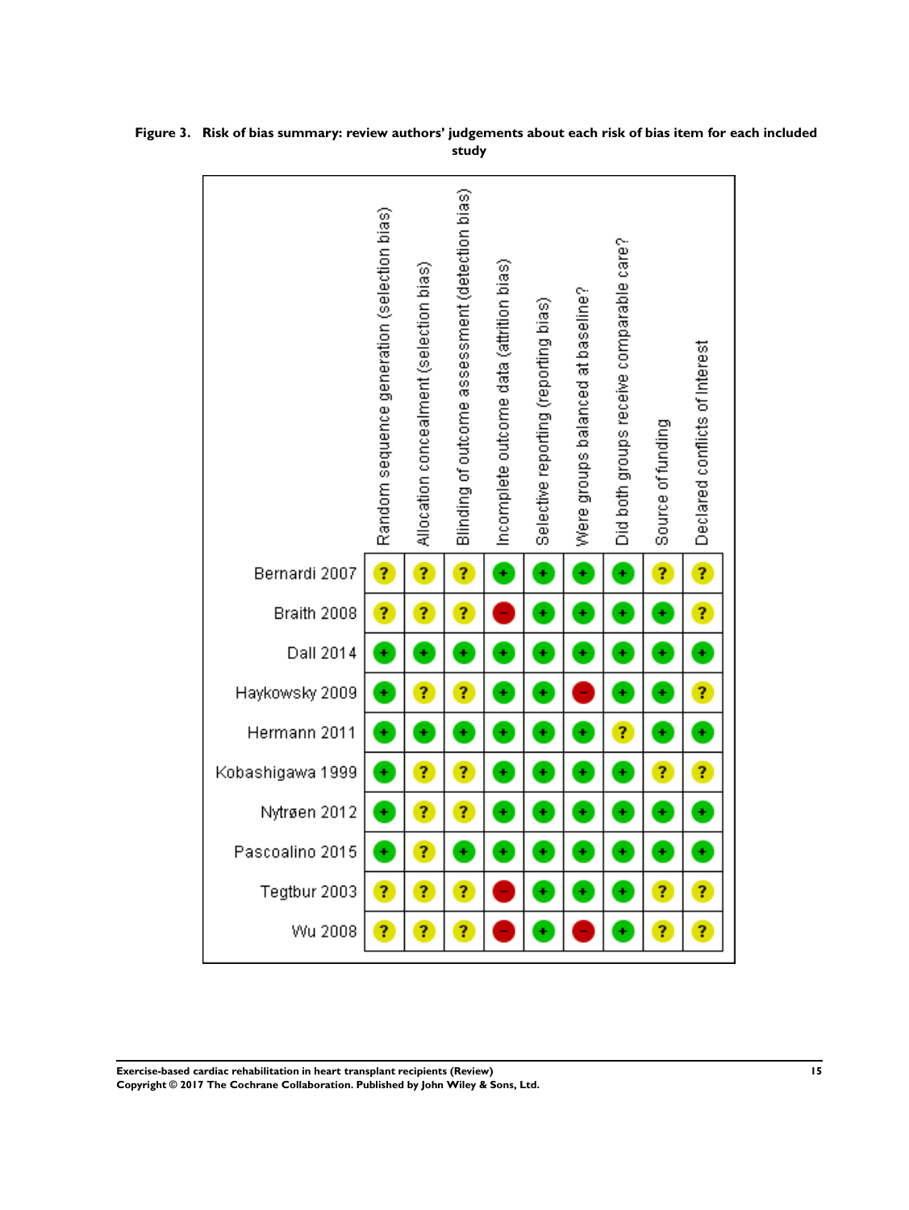**Figure 3. Risk of bias summary: review authors' judgements about each risk of bias item for each included study**

| | Random sequence generation (selection bias) | Allocation concealment (selection bias) | Blinding of outcome assessment (detection bias) | Incomplete outcome data (attrition bias) | Selective reporting (reporting bias) | Were groups balanced at baseline? | Did both groups receive comparable care? | Source of funding | Declared conflicts of Interest |
|---|---|---|---|---|---|---|---|---|---|
| Bernardi 2007 | ? | ? | ? | + | + | + | + | ? | ? |
| Braith 2008 | ? | ? | ? | - | + | + | + | + | ? |
| Dall 2014 | + | + | + | + | + | + | + | + | + |
| Haykowsky 2009 | + | ? | ? | + | + | - | + | + | ? |
| Hermann 2011 | + | + | + | + | + | + | ? | + | + |
| Kobashigawa 1999 | + | ? | ? | + | + | + | + | ? | ? |
| Nytrøen 2012 | + | ? | ? | + | + | + | + | + | + |
| Pascoalino 2015 | + | ? | + | + | + | + | + | + | + |
| Tegtbur 2003 | ? | ? | ? | - | + | + | + | ? | ? |
| Wu 2008 | ? | ? | ? | - | + | - | + | ? | ? |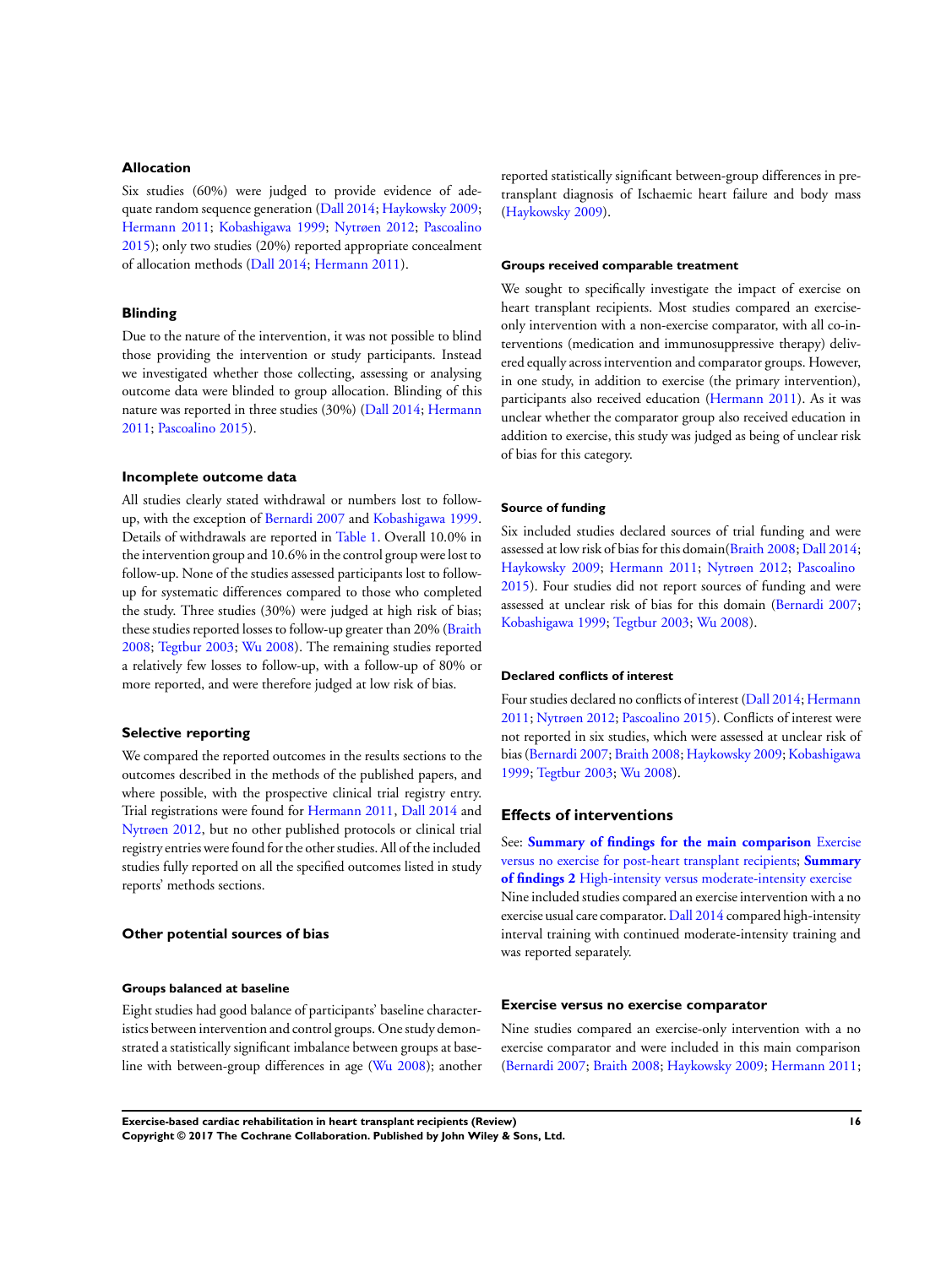### Allocation

Six studies (60%) were judged to provide evidence of adequate random sequence generation (Dall 2014; Haykowsky 2009; Hermann 2011; Kobashigawa 1999; Nytrøen 2012; Pascoalino 2015); only two studies (20%) reported appropriate concealment of allocation methods (Dall 2014; Hermann 2011).

### Blinding

Due to the nature of the intervention, it was not possible to blind those providing the intervention or study participants. Instead we investigated whether those collecting, assessing or analysing outcome data were blinded to group allocation. Blinding of this nature was reported in three studies (30%) (Dall 2014; Hermann 2011; Pascoalino 2015).

### Incomplete outcome data

All studies clearly stated withdrawal or numbers lost to follow-up, with the exception of Bernardi 2007 and Kobashigawa 1999. Details of withdrawals are reported in Table 1. Overall 10.0% in the intervention group and 10.6% in the control group were lost to follow-up. None of the studies assessed participants lost to follow-up for systematic differences compared to those who completed the study. Three studies (30%) were judged at high risk of bias; these studies reported losses to follow-up greater than 20% (Braith 2008; Tegtbur 2003; Wu 2008). The remaining studies reported a relatively few losses to follow-up, with a follow-up of 80% or more reported, and were therefore judged at low risk of bias.

### Selective reporting

We compared the reported outcomes in the results sections to the outcomes described in the methods of the published papers, and where possible, with the prospective clinical trial registry entry. Trial registrations were found for Hermann 2011, Dall 2014 and Nytrøen 2012, but no other published protocols or clinical trial registry entries were found for the other studies. All of the included studies fully reported on all the specified outcomes listed in study reports' methods sections.

### Other potential sources of bias

#### Groups balanced at baseline

Eight studies had good balance of participants' baseline characteristics between intervention and control groups. One study demonstrated a statistically significant imbalance between groups at baseline with between-group differences in age (Wu 2008); another reported statistically significant between-group differences in pre-transplant diagnosis of Ischaemic heart failure and body mass (Haykowsky 2009).

#### Groups received comparable treatment

We sought to specifically investigate the impact of exercise on heart transplant recipients. Most studies compared an exercise-only intervention with a non-exercise comparator, with all co-interventions (medication and immunosuppressive therapy) delivered equally across intervention and comparator groups. However, in one study, in addition to exercise (the primary intervention), participants also received education (Hermann 2011). As it was unclear whether the comparator group also received education in addition to exercise, this study was judged as being of unclear risk of bias for this category.

#### Source of funding

Six included studies declared sources of trial funding and were assessed at low risk of bias for this domain(Braith 2008; Dall 2014; Haykowsky 2009; Hermann 2011; Nytrøen 2012; Pascoalino 2015). Four studies did not report sources of funding and were assessed at unclear risk of bias for this domain (Bernardi 2007; Kobashigawa 1999; Tegtbur 2003; Wu 2008).

#### Declared conflicts of interest

Four studies declared no conflicts of interest (Dall 2014; Hermann 2011; Nytrøen 2012; Pascoalino 2015). Conflicts of interest were not reported in six studies, which were assessed at unclear risk of bias (Bernardi 2007; Braith 2008; Haykowsky 2009; Kobashigawa 1999; Tegtbur 2003; Wu 2008).

## Effects of interventions

See: **Summary of findings for the main comparison** Exercise versus no exercise for post-heart transplant recipients; **Summary of findings 2** High-intensity versus moderate-intensity exercise

Nine included studies compared an exercise intervention with a no exercise usual care comparator. Dall 2014 compared high-intensity interval training with continued moderate-intensity training and was reported separately.

### Exercise versus no exercise comparator

Nine studies compared an exercise-only intervention with a no exercise comparator and were included in this main comparison (Bernardi 2007; Braith 2008; Haykowsky 2009; Hermann 2011;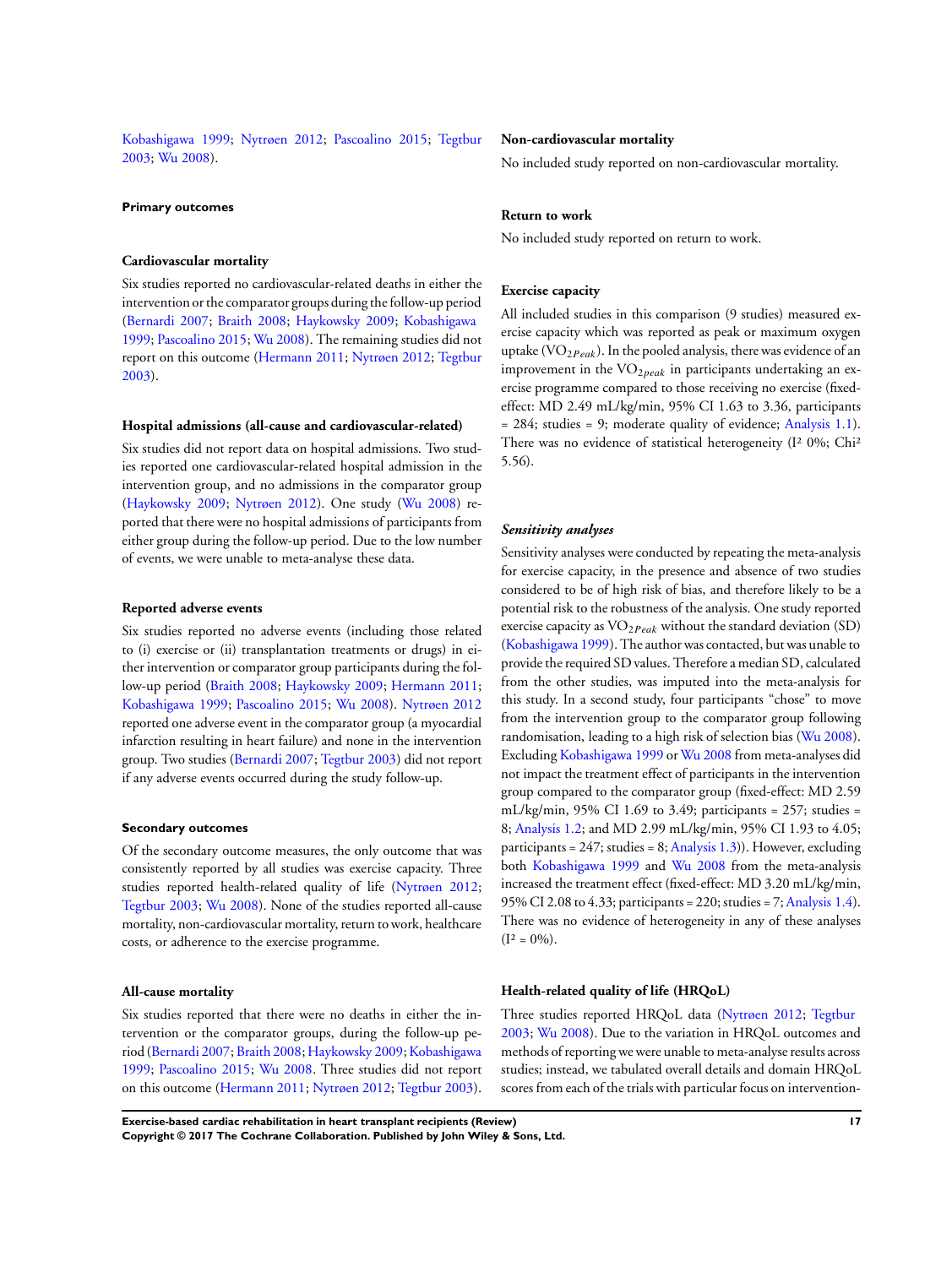Kobashigawa 1999; Nytrøen 2012; Pascoalino 2015; Tegtbur 2003; Wu 2008).

#### Primary outcomes

##### Cardiovascular mortality

Six studies reported no cardiovascular-related deaths in either the intervention or the comparator groups during the follow-up period (Bernardi 2007; Braith 2008; Haykowsky 2009; Kobashigawa 1999; Pascoalino 2015; Wu 2008). The remaining studies did not report on this outcome (Hermann 2011; Nytrøen 2012; Tegtbur 2003).

##### Hospital admissions (all-cause and cardiovascular-related)

Six studies did not report data on hospital admissions. Two studies reported one cardiovascular-related hospital admission in the intervention group, and no admissions in the comparator group (Haykowsky 2009; Nytrøen 2012). One study (Wu 2008) reported that there were no hospital admissions of participants from either group during the follow-up period. Due to the low number of events, we were unable to meta-analyse these data.

##### Reported adverse events

Six studies reported no adverse events (including those related to (i) exercise or (ii) transplantation treatments or drugs) in either intervention or comparator group participants during the follow-up period (Braith 2008; Haykowsky 2009; Hermann 2011; Kobashigawa 1999; Pascoalino 2015; Wu 2008). Nytrøen 2012 reported one adverse event in the comparator group (a myocardial infarction resulting in heart failure) and none in the intervention group. Two studies (Bernardi 2007; Tegtbur 2003) did not report if any adverse events occurred during the study follow-up.

#### Secondary outcomes

Of the secondary outcome measures, the only outcome that was consistently reported by all studies was exercise capacity. Three studies reported health-related quality of life (Nytrøen 2012; Tegtbur 2003; Wu 2008). None of the studies reported all-cause mortality, non-cardiovascular mortality, return to work, healthcare costs, or adherence to the exercise programme.

##### All-cause mortality

Six studies reported that there were no deaths in either the intervention or the comparator groups, during the follow-up period (Bernardi 2007; Braith 2008; Haykowsky 2009; Kobashigawa 1999; Pascoalino 2015; Wu 2008. Three studies did not report on this outcome (Hermann 2011; Nytrøen 2012; Tegtbur 2003).

##### Non-cardiovascular mortality

No included study reported on non-cardiovascular mortality.

##### Return to work

No included study reported on return to work.

##### Exercise capacity

All included studies in this comparison (9 studies) measured exercise capacity which was reported as peak or maximum oxygen uptake ($VO_{2Peak}$). In the pooled analysis, there was evidence of an improvement in the $VO_{2peak}$ in participants undertaking an exercise programme compared to those receiving no exercise (fixed-effect: MD 2.49 mL/kg/min, 95% CI 1.63 to 3.36, participants = 284; studies = 9; moderate quality of evidence; Analysis 1.1). There was no evidence of statistical heterogeneity ($I^2$ 0%; $Chi^2$ 5.56).

##### *Sensitivity analyses*

Sensitivity analyses were conducted by repeating the meta-analysis for exercise capacity, in the presence and absence of two studies considered to be of high risk of bias, and therefore likely to be a potential risk to the robustness of the analysis. One study reported exercise capacity as $VO_{2Peak}$ without the standard deviation (SD) (Kobashigawa 1999). The author was contacted, but was unable to provide the required SD values. Therefore a median SD, calculated from the other studies, was imputed into the meta-analysis for this study. In a second study, four participants "chose" to move from the intervention group to the comparator group following randomisation, leading to a high risk of selection bias (Wu 2008). Excluding Kobashigawa 1999 or Wu 2008 from meta-analyses did not impact the treatment effect of participants in the intervention group compared to the comparator group (fixed-effect: MD 2.59 mL/kg/min, 95% CI 1.69 to 3.49; participants = 257; studies = 8; Analysis 1.2; and MD 2.99 mL/kg/min, 95% CI 1.93 to 4.05; participants = 247; studies = 8; Analysis 1.3)). However, excluding both Kobashigawa 1999 and Wu 2008 from the meta-analysis increased the treatment effect (fixed-effect: MD 3.20 mL/kg/min, 95% CI 2.08 to 4.33; participants = 220; studies = 7; Analysis 1.4). There was no evidence of heterogeneity in any of these analyses ($I^2$ = 0%).

##### Health-related quality of life (HRQoL)

Three studies reported HRQoL data (Nytrøen 2012; Tegtbur 2003; Wu 2008). Due to the variation in HRQoL outcomes and methods of reporting we were unable to meta-analyse results across studies; instead, we tabulated overall details and domain HRQoL scores from each of the trials with particular focus on intervention-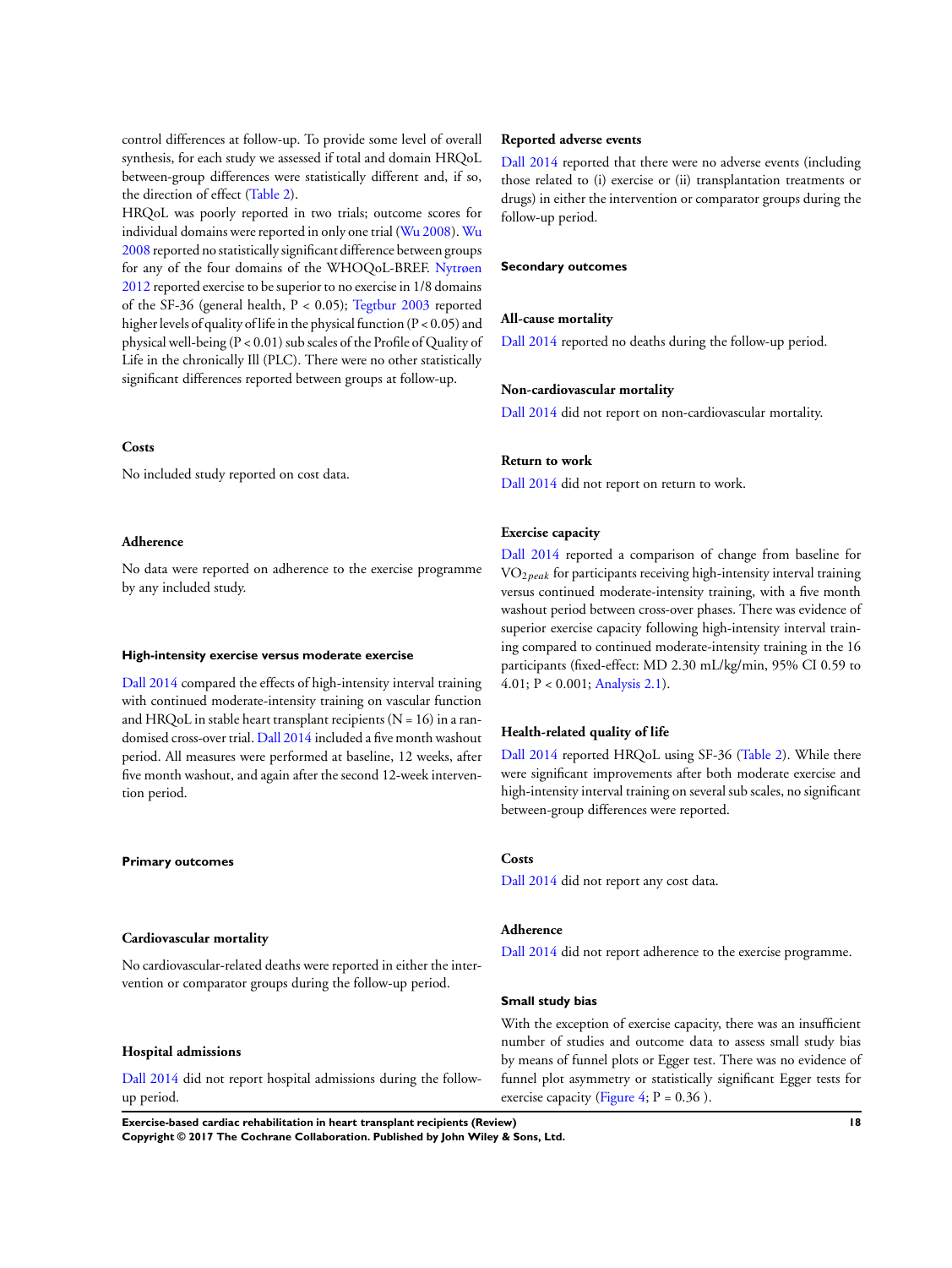control differences at follow-up. To provide some level of overall synthesis, for each study we assessed if total and domain HRQoL between-group differences were statistically different and, if so, the direction of effect (Table 2).

HRQoL was poorly reported in two trials; outcome scores for individual domains were reported in only one trial (Wu 2008). Wu 2008 reported no statistically significant difference between groups for any of the four domains of the WHOQoL-BREF. Nytrøen 2012 reported exercise to be superior to no exercise in 1/8 domains of the SF-36 (general health, $P < 0.05$); Tegtbur 2003 reported higher levels of quality of life in the physical function ($P < 0.05$) and physical well-being ($P < 0.01$) sub scales of the Profile of Quality of Life in the chronically Ill (PLC). There were no other statistically significant differences reported between groups at follow-up.

### Costs

No included study reported on cost data.

### Adherence

No data were reported on adherence to the exercise programme by any included study.

## High-intensity exercise versus moderate exercise

Dall 2014 compared the effects of high-intensity interval training with continued moderate-intensity training on vascular function and HRQoL in stable heart transplant recipients (N = 16) in a randomised cross-over trial. Dall 2014 included a five month washout period. All measures were performed at baseline, 12 weeks, after five month washout, and again after the second 12-week intervention period.

### Primary outcomes

#### Cardiovascular mortality

No cardiovascular-related deaths were reported in either the intervention or comparator groups during the follow-up period.

#### Hospital admissions

Dall 2014 did not report hospital admissions during the follow-up period.

#### Reported adverse events

Dall 2014 reported that there were no adverse events (including those related to (i) exercise or (ii) transplantation treatments or drugs) in either the intervention or comparator groups during the follow-up period.

### Secondary outcomes

#### All-cause mortality

Dall 2014 reported no deaths during the follow-up period.

#### Non-cardiovascular mortality

Dall 2014 did not report on non-cardiovascular mortality.

#### Return to work

Dall 2014 did not report on return to work.

#### Exercise capacity

Dall 2014 reported a comparison of change from baseline for $VO_{2peak}$ for participants receiving high-intensity interval training versus continued moderate-intensity training, with a five month washout period between cross-over phases. There was evidence of superior exercise capacity following high-intensity interval training compared to continued moderate-intensity training in the 16 participants (fixed-effect: MD 2.30 mL/kg/min, 95% CI 0.59 to 4.01; $P < 0.001$; Analysis 2.1).

#### Health-related quality of life

Dall 2014 reported HRQoL using SF-36 (Table 2). While there were significant improvements after both moderate exercise and high-intensity interval training on several sub scales, no significant between-group differences were reported.

#### Costs

Dall 2014 did not report any cost data.

#### Adherence

Dall 2014 did not report adherence to the exercise programme.

### Small study bias

With the exception of exercise capacity, there was an insufficient number of studies and outcome data to assess small study bias by means of funnel plots or Egger test. There was no evidence of funnel plot asymmetry or statistically significant Egger tests for exercise capacity (Figure 4; $P = 0.36$ ).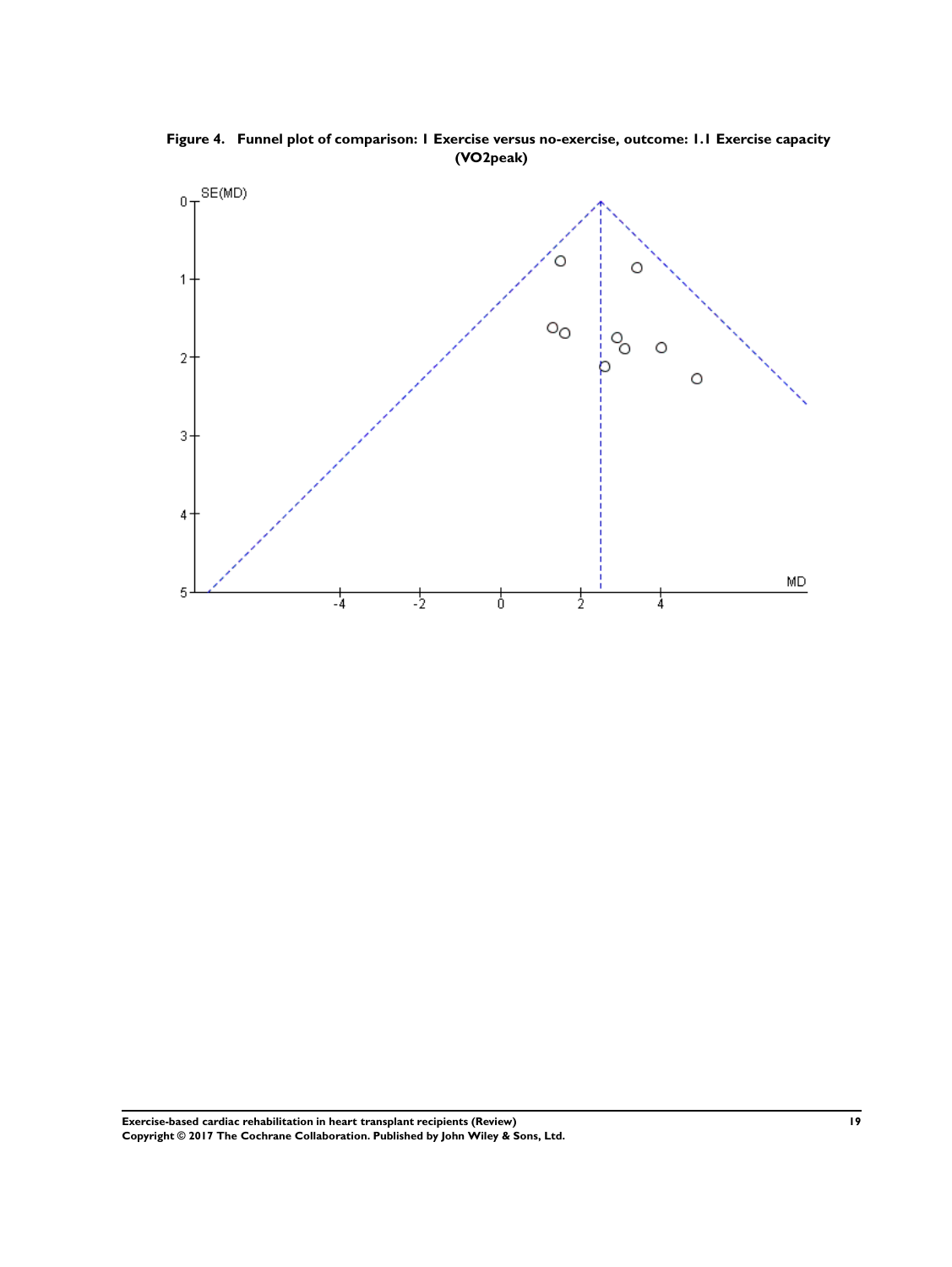**Figure 4. Funnel plot of comparison: 1 Exercise versus no-exercise, outcome: 1.1 Exercise capacity (VO2peak)**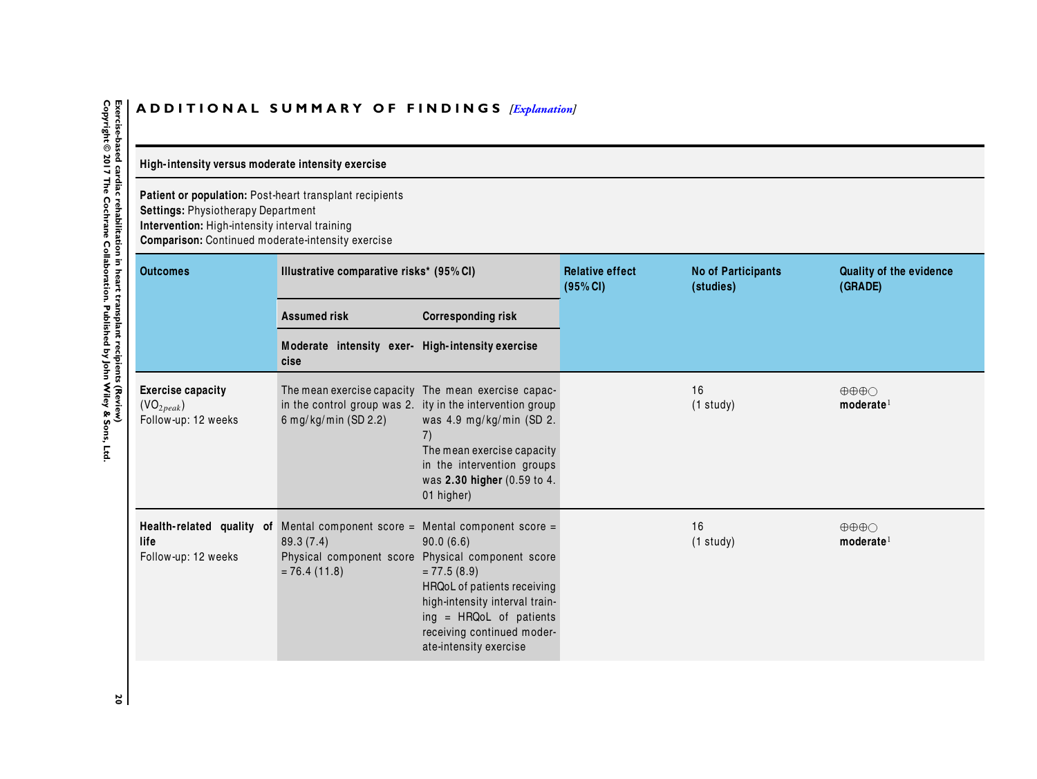## ADDITIONAL SUMMARY OF FINDINGS [*Explanation*]

**High-intensity versus moderate intensity exercise**

**Patient or population:** Post-heart transplant recipients
**Settings:** Physiotherapy Department
**Intervention:** High-intensity interval training
**Comparison:** Continued moderate-intensity exercise

| Outcomes | Illustrative comparative risks* (95% CI) | | Relative effect (95% CI) | No of Participants (studies) | Quality of the evidence (GRADE) |
|---|---|---|---|---|---|
| | Assumed risk | Corresponding risk | | | |
| | Moderate intensity exercise | High-intensity exercise | | | |
| **Exercise capacity** ($VO_{2peak}$) Follow-up: 12 weeks | The mean exercise capacity in the control group was 2.6 mg/kg/min (SD 2.2) | The mean exercise capacity in the intervention group was 4.9 mg/kg/min (SD 2.7) The mean exercise capacity in the intervention groups was **2.30 higher** (0.59 to 4.01 higher) | | 16 (1 study) | ⊕⊕⊕◯ **moderate**[1] |
| **Health-related quality of life** Follow-up: 12 weeks | Mental component score = 89.3 (7.4) Physical component score = 76.4 (11.8) | Mental component score = 90.0 (6.6) Physical component score = 77.5 (8.9) HRQoL of patients receiving high-intensity interval training = HRQoL of patients receiving continued moderate-intensity exercise | | 16 (1 study) | ⊕⊕⊕◯ **moderate**[1] |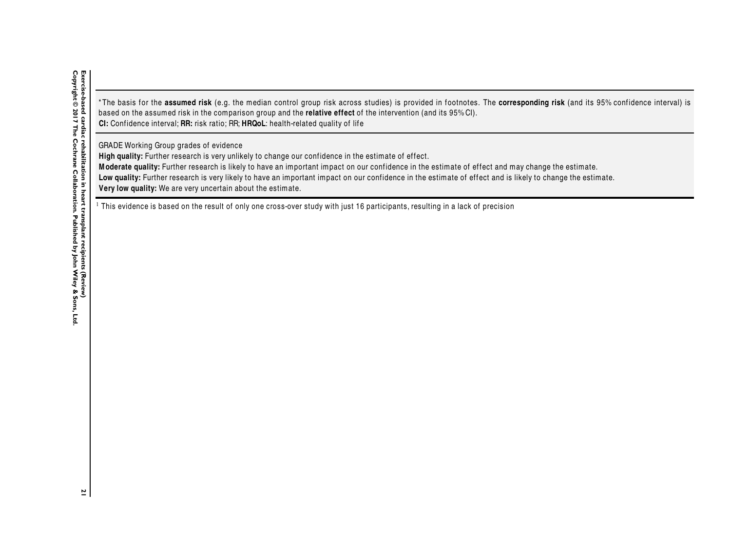*The basis for the **assumed risk** (e.g. the median control group risk across studies) is provided in footnotes. The **corresponding risk** (and its 95% confidence interval) is based on the assumed risk in the comparison group and the **relative effect** of the intervention (and its 95% CI).
**CI:** Confidence interval; **RR:** risk ratio; RR; **HRQoL**: health-related quality of life

GRADE Working Group grades of evidence
**High quality:** Further research is very unlikely to change our confidence in the estimate of effect.
**Moderate quality:** Further research is likely to have an important impact on our confidence in the estimate of effect and may change the estimate.
**Low quality:** Further research is very likely to have an important impact on our confidence in the estimate of effect and is likely to change the estimate.
**Very low quality:** We are very uncertain about the estimate.

[1] This evidence is based on the result of only one cross-over study with just 16 participants, resulting in a lack of precision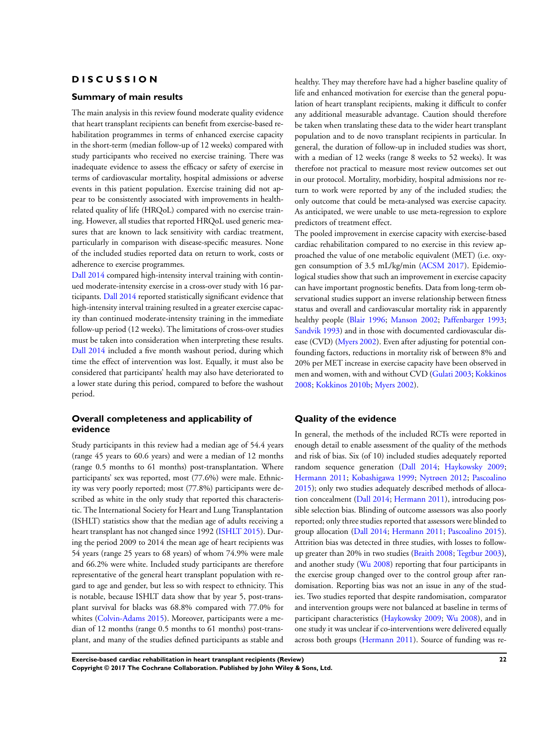# DISCUSSION

## Summary of main results

The main analysis in this review found moderate quality evidence that heart transplant recipients can benefit from exercise-based rehabilitation programmes in terms of enhanced exercise capacity in the short-term (median follow-up of 12 weeks) compared with study participants who received no exercise training. There was inadequate evidence to assess the efficacy or safety of exercise in terms of cardiovascular mortality, hospital admissions or adverse events in this patient population. Exercise training did not appear to be consistently associated with improvements in health-related quality of life (HRQoL) compared with no exercise training. However, all studies that reported HRQoL used generic measures that are known to lack sensitivity with cardiac treatment, particularly in comparison with disease-specific measures. None of the included studies reported data on return to work, costs or adherence to exercise programmes.

Dall 2014 compared high-intensity interval training with continued moderate-intensity exercise in a cross-over study with 16 participants. Dall 2014 reported statistically significant evidence that high-intensity interval training resulted in a greater exercise capacity than continued moderate-intensity training in the immediate follow-up period (12 weeks). The limitations of cross-over studies must be taken into consideration when interpreting these results. Dall 2014 included a five month washout period, during which time the effect of intervention was lost. Equally, it must also be considered that participants' health may also have deteriorated to a lower state during this period, compared to before the washout period.

## Overall completeness and applicability of evidence

Study participants in this review had a median age of 54.4 years (range 45 years to 60.6 years) and were a median of 12 months (range 0.5 months to 61 months) post-transplantation. Where participants' sex was reported, most (77.6%) were male. Ethnicity was very poorly reported; most (77.8%) participants were described as white in the only study that reported this characteristic. The International Society for Heart and Lung Transplantation (ISHLT) statistics show that the median age of adults receiving a heart transplant has not changed since 1992 (ISHLT 2015). During the period 2009 to 2014 the mean age of heart recipients was 54 years (range 25 years to 68 years) of whom 74.9% were male and 66.2% were white. Included study participants are therefore representative of the general heart transplant population with regard to age and gender, but less so with respect to ethnicity. This is notable, because ISHLT data show that by year 5, post-transplant survival for blacks was 68.8% compared with 77.0% for whites (Colvin-Adams 2015). Moreover, participants were a median of 12 months (range 0.5 months to 61 months) post-transplant, and many of the studies defined participants as stable and healthy. They may therefore have had a higher baseline quality of life and enhanced motivation for exercise than the general population of heart transplant recipients, making it difficult to confer any additional measurable advantage. Caution should therefore be taken when translating these data to the wider heart transplant population and to de novo transplant recipients in particular. In general, the duration of follow-up in included studies was short, with a median of 12 weeks (range 8 weeks to 52 weeks). It was therefore not practical to measure most review outcomes set out in our protocol. Mortality, morbidity, hospital admissions nor return to work were reported by any of the included studies; the only outcome that could be meta-analysed was exercise capacity. As anticipated, we were unable to use meta-regression to explore predictors of treatment effect.

The pooled improvement in exercise capacity with exercise-based cardiac rehabilitation compared to no exercise in this review approached the value of one metabolic equivalent (MET) (i.e. oxygen consumption of 3.5 mL/kg/min (ACSM 2017). Epidemiological studies show that such an improvement in exercise capacity can have important prognostic benefits. Data from long-term observational studies support an inverse relationship between fitness status and overall and cardiovascular mortality risk in apparently healthy people (Blair 1996; Manson 2002; Paffenbarger 1993; Sandvik 1993) and in those with documented cardiovascular disease (CVD) (Myers 2002). Even after adjusting for potential confounding factors, reductions in mortality risk of between 8% and 20% per MET increase in exercise capacity have been observed in men and women, with and without CVD (Gulati 2003; Kokkinos 2008; Kokkinos 2010b; Myers 2002).

## Quality of the evidence

In general, the methods of the included RCTs were reported in enough detail to enable assessment of the quality of the methods and risk of bias. Six (of 10) included studies adequately reported random sequence generation (Dall 2014; Haykowsky 2009; Hermann 2011; Kobashigawa 1999; Nytrøen 2012; Pascoalino 2015); only two studies adequately described methods of allocation concealment (Dall 2014; Hermann 2011), introducing possible selection bias. Blinding of outcome assessors was also poorly reported; only three studies reported that assessors were blinded to group allocation (Dall 2014; Hermann 2011; Pascoalino 2015). Attrition bias was detected in three studies, with losses to follow-up greater than 20% in two studies (Braith 2008; Tegtbur 2003), and another study (Wu 2008) reporting that four participants in the exercise group changed over to the control group after randomisation. Reporting bias was not an issue in any of the studies. Two studies reported that despite randomisation, comparator and intervention groups were not balanced at baseline in terms of participant characteristics (Haykowsky 2009; Wu 2008), and in one study it was unclear if co-interventions were delivered equally across both groups (Hermann 2011). Source of funding was re-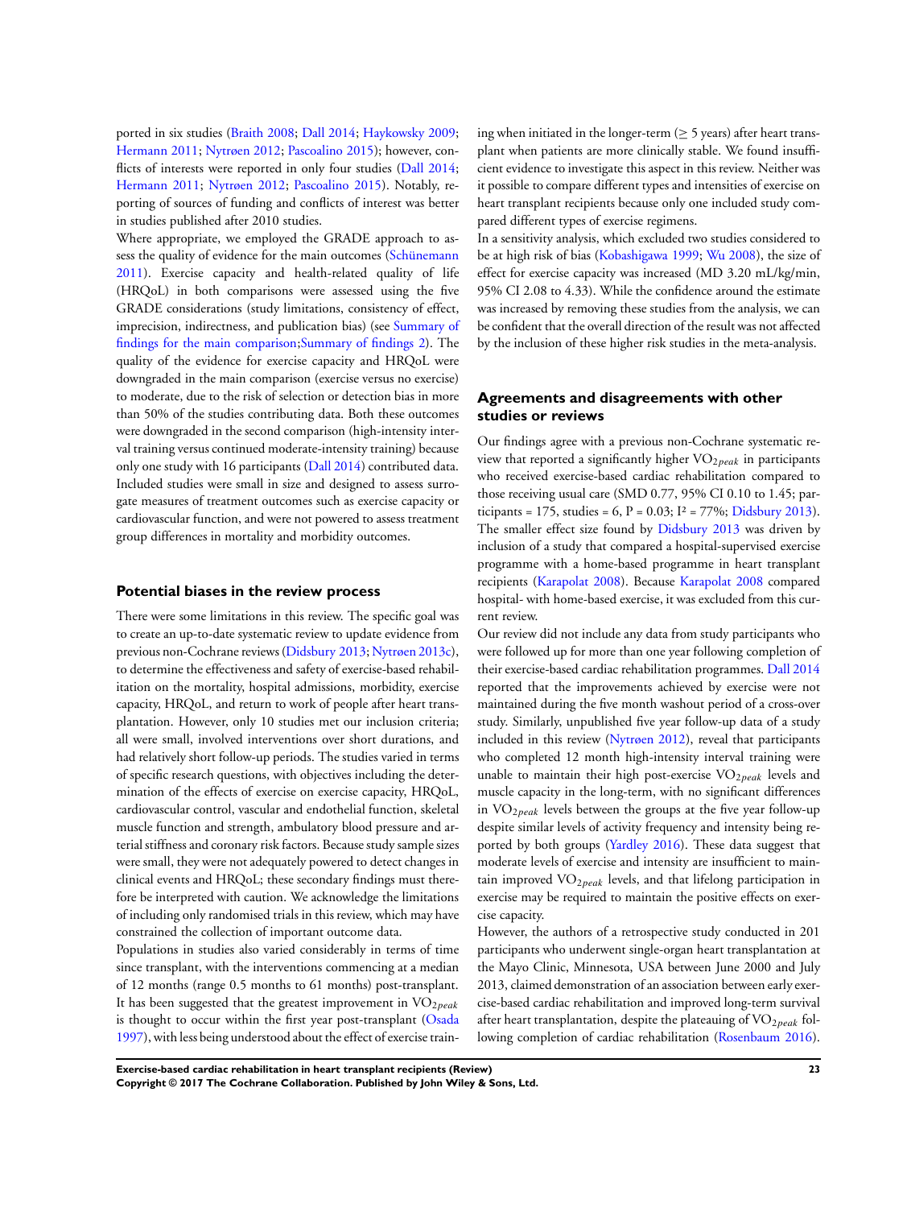ported in six studies (Braith 2008; Dall 2014; Haykowsky 2009; Hermann 2011; Nytrøen 2012; Pascoalino 2015); however, conflicts of interests were reported in only four studies (Dall 2014; Hermann 2011; Nytrøen 2012; Pascoalino 2015). Notably, reporting of sources of funding and conflicts of interest was better in studies published after 2010 studies.

Where appropriate, we employed the GRADE approach to assess the quality of evidence for the main outcomes (Schünemann 2011). Exercise capacity and health-related quality of life (HRQoL) in both comparisons were assessed using the five GRADE considerations (study limitations, consistency of effect, imprecision, indirectness, and publication bias) (see Summary of findings for the main comparison;Summary of findings 2). The quality of the evidence for exercise capacity and HRQoL were downgraded in the main comparison (exercise versus no exercise) to moderate, due to the risk of selection or detection bias in more than 50% of the studies contributing data. Both these outcomes were downgraded in the second comparison (high-intensity interval training versus continued moderate-intensity training) because only one study with 16 participants (Dall 2014) contributed data. Included studies were small in size and designed to assess surrogate measures of treatment outcomes such as exercise capacity or cardiovascular function, and were not powered to assess treatment group differences in mortality and morbidity outcomes.

## Potential biases in the review process

There were some limitations in this review. The specific goal was to create an up-to-date systematic review to update evidence from previous non-Cochrane reviews (Didsbury 2013; Nytrøen 2013c), to determine the effectiveness and safety of exercise-based rehabilitation on the mortality, hospital admissions, morbidity, exercise capacity, HRQoL, and return to work of people after heart transplantation. However, only 10 studies met our inclusion criteria; all were small, involved interventions over short durations, and had relatively short follow-up periods. The studies varied in terms of specific research questions, with objectives including the determination of the effects of exercise on exercise capacity, HRQoL, cardiovascular control, vascular and endothelial function, skeletal muscle function and strength, ambulatory blood pressure and arterial stiffness and coronary risk factors. Because study sample sizes were small, they were not adequately powered to detect changes in clinical events and HRQoL; these secondary findings must therefore be interpreted with caution. We acknowledge the limitations of including only randomised trials in this review, which may have constrained the collection of important outcome data.

Populations in studies also varied considerably in terms of time since transplant, with the interventions commencing at a median of 12 months (range 0.5 months to 61 months) post-transplant. It has been suggested that the greatest improvement in $VO_{2peak}$ is thought to occur within the first year post-transplant (Osada 1997), with less being understood about the effect of exercise training when initiated in the longer-term ($\geq$ 5 years) after heart transplant when patients are more clinically stable. We found insufficient evidence to investigate this aspect in this review. Neither was it possible to compare different types and intensities of exercise on heart transplant recipients because only one included study compared different types of exercise regimens.

In a sensitivity analysis, which excluded two studies considered to be at high risk of bias (Kobashigawa 1999; Wu 2008), the size of effect for exercise capacity was increased (MD 3.20 mL/kg/min, 95% CI 2.08 to 4.33). While the confidence around the estimate was increased by removing these studies from the analysis, we can be confident that the overall direction of the result was not affected by the inclusion of these higher risk studies in the meta-analysis.

## Agreements and disagreements with other studies or reviews

Our findings agree with a previous non-Cochrane systematic review that reported a significantly higher $VO_{2peak}$ in participants who received exercise-based cardiac rehabilitation compared to those receiving usual care (SMD 0.77, 95% CI 0.10 to 1.45; participants = 175, studies = 6, P = 0.03; $I^2$ = 77%; Didsbury 2013). The smaller effect size found by Didsbury 2013 was driven by inclusion of a study that compared a hospital-supervised exercise programme with a home-based programme in heart transplant recipients (Karapolat 2008). Because Karapolat 2008 compared hospital- with home-based exercise, it was excluded from this current review.

Our review did not include any data from study participants who were followed up for more than one year following completion of their exercise-based cardiac rehabilitation programmes. Dall 2014 reported that the improvements achieved by exercise were not maintained during the five month washout period of a cross-over study. Similarly, unpublished five year follow-up data of a study included in this review (Nytrøen 2012), reveal that participants who completed 12 month high-intensity interval training were unable to maintain their high post-exercise $VO_{2peak}$ levels and muscle capacity in the long-term, with no significant differences in $VO_{2peak}$ levels between the groups at the five year follow-up despite similar levels of activity frequency and intensity being reported by both groups (Yardley 2016). These data suggest that moderate levels of exercise and intensity are insufficient to maintain improved $VO_{2peak}$ levels, and that lifelong participation in exercise may be required to maintain the positive effects on exercise capacity.

However, the authors of a retrospective study conducted in 201 participants who underwent single-organ heart transplantation at the Mayo Clinic, Minnesota, USA between June 2000 and July 2013, claimed demonstration of an association between early exercise-based cardiac rehabilitation and improved long-term survival after heart transplantation, despite the plateauing of $VO_{2peak}$ following completion of cardiac rehabilitation (Rosenbaum 2016).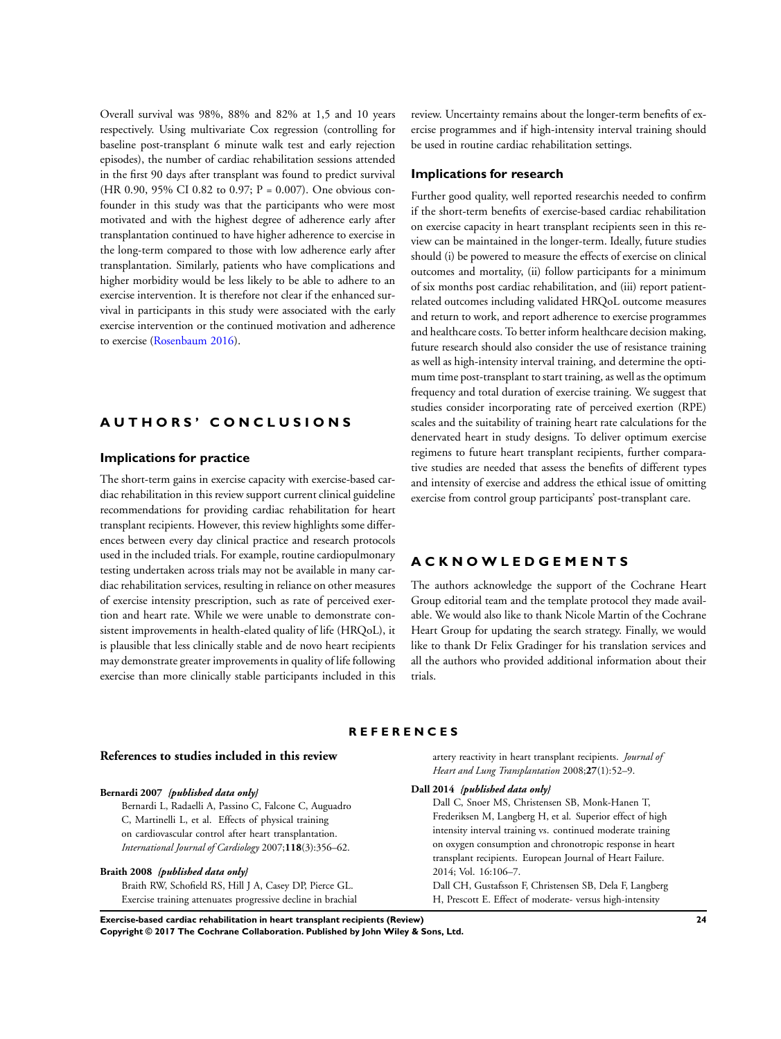Overall survival was 98%, 88% and 82% at 1,5 and 10 years respectively. Using multivariate Cox regression (controlling for baseline post-transplant 6 minute walk test and early rejection episodes), the number of cardiac rehabilitation sessions attended in the first 90 days after transplant was found to predict survival (HR 0.90, 95% CI 0.82 to 0.97; P = 0.007). One obvious confounder in this study was that the participants who were most motivated and with the highest degree of adherence early after transplantation continued to have higher adherence to exercise in the long-term compared to those with low adherence early after transplantation. Similarly, patients who have complications and higher morbidity would be less likely to be able to adhere to an exercise intervention. It is therefore not clear if the enhanced survival in participants in this study were associated with the early exercise intervention or the continued motivation and adherence to exercise (Rosenbaum 2016).

# AUTHORS' CONCLUSIONS

## Implications for practice

The short-term gains in exercise capacity with exercise-based cardiac rehabilitation in this review support current clinical guideline recommendations for providing cardiac rehabilitation for heart transplant recipients. However, this review highlights some differences between every day clinical practice and research protocols used in the included trials. For example, routine cardiopulmonary testing undertaken across trials may not be available in many cardiac rehabilitation services, resulting in reliance on other measures of exercise intensity prescription, such as rate of perceived exertion and heart rate. While we were unable to demonstrate consistent improvements in health-elated quality of life (HRQoL), it is plausible that less clinically stable and de novo heart recipients may demonstrate greater improvements in quality of life following exercise than more clinically stable participants included in this review. Uncertainty remains about the longer-term benefits of exercise programmes and if high-intensity interval training should be used in routine cardiac rehabilitation settings.

## Implications for research

Further good quality, well reported researchis needed to confirm if the short-term benefits of exercise-based cardiac rehabilitation on exercise capacity in heart transplant recipients seen in this review can be maintained in the longer-term. Ideally, future studies should (i) be powered to measure the effects of exercise on clinical outcomes and mortality, (ii) follow participants for a minimum of six months post cardiac rehabilitation, and (iii) report patient-related outcomes including validated HRQoL outcome measures and return to work, and report adherence to exercise programmes and healthcare costs. To better inform healthcare decision making, future research should also consider the use of resistance training as well as high-intensity interval training, and determine the optimum time post-transplant to start training, as well as the optimum frequency and total duration of exercise training. We suggest that studies consider incorporating rate of perceived exertion (RPE) scales and the suitability of training heart rate calculations for the denervated heart in study designs. To deliver optimum exercise regimens to future heart transplant recipients, further comparative studies are needed that assess the benefits of different types and intensity of exercise and address the ethical issue of omitting exercise from control group participants' post-transplant care.

# ACKNOWLEDGEMENTS

The authors acknowledge the support of the Cochrane Heart Group editorial team and the template protocol they made available. We would also like to thank Nicole Martin of the Cochrane Heart Group for updating the search strategy. Finally, we would like to thank Dr Felix Gradinger for his translation services and all the authors who provided additional information about their trials.

# REFERENCES

## References to studies included in this review

**Bernardi 2007** *{published data only}*

Bernardi L, Radaelli A, Passino C, Falcone C, Auguadro C, Martinelli L, et al. Effects of physical training on cardiovascular control after heart transplantation. *International Journal of Cardiology* 2007;**118**(3):356–62.

**Braith 2008** *{published data only}*

Braith RW, Schofield RS, Hill J A, Casey DP, Pierce GL. Exercise training attenuates progressive decline in brachial artery reactivity in heart transplant recipients. *Journal of Heart and Lung Transplantation* 2008;**27**(1):52–9.

**Dall 2014** *{published data only}*

Dall C, Snoer MS, Christensen SB, Monk-Hanen T, Frederiksen M, Langberg H, et al. Superior effect of high intensity interval training vs. continued moderate training on oxygen consumption and chronotropic response in heart transplant recipients. European Journal of Heart Failure. 2014; Vol. 16:106–7.

Dall CH, Gustafsson F, Christensen SB, Dela F, Langberg H, Prescott E. Effect of moderate- versus high-intensity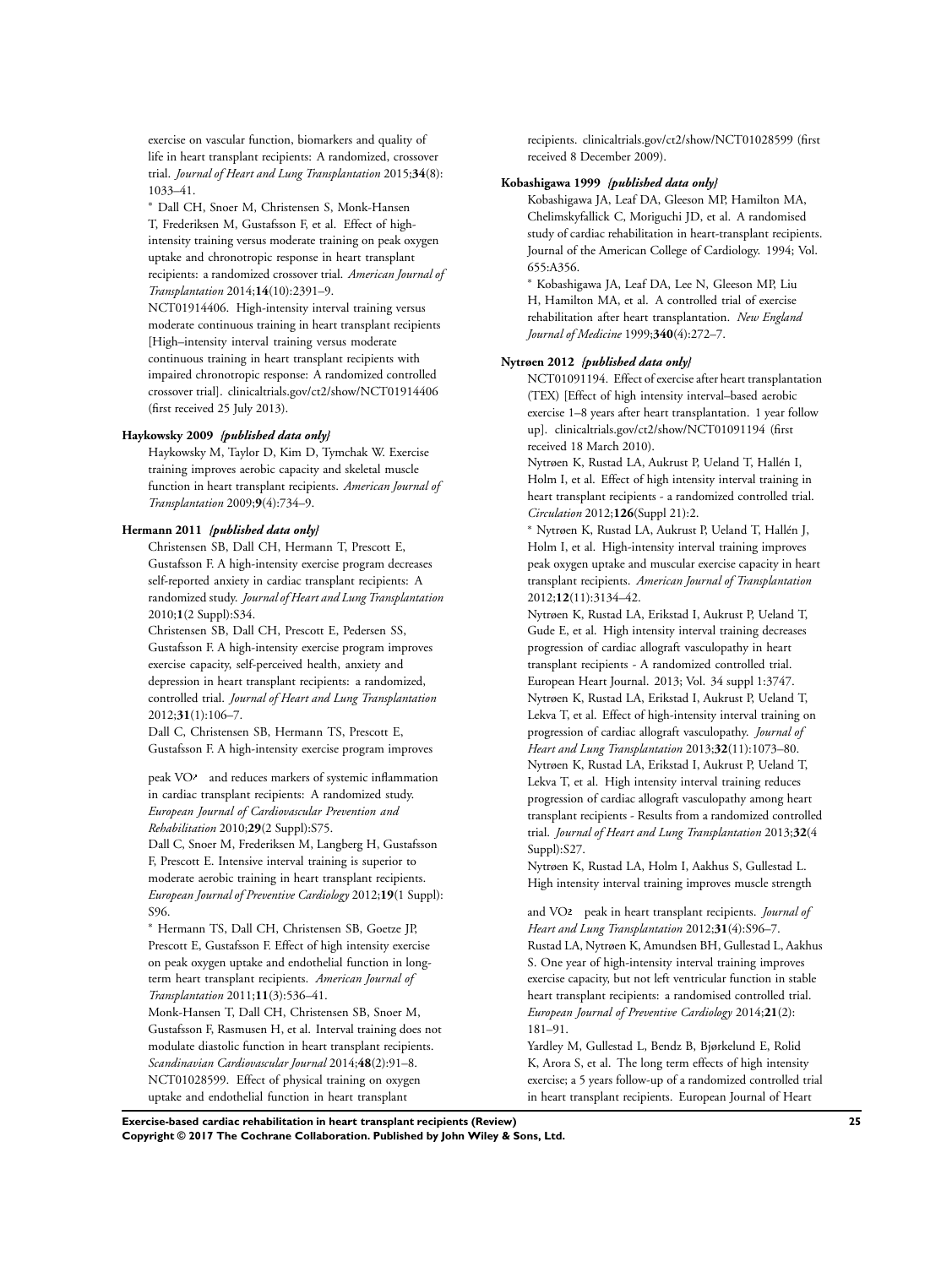exercise on vascular function, biomarkers and quality of life in heart transplant recipients: A randomized, crossover trial. *Journal of Heart and Lung Transplantation* 2015;**34**(8): 1033–41.

* Dall CH, Snoer M, Christensen S, Monk-Hansen T, Frederiksen M, Gustafsson F, et al. Effect of high-intensity training versus moderate training on peak oxygen uptake and chronotropic response in heart transplant recipients: a randomized crossover trial. *American Journal of Transplantation* 2014;**14**(10):2391–9.

NCT01914406. High-intensity interval training versus moderate continuous training in heart transplant recipients [High–intensity interval training versus moderate continuous training in heart transplant recipients with impaired chronotropic response: A randomized controlled crossover trial]. clinicaltrials.gov/ct2/show/NCT01914406 (first received 25 July 2013).

**Haykowsky 2009** *{published data only}*

Haykowsky M, Taylor D, Kim D, Tymchak W. Exercise training improves aerobic capacity and skeletal muscle function in heart transplant recipients. *American Journal of Transplantation* 2009;**9**(4):734–9.

**Hermann 2011** *{published data only}*

Christensen SB, Dall CH, Hermann T, Prescott E, Gustafsson F. A high-intensity exercise program decreases self-reported anxiety in cardiac transplant recipients: A randomized study. *Journal of Heart and Lung Transplantation* 2010;**1**(2 Suppl):S34.

Christensen SB, Dall CH, Prescott E, Pedersen SS, Gustafsson F. A high-intensity exercise program improves exercise capacity, self-perceived health, anxiety and depression in heart transplant recipients: a randomized, controlled trial. *Journal of Heart and Lung Transplantation* 2012;**31**(1):106–7.

Dall C, Christensen SB, Hermann TS, Prescott E, Gustafsson F. A high-intensity exercise program improves peak $VO_2$ and reduces markers of systemic inflammation in cardiac transplant recipients: A randomized study. *European Journal of Cardiovascular Prevention and Rehabilitation* 2010;**29**(2 Suppl):S75.

Dall C, Snoer M, Frederiksen M, Langberg H, Gustafsson F, Prescott E. Intensive interval training is superior to moderate aerobic training in heart transplant recipients. *European Journal of Preventive Cardiology* 2012;**19**(1 Suppl): S96.

* Hermann TS, Dall CH, Christensen SB, Goetze JP, Prescott E, Gustafsson F. Effect of high intensity exercise on peak oxygen uptake and endothelial function in long-term heart transplant recipients. *American Journal of Transplantation* 2011;**11**(3):536–41.

Monk-Hansen T, Dall CH, Christensen SB, Snoer M, Gustafsson F, Rasmusen H, et al. Interval training does not modulate diastolic function in heart transplant recipients. *Scandinavian Cardiovascular Journal* 2014;**48**(2):91–8.

NCT01028599. Effect of physical training on oxygen uptake and endothelial function in heart transplant recipients. clinicaltrials.gov/ct2/show/NCT01028599 (first received 8 December 2009).

**Kobashigawa 1999** *{published data only}*

Kobashigawa JA, Leaf DA, Gleeson MP, Hamilton MA, Chelimskyfallick C, Moriguchi JD, et al. A randomised study of cardiac rehabilitation in heart-transplant recipients. Journal of the American College of Cardiology. 1994; Vol. 655:A356.

* Kobashigawa JA, Leaf DA, Lee N, Gleeson MP, Liu H, Hamilton MA, et al. A controlled trial of exercise rehabilitation after heart transplantation. *New England Journal of Medicine* 1999;**340**(4):272–7.

**Nytrøen 2012** *{published data only}*

NCT01091194. Effect of exercise after heart transplantation (TEX) [Effect of high intensity interval–based aerobic exercise 1–8 years after heart transplantation. 1 year follow up]. clinicaltrials.gov/ct2/show/NCT01091194 (first received 18 March 2010).

Nytrøen K, Rustad LA, Aukrust P, Ueland T, Hallén I, Holm I, et al. Effect of high intensity interval training in heart transplant recipients - a randomized controlled trial. *Circulation* 2012;**126**(Suppl 21):2.

* Nytrøen K, Rustad LA, Aukrust P, Ueland T, Hallén J, Holm I, et al. High-intensity interval training improves peak oxygen uptake and muscular exercise capacity in heart transplant recipients. *American Journal of Transplantation* 2012;**12**(11):3134–42.

Nytrøen K, Rustad LA, Erikstad I, Aukrust P, Ueland T, Gude E, et al. High intensity interval training decreases progression of cardiac allograft vasculopathy in heart transplant recipients - A randomized controlled trial. European Heart Journal. 2013; Vol. 34 suppl 1:3747.

Nytrøen K, Rustad LA, Erikstad I, Aukrust P, Ueland T, Lekva T, et al. Effect of high-intensity interval training on progression of cardiac allograft vasculopathy. *Journal of Heart and Lung Transplantation* 2013;**32**(11):1073–80.

Nytrøen K, Rustad LA, Erikstad I, Aukrust P, Ueland T, Lekva T, et al. High intensity interval training reduces progression of cardiac allograft vasculopathy among heart transplant recipients - Results from a randomized controlled trial. *Journal of Heart and Lung Transplantation* 2013;**32**(4 Suppl):S27.

Nytrøen K, Rustad LA, Holm I, Aakhus S, Gullestad L. High intensity interval training improves muscle strength and $VO_2$ peak in heart transplant recipients. *Journal of Heart and Lung Transplantation* 2012;**31**(4):S96–7.

Rustad LA, Nytrøen K, Amundsen BH, Gullestad L, Aakhus S. One year of high-intensity interval training improves exercise capacity, but not left ventricular function in stable heart transplant recipients: a randomised controlled trial. *European Journal of Preventive Cardiology* 2014;**21**(2): 181–91.

Yardley M, Gullestad L, Bendz B, Bjørkelund E, Rolid K, Arora S, et al. The long term effects of high intensity exercise; a 5 years follow-up of a randomized controlled trial in heart transplant recipients. European Journal of Heart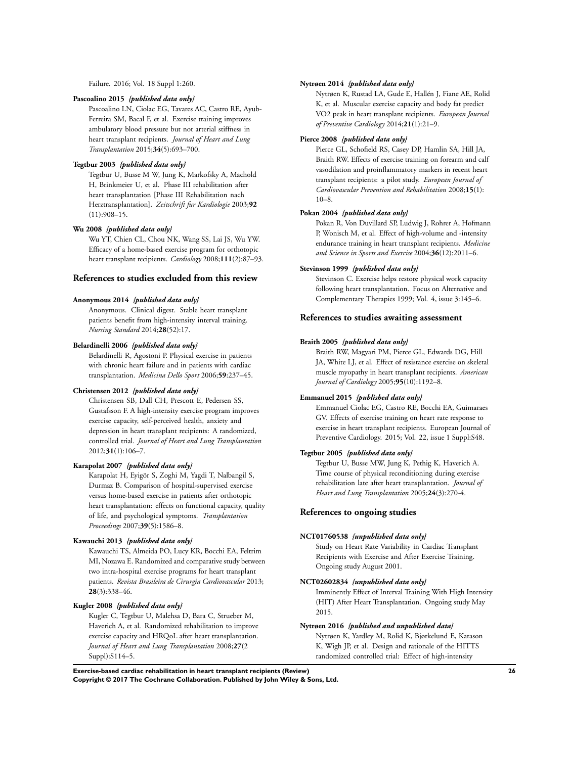Failure. 2016; Vol. 18 Suppl 1:260.

**Pascoalino 2015** *{published data only}*

Pascoalino LN, Ciolac EG, Tavares AC, Castro RE, Ayub-Ferreira SM, Bacal F, et al. Exercise training improves ambulatory blood pressure but not arterial stiffness in heart transplant recipients. *Journal of Heart and Lung Transplantation* 2015;**34**(5):693–700.

**Tegtbur 2003** *{published data only}*

Tegtbur U, Busse M W, Jung K, Markofsky A, Machold H, Brinkmeier U, et al. Phase III rehabilitation after heart transplantation [Phase III Rehabilitation nach Herztransplantation]. *Zeitschrift fur Kardiologie* 2003;**92** (11):908–15.

**Wu 2008** *{published data only}*

Wu YT, Chien CL, Chou NK, Wang SS, Lai JS, Wu YW. Efficacy of a home-based exercise program for orthotopic heart transplant recipients. *Cardiology* 2008;**111**(2):87–93.

## References to studies excluded from this review

**Anonymous 2014** *{published data only}*

Anonymous. Clinical digest. Stable heart transplant patients benefit from high-intensity interval training. *Nursing Standard* 2014;**28**(52):17.

**Belardinelli 2006** *{published data only}*

Belardinelli R, Agostoni P. Physical exercise in patients with chronic heart failure and in patients with cardiac transplantation. *Medicina Dello Sport* 2006;**59**:237–45.

**Christensen 2012** *{published data only}*

Christensen SB, Dall CH, Prescott E, Pedersen SS, Gustafsson F. A high-intensity exercise program improves exercise capacity, self-perceived health, anxiety and depression in heart transplant recipients: A randomized, controlled trial. *Journal of Heart and Lung Transplantation* 2012;**31**(1):106–7.

**Karapolat 2007** *{published data only}*

Karapolat H, Eyigör S, Zoghi M, Yagdi T, Nalbangil S, Durmaz B. Comparison of hospital-supervised exercise versus home-based exercise in patients after orthotopic heart transplantation: effects on functional capacity, quality of life, and psychological symptoms. *Transplantation Proceedings* 2007;**39**(5):1586–8.

**Kawauchi 2013** *{published data only}*

Kawauchi TS, Almeida PO, Lucy KR, Bocchi EA, Feltrim MI, Nozawa E. Randomized and comparative study between two intra-hospital exercise programs for heart transplant patients. *Revista Brasileira de Cirurgia Cardiovascular* 2013; **28**(3):338–46.

**Kugler 2008** *{published data only}*

Kugler C, Tegtbur U, Malehsa D, Bara C, Strueber M, Haverich A, et al. Randomized rehabilitation to improve exercise capacity and HRQoL after heart transplantation. *Journal of Heart and Lung Transplantation* 2008;**27**(2 Suppl):S114–5.

**Nytrøen 2014** *{published data only}*

Nytrøen K, Rustad LA, Gude E, Hallén J, Fiane AE, Rolid K, et al. Muscular exercise capacity and body fat predict VO2 peak in heart transplant recipients. *European Journal of Preventive Cardiology* 2014;**21**(1):21–9.

**Pierce 2008** *{published data only}*

Pierce GL, Schofield RS, Casey DP, Hamlin SA, Hill JA, Braith RW. Effects of exercise training on forearm and calf vasodilation and proinflammatory markers in recent heart transplant recipients: a pilot study. *European Journal of Cardiovascular Prevention and Rehabilitation* 2008;**15**(1): 10–8.

**Pokan 2004** *{published data only}*

Pokan R, Von Duvillard SP, Ludwig J, Rohrer A, Hofmann P, Wonisch M, et al. Effect of high-volume and -intensity endurance training in heart transplant recipients. *Medicine and Science in Sports and Exercise* 2004;**36**(12):2011–6.

**Stevinson 1999** *{published data only}*

Stevinson C. Exercise helps restore physical work capacity following heart transplantation. Focus on Alternative and Complementary Therapies 1999; Vol. 4, issue 3:145–6.

## References to studies awaiting assessment

**Braith 2005** *{published data only}*

Braith RW, Magyari PM, Pierce GL, Edwards DG, Hill JA, White LJ, et al. Effect of resistance exercise on skeletal muscle myopathy in heart transplant recipients. *American Journal of Cardiology* 2005;**95**(10):1192–8.

**Emmanuel 2015** *{published data only}*

Emmanuel Ciolac EG, Castro RE, Bocchi EA, Guimaraes GV. Effects of exercise training on heart rate response to exercise in heart transplant recipients. European Journal of Preventive Cardiology. 2015; Vol. 22, issue 1 Suppl:S48.

**Tegtbur 2005** *{published data only}*

Tegtbur U, Busse MW, Jung K, Pethig K, Haverich A. Time course of physical reconditioning during exercise rehabilitation late after heart transplantation. *Journal of Heart and Lung Transplantation* 2005;**24**(3):270-4.

## References to ongoing studies

**NCT01760538** *{unpublished data only}*

Study on Heart Rate Variability in Cardiac Transplant Recipients with Exercise and After Exercise Training. Ongoing study August 2001.

**NCT02602834** *{unpublished data only}*

Imminently Effect of Interval Training With High Intensity (HIT) After Heart Transplantation. Ongoing study May 2015.

**Nytrøen 2016** *{published and unpublished data}*

Nytrøen K, Yardley M, Rolid K, Bjørkelund E, Karason K, Wigh JP, et al. Design and rationale of the HITTS randomized controlled trial: Effect of high-intensity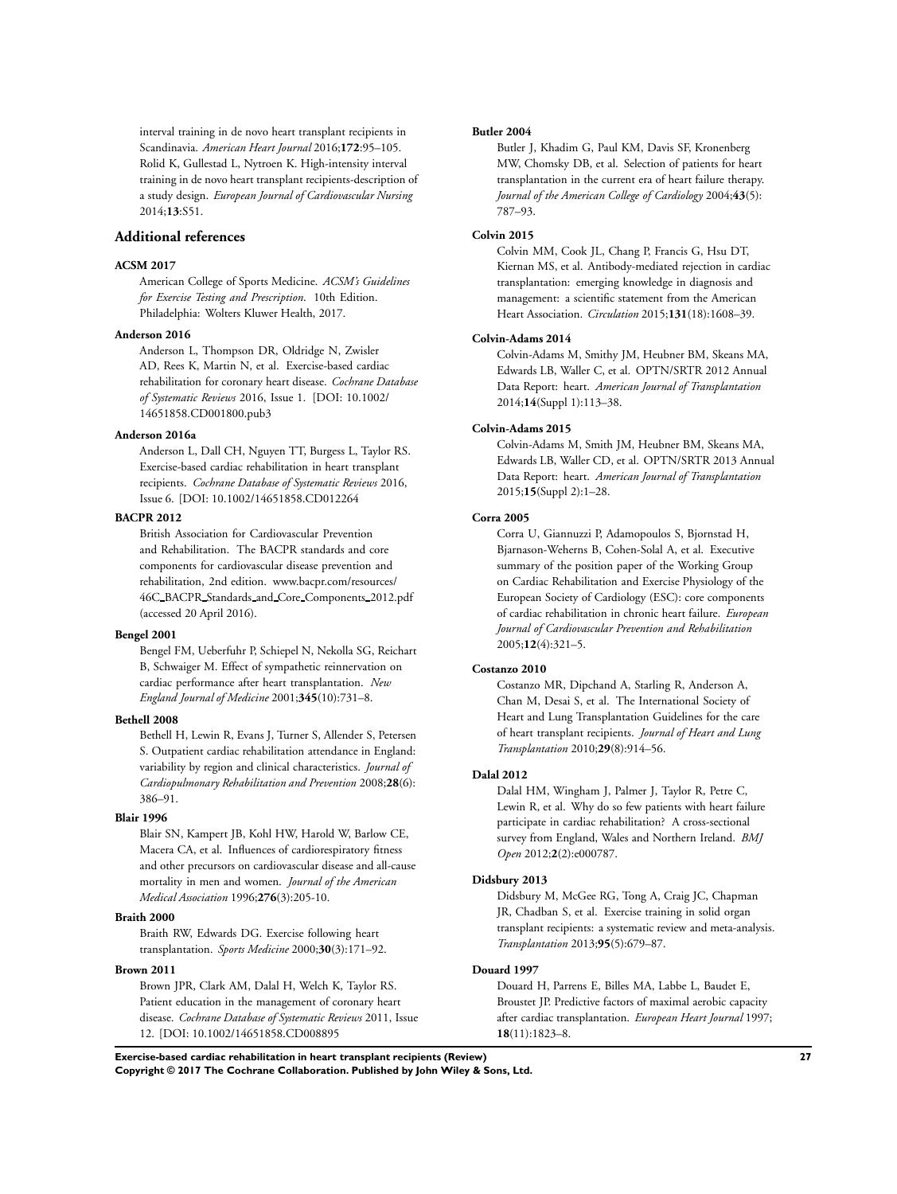interval training in de novo heart transplant recipients in Scandinavia. *American Heart Journal* 2016;**172**:95–105.
Rolid K, Gullestad L, Nytroen K. High-intensity interval training in de novo heart transplant recipients-description of a study design. *European Journal of Cardiovascular Nursing* 2014;**13**:S51.

## Additional references

**ACSM 2017**
American College of Sports Medicine. *ACSM's Guidelines for Exercise Testing and Prescription*. 10th Edition. Philadelphia: Wolters Kluwer Health, 2017.

**Anderson 2016**
Anderson L, Thompson DR, Oldridge N, Zwisler AD, Rees K, Martin N, et al. Exercise-based cardiac rehabilitation for coronary heart disease. *Cochrane Database of Systematic Reviews* 2016, Issue 1. [DOI: 10.1002/14651858.CD001800.pub3

**Anderson 2016a**
Anderson L, Dall CH, Nguyen TT, Burgess L, Taylor RS. Exercise-based cardiac rehabilitation in heart transplant recipients. *Cochrane Database of Systematic Reviews* 2016, Issue 6. [DOI: 10.1002/14651858.CD012264

**BACPR 2012**
British Association for Cardiovascular Prevention and Rehabilitation. The BACPR standards and core components for cardiovascular disease prevention and rehabilitation, 2nd edition. www.bacpr.com/resources/46C_BACPR_Standards_and_Core_Components_2012.pdf (accessed 20 April 2016).

**Bengel 2001**
Bengel FM, Ueberfuhr P, Schiepel N, Nekolla SG, Reichart B, Schwaiger M. Effect of sympathetic reinnervation on cardiac performance after heart transplantation. *New England Journal of Medicine* 2001;**345**(10):731–8.

**Bethell 2008**
Bethell H, Lewin R, Evans J, Turner S, Allender S, Petersen S. Outpatient cardiac rehabilitation attendance in England: variability by region and clinical characteristics. *Journal of Cardiopulmonary Rehabilitation and Prevention* 2008;**28**(6):386–91.

**Blair 1996**
Blair SN, Kampert JB, Kohl HW, Harold W, Barlow CE, Macera CA, et al. Influences of cardiorespiratory fitness and other precursors on cardiovascular disease and all-cause mortality in men and women. *Journal of the American Medical Association* 1996;**276**(3):205-10.

**Braith 2000**
Braith RW, Edwards DG. Exercise following heart transplantation. *Sports Medicine* 2000;**30**(3):171–92.

**Brown 2011**
Brown JPR, Clark AM, Dalal H, Welch K, Taylor RS. Patient education in the management of coronary heart disease. *Cochrane Database of Systematic Reviews* 2011, Issue 12. [DOI: 10.1002/14651858.CD008895

**Butler 2004**
Butler J, Khadim G, Paul KM, Davis SF, Kronenberg MW, Chomsky DB, et al. Selection of patients for heart transplantation in the current era of heart failure therapy. *Journal of the American College of Cardiology* 2004;**43**(5):787–93.

**Colvin 2015**
Colvin MM, Cook JL, Chang P, Francis G, Hsu DT, Kiernan MS, et al. Antibody-mediated rejection in cardiac transplantation: emerging knowledge in diagnosis and management: a scientific statement from the American Heart Association. *Circulation* 2015;**131**(18):1608–39.

**Colvin-Adams 2014**
Colvin-Adams M, Smithy JM, Heubner BM, Skeans MA, Edwards LB, Waller C, et al. OPTN/SRTR 2012 Annual Data Report: heart. *American Journal of Transplantation* 2014;**14**(Suppl 1):113–38.

**Colvin-Adams 2015**
Colvin-Adams M, Smith JM, Heubner BM, Skeans MA, Edwards LB, Waller CD, et al. OPTN/SRTR 2013 Annual Data Report: heart. *American Journal of Transplantation* 2015;**15**(Suppl 2):1–28.

**Corra 2005**
Corra U, Giannuzzi P, Adamopoulos S, Bjornstad H, Bjarnason-Weherns B, Cohen-Solal A, et al. Executive summary of the position paper of the Working Group on Cardiac Rehabilitation and Exercise Physiology of the European Society of Cardiology (ESC): core components of cardiac rehabilitation in chronic heart failure. *European Journal of Cardiovascular Prevention and Rehabilitation* 2005;**12**(4):321–5.

**Costanzo 2010**
Costanzo MR, Dipchand A, Starling R, Anderson A, Chan M, Desai S, et al. The International Society of Heart and Lung Transplantation Guidelines for the care of heart transplant recipients. *Journal of Heart and Lung Transplantation* 2010;**29**(8):914–56.

**Dalal 2012**
Dalal HM, Wingham J, Palmer J, Taylor R, Petre C, Lewin R, et al. Why do so few patients with heart failure participate in cardiac rehabilitation? A cross-sectional survey from England, Wales and Northern Ireland. *BMJ Open* 2012;**2**(2):e000787.

**Didsbury 2013**
Didsbury M, McGee RG, Tong A, Craig JC, Chapman JR, Chadban S, et al. Exercise training in solid organ transplant recipients: a systematic review and meta-analysis. *Transplantation* 2013;**95**(5):679–87.

**Douard 1997**
Douard H, Parrens E, Billes MA, Labbe L, Baudet E, Broustet JP. Predictive factors of maximal aerobic capacity after cardiac transplantation. *European Heart Journal* 1997;**18**(11):1823–8.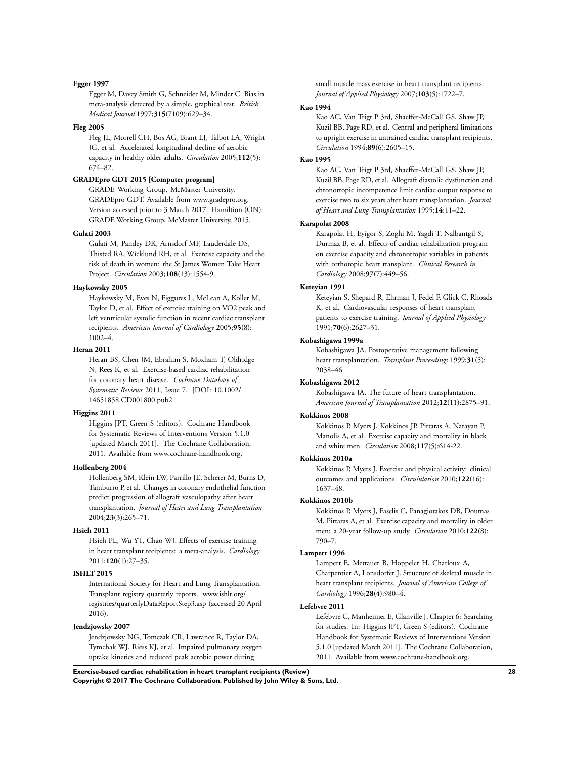**Egger 1997**

Egger M, Davey Smith G, Schneider M, Minder C. Bias in meta-analysis detected by a simple, graphical test. *British Medical Journal* 1997;**315**(7109):629–34.

**Fleg 2005**

Fleg JL, Morrell CH, Bos AG, Brant LJ, Talbot LA, Wright JG, et al. Accelerated longitudinal decline of aerobic capacity in healthy older adults. *Circulation* 2005;**112**(5): 674–82.

**GRADEpro GDT 2015 [Computer program]**

GRADE Working Group, McMaster University. GRADEpro GDT. Available from www.gradepro.org. Version accessed prior to 3 March 2017. Hamiltion (ON): GRADE Working Group, McMaster University, 2015.

**Gulati 2003**

Gulati M, Pandey DK, Arnsdorf MF, Lauderdale DS, Thisted RA, Wicklund RH, et al. Exercise capacity and the risk of death in women: the St James Women Take Heart Project. *Circulation* 2003;**108**(13):1554-9.

**Haykowsky 2005**

Haykowsky M, Eves N, Figgures L, McLean A, Koller M, Taylor D, et al. Effect of exercise training on VO2 peak and left ventricular systolic function in recent cardiac transplant recipients. *American Journal of Cardiology* 2005;**95**(8): 1002–4.

**Heran 2011**

Heran BS, Chen JM, Ebrahim S, Moxham T, Oldridge N, Rees K, et al. Exercise-based cardiac rehabilitation for coronary heart disease. *Cochrane Database of Systematic Reviews* 2011, Issue 7. [DOI: 10.1002/14651858.CD001800.pub2

**Higgins 2011**

Higgins JPT, Green S (editors). Cochrane Handbook for Systematic Reviews of Interventions Version 5.1.0 [updated March 2011]. The Cochrane Collaboration, 2011. Available from www.cochrane-handbook.org.

**Hollenberg 2004**

Hollenberg SM, Klein LW, Parrillo JE, Scherer M, Burns D, Tamburro P, et al. Changes in coronary endothelial function predict progression of allograft vasculopathy after heart transplantation. *Journal of Heart and Lung Transplantation* 2004;**23**(3):265–71.

**Hsieh 2011**

Hsieh PL, Wu YT, Chao WJ. Effects of exercise training in heart transplant recipients: a meta-analysis. *Cardiology* 2011;**120**(1):27–35.

**ISHLT 2015**

International Society for Heart and Lung Transplantation. Transplant registry quarterly reports. www.ishlt.org/registries/quarterlyDataReportStep3.asp (accessed 20 April 2016).

**Jendzjowsky 2007**

Jendzjowsky NG, Tomczak CR, Lawrance R, Taylor DA, Tymchak WJ, Riess KJ, et al. Impaired pulmonary oxygen uptake kinetics and reduced peak aerobic power during small muscle mass exercise in heart transplant recipients. *Journal of Applied Physiology* 2007;**103**(5):1722–7.

**Kao 1994**

Kao AC, Van Trigt P 3rd, Shaeffer-McCall GS, Shaw JP, Kuzil BB, Page RD, et al. Central and peripheral limitations to upright exercise in untrained cardiac transplant recipients. *Circulation* 1994;**89**(6):2605–15.

**Kao 1995**

Kao AC, Van Trigt P 3rd, Shaeffer-McCall GS, Shaw JP, Kuzil BB, Page RD, et al. Allograft diastolic dysfunction and chronotropic incompetence limit cardiac output response to exercise two to six years after heart transplantation. *Journal of Heart and Lung Transplantation* 1995;**14**:11–22.

**Karapolat 2008**

Karapolat H, Eyigor S, Zoghi M, Yagdi T, Nalbantgil S, Durmaz B, et al. Effects of cardiac rehabilitation program on exercise capacity and chronotropic variables in patients with orthotopic heart transplant. *Clinical Research in Cardiology* 2008;**97**(7):449–56.

**Keteyian 1991**

Keteyian S, Shepard R, Ehrman J, Fedel F, Glick C, Rhoads K, et al. Cardiovascular responses of heart transplant patients to exercise training. *Journal of Applied Physiology* 1991;**70**(6):2627–31.

**Kobashigawa 1999a**

Kobashigawa JA. Postoperative management following heart transplantation. *Transplant Proceedings* 1999;**31**(5): 2038–46.

**Kobashigawa 2012**

Kobashigawa JA. The future of heart transplantation. *American Journal of Transplantation* 2012;**12**(11):2875–91.

**Kokkinos 2008**

Kokkinos P, Myers J, Kokkinos JP, Pittaras A, Narayan P, Manolis A, et al. Exercise capacity and mortality in black and white men. *Circulation* 2008;**117**(5):614-22.

**Kokkinos 2010a**

Kokkinos P, Myers J. Exercise and physical activity: clinical outcomes and applications. *Circululation* 2010;**122**(16): 1637–48.

**Kokkinos 2010b**

Kokkinos P, Myers J, Faselis C, Panagiotakos DB, Doumas M, Pittaras A, et al. Exercise capacity and mortality in older men: a 20-year follow-up study. *Circulation* 2010;**122**(8): 790–7.

**Lampert 1996**

Lampert E, Mettauer B, Hoppeler H, Charloux A, Charpentier A, Lonsdorfer J. Structure of skeletal muscle in heart transplant recipients. *Journal of American College of Cardiology* 1996;**28**(4):980–4.

**Lefebvre 2011**

Lefebvre C, Manheimer E, Glanville J. Chapter 6: Searching for studies. In: Higgins JPT, Green S (editors). Cochrane Handbook for Systematic Reviews of Interventions Version 5.1.0 [updated March 2011]. The Cochrane Collaboration, 2011. Available from www.cochrane-handbook.org.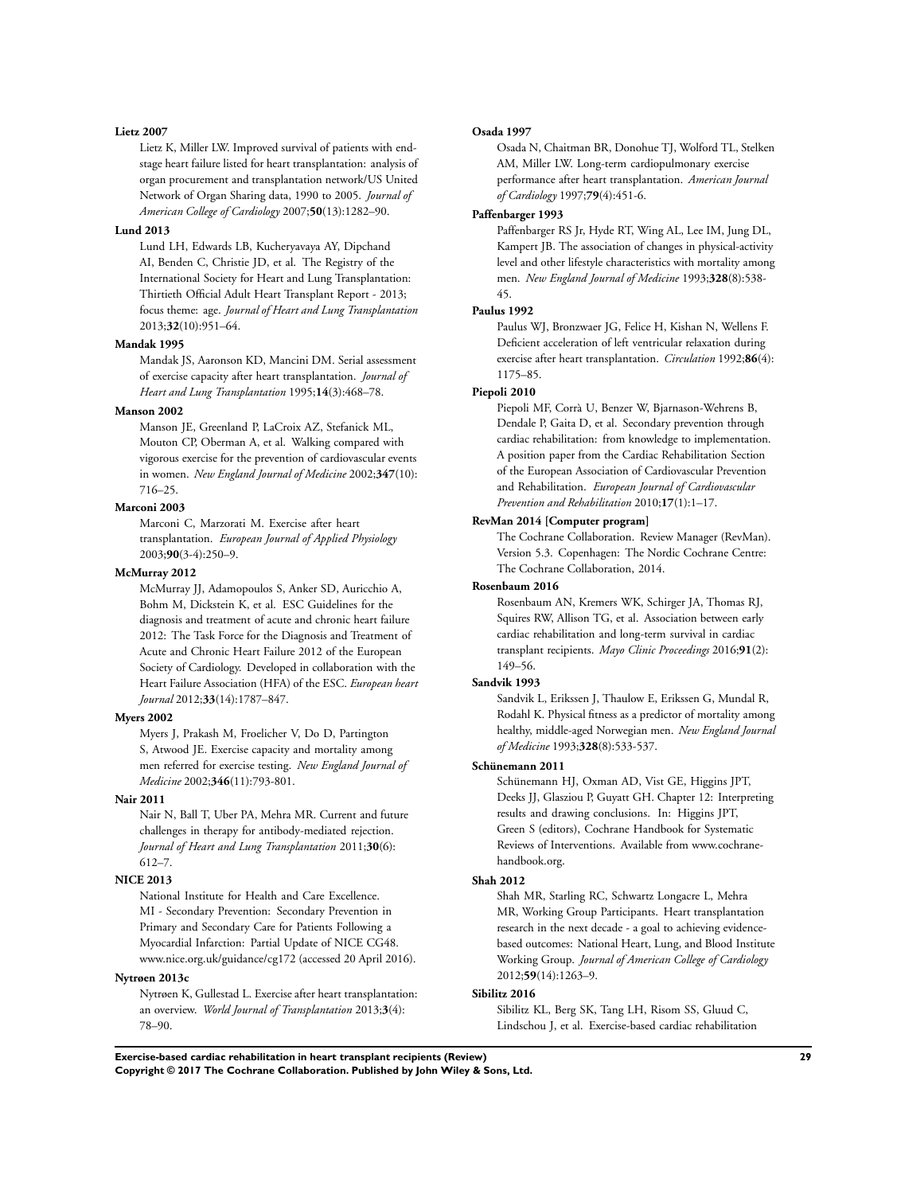**Lietz 2007**

Lietz K, Miller LW. Improved survival of patients with end-stage heart failure listed for heart transplantation: analysis of organ procurement and transplantation network/US United Network of Organ Sharing data, 1990 to 2005. *Journal of American College of Cardiology* 2007;**50**(13):1282–90.

**Lund 2013**

Lund LH, Edwards LB, Kucheryavaya AY, Dipchand AI, Benden C, Christie JD, et al. The Registry of the International Society for Heart and Lung Transplantation: Thirtieth Official Adult Heart Transplant Report - 2013; focus theme: age. *Journal of Heart and Lung Transplantation* 2013;**32**(10):951–64.

**Mandak 1995**

Mandak JS, Aaronson KD, Mancini DM. Serial assessment of exercise capacity after heart transplantation. *Journal of Heart and Lung Transplantation* 1995;**14**(3):468–78.

**Manson 2002**

Manson JE, Greenland P, LaCroix AZ, Stefanick ML, Mouton CP, Oberman A, et al. Walking compared with vigorous exercise for the prevention of cardiovascular events in women. *New England Journal of Medicine* 2002;**347**(10):716–25.

**Marconi 2003**

Marconi C, Marzorati M. Exercise after heart transplantation. *European Journal of Applied Physiology* 2003;**90**(3-4):250–9.

**McMurray 2012**

McMurray JJ, Adamopoulos S, Anker SD, Auricchio A, Bohm M, Dickstein K, et al. ESC Guidelines for the diagnosis and treatment of acute and chronic heart failure 2012: The Task Force for the Diagnosis and Treatment of Acute and Chronic Heart Failure 2012 of the European Society of Cardiology. Developed in collaboration with the Heart Failure Association (HFA) of the ESC. *European heart Journal* 2012;**33**(14):1787–847.

**Myers 2002**

Myers J, Prakash M, Froelicher V, Do D, Partington S, Atwood JE. Exercise capacity and mortality among men referred for exercise testing. *New England Journal of Medicine* 2002;**346**(11):793-801.

**Nair 2011**

Nair N, Ball T, Uber PA, Mehra MR. Current and future challenges in therapy for antibody-mediated rejection. *Journal of Heart and Lung Transplantation* 2011;**30**(6):612–7.

**NICE 2013**

National Institute for Health and Care Excellence. MI - Secondary Prevention: Secondary Prevention in Primary and Secondary Care for Patients Following a Myocardial Infarction: Partial Update of NICE CG48. www.nice.org.uk/guidance/cg172 (accessed 20 April 2016).

**Nytrøen 2013c**

Nytrøen K, Gullestad L. Exercise after heart transplantation: an overview. *World Journal of Transplantation* 2013;**3**(4):78–90.

**Osada 1997**

Osada N, Chaitman BR, Donohue TJ, Wolford TL, Stelken AM, Miller LW. Long-term cardiopulmonary exercise performance after heart transplantation. *American Journal of Cardiology* 1997;**79**(4):451-6.

**Paffenbarger 1993**

Paffenbarger RS Jr, Hyde RT, Wing AL, Lee IM, Jung DL, Kampert JB. The association of changes in physical-activity level and other lifestyle characteristics with mortality among men. *New England Journal of Medicine* 1993;**328**(8):538-45.

**Paulus 1992**

Paulus WJ, Bronzwaer JG, Felice H, Kishan N, Wellens F. Deficient acceleration of left ventricular relaxation during exercise after heart transplantation. *Circulation* 1992;**86**(4):1175–85.

**Piepoli 2010**

Piepoli MF, Corrà U, Benzer W, Bjarnason-Wehrens B, Dendale P, Gaita D, et al. Secondary prevention through cardiac rehabilitation: from knowledge to implementation. A position paper from the Cardiac Rehabilitation Section of the European Association of Cardiovascular Prevention and Rehabilitation. *European Journal of Cardiovascular Prevention and Rehabilitation* 2010;**17**(1):1–17.

**RevMan 2014 [Computer program]**

The Cochrane Collaboration. Review Manager (RevMan). Version 5.3. Copenhagen: The Nordic Cochrane Centre: The Cochrane Collaboration, 2014.

**Rosenbaum 2016**

Rosenbaum AN, Kremers WK, Schirger JA, Thomas RJ, Squires RW, Allison TG, et al. Association between early cardiac rehabilitation and long-term survival in cardiac transplant recipients. *Mayo Clinic Proceedings* 2016;**91**(2):149–56.

**Sandvik 1993**

Sandvik L, Erikssen J, Thaulow E, Erikssen G, Mundal R, Rodahl K. Physical fitness as a predictor of mortality among healthy, middle-aged Norwegian men. *New England Journal of Medicine* 1993;**328**(8):533-537.

**Schünemann 2011**

Schünemann HJ, Oxman AD, Vist GE, Higgins JPT, Deeks JJ, Glasziou P, Guyatt GH. Chapter 12: Interpreting results and drawing conclusions. In: Higgins JPT, Green S (editors), Cochrane Handbook for Systematic Reviews of Interventions. Available from www.cochrane-handbook.org.

**Shah 2012**

Shah MR, Starling RC, Schwartz Longacre L, Mehra MR, Working Group Participants. Heart transplantation research in the next decade - a goal to achieving evidence-based outcomes: National Heart, Lung, and Blood Institute Working Group. *Journal of American College of Cardiology* 2012;**59**(14):1263–9.

**Sibilitz 2016**

Sibilitz KL, Berg SK, Tang LH, Risom SS, Gluud C, Lindschou J, et al. Exercise-based cardiac rehabilitation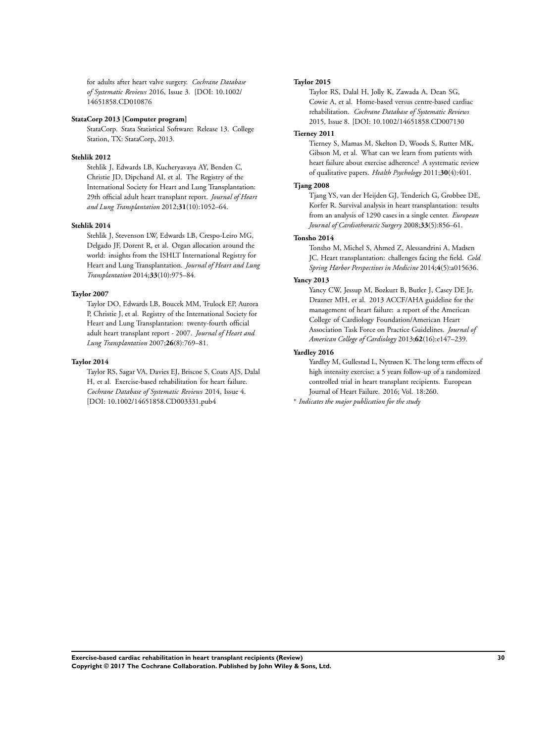for adults after heart valve surgery. *Cochrane Database of Systematic Reviews* 2016, Issue 3. [DOI: 10.1002/14651858.CD010876

**StataCorp 2013 [Computer program]**

StataCorp. Stata Statistical Software: Release 13. College Station, TX: StataCorp, 2013.

**Stehlik 2012**

Stehlik J, Edwards LB, Kucheryavaya AY, Benden C, Christie JD, Dipchand AI, et al. The Registry of the International Society for Heart and Lung Transplantation: 29th official adult heart transplant report. *Journal of Heart and Lung Transplantation* 2012;**31**(10):1052–64.

**Stehlik 2014**

Stehlik J, Stevenson LW, Edwards LB, Crespo-Leiro MG, Delgado JF, Dorent R, et al. Organ allocation around the world: insights from the ISHLT International Registry for Heart and Lung Transplantation. *Journal of Heart and Lung Transplantation* 2014;**33**(10):975–84.

**Taylor 2007**

Taylor DO, Edwards LB, Boucek MM, Trulock EP, Aurora P, Christie J, et al. Registry of the International Society for Heart and Lung Transplantation: twenty-fourth official adult heart transplant report - 2007. *Journal of Heart and Lung Transplantation* 2007;**26**(8):769–81.

**Taylor 2014**

Taylor RS, Sagar VA, Davies EJ, Briscoe S, Coats AJS, Dalal H, et al. Exercise-based rehabilitation for heart failure. *Cochrane Database of Systematic Reviews* 2014, Issue 4. [DOI: 10.1002/14651858.CD003331.pub4

**Taylor 2015**

Taylor RS, Dalal H, Jolly K, Zawada A, Dean SG, Cowie A, et al. Home-based versus centre-based cardiac rehabilitation. *Cochrane Database of Systematic Reviews* 2015, Issue 8. [DOI: 10.1002/14651858.CD007130

**Tierney 2011**

Tierney S, Mamas M, Skelton D, Woods S, Rutter MK, Gibson M, et al. What can we learn from patients with heart failure about exercise adherence? A systematic review of qualitative papers. *Health Psychology* 2011;**30**(4):401.

**Tjang 2008**

Tjang YS, van der Heijden GJ, Tenderich G, Grobbee DE, Korfer R. Survival analysis in heart transplantation: results from an analysis of 1290 cases in a single center. *European Journal of Cardiothoracic Surgery* 2008;**33**(5):856–61.

**Tonsho 2014**

Tonsho M, Michel S, Ahmed Z, Alessandrini A, Madsen JC. Heart transplantation: challenges facing the field. *Cold Spring Harbor Perspectives in Medicine* 2014;**4**(5):a015636.

**Yancy 2013**

Yancy CW, Jessup M, Bozkurt B, Butler J, Casey DE Jr, Drazner MH, et al. 2013 ACCF/AHA guideline for the management of heart failure: a report of the American College of Cardiology Foundation/American Heart Association Task Force on Practice Guidelines. *Journal of American College of Cardiology* 2013;**62**(16):e147–239.

**Yardley 2016**

Yardley M, Gullestad L, Nytrøen K. The long term effects of high intensity exercise; a 5 years follow-up of a randomized controlled trial in heart transplant recipients. European Journal of Heart Failure. 2016; Vol. 18:260.

* *Indicates the major publication for the study*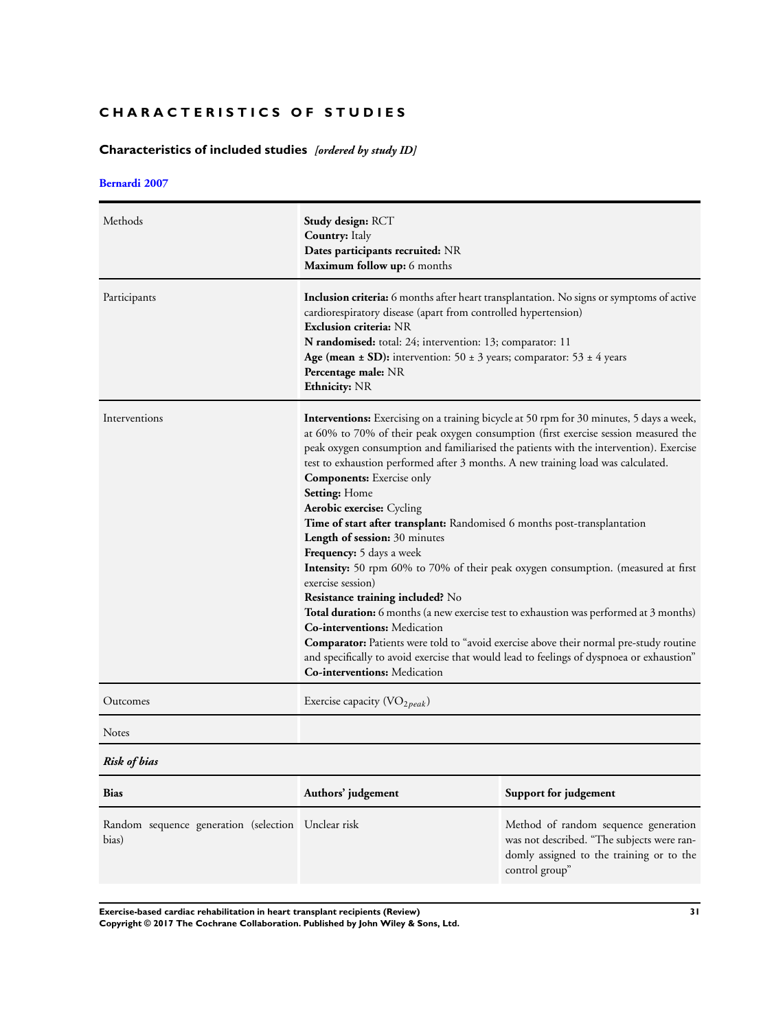# CHARACTERISTICS OF STUDIES

## Characteristics of included studies *[ordered by study ID]*

### Bernardi 2007

| | |
|---|---|
| Methods | **Study design:** RCT<br>**Country:** Italy<br>**Dates participants recruited:** NR<br>**Maximum follow up:** 6 months |
| Participants | **Inclusion criteria:** 6 months after heart transplantation. No signs or symptoms of active cardiorespiratory disease (apart from controlled hypertension)<br>**Exclusion criteria:** NR<br>**N randomised:** total: 24; intervention: 13; comparator: 11<br>**Age (mean ± SD):** intervention: 50 ± 3 years; comparator: 53 ± 4 years<br>**Percentage male:** NR<br>**Ethnicity:** NR |
| Interventions | **Interventions:** Exercising on a training bicycle at 50 rpm for 30 minutes, 5 days a week, at 60% to 70% of their peak oxygen consumption (first exercise session measured the peak oxygen consumption and familiarised the patients with the intervention). Exercise test to exhaustion performed after 3 months. A new training load was calculated.<br>**Components:** Exercise only<br>**Setting:** Home<br>**Aerobic exercise:** Cycling<br>**Time of start after transplant:** Randomised 6 months post-transplantation<br>**Length of session:** 30 minutes<br>**Frequency:** 5 days a week<br>**Intensity:** 50 rpm 60% to 70% of their peak oxygen consumption. (measured at first exercise session)<br>**Resistance training included?** No<br>**Total duration:** 6 months (a new exercise test to exhaustion was performed at 3 months)<br>**Co-interventions:** Medication<br>**Comparator:** Patients were told to "avoid exercise above their normal pre-study routine and specifically to avoid exercise that would lead to feelings of dyspnoea or exhaustion"<br>**Co-interventions:** Medication |
| Outcomes | Exercise capacity ($VO_{2peak}$) |
| Notes | |

*Risk of bias*

| Bias | Authors' judgement | Support for judgement |
|---|---|---|
| Random sequence generation (selection bias) | Unclear risk | Method of random sequence generation was not described. "The subjects were randomly assigned to the training or to the control group" |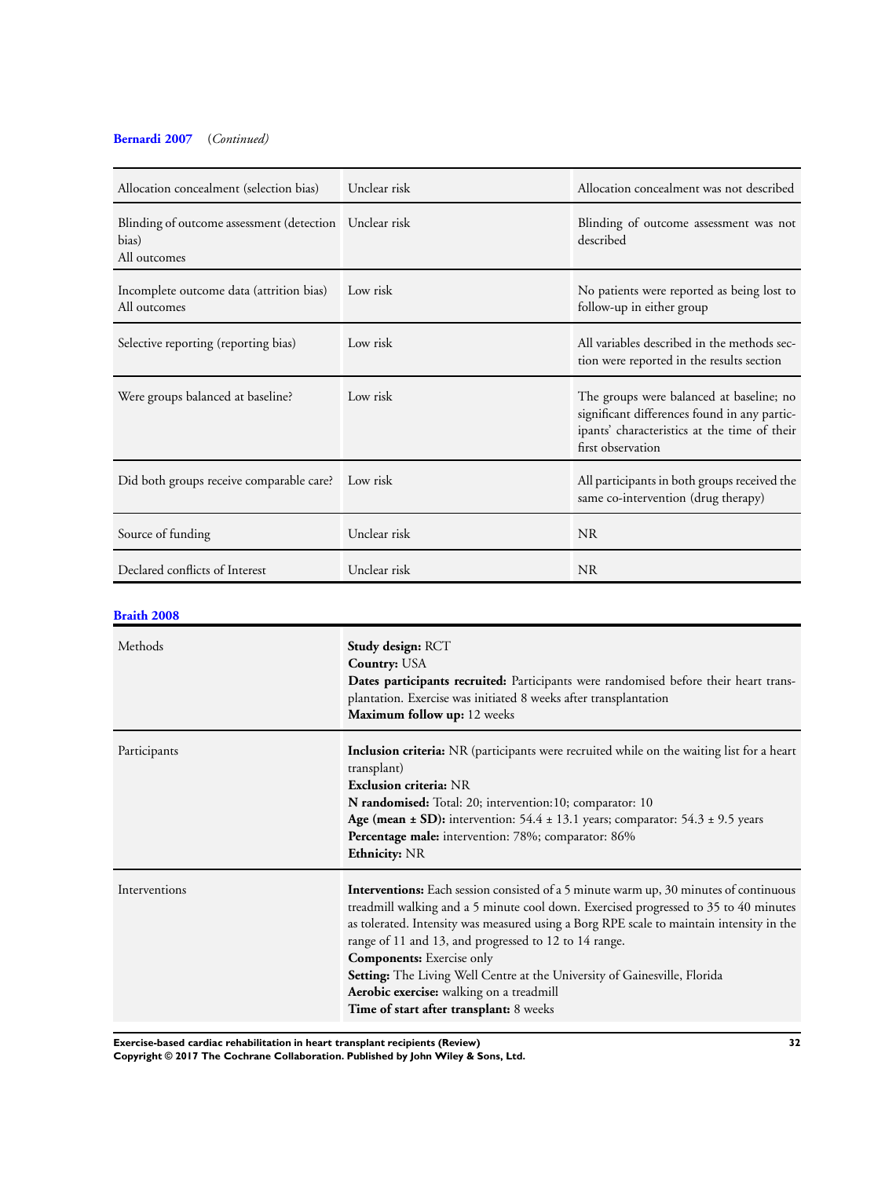**Bernardi 2007** (*Continued*)

| | | |
|---|---|---|
| Allocation concealment (selection bias) | Unclear risk | Allocation concealment was not described |
| Blinding of outcome assessment (detection bias)<br>All outcomes | Unclear risk | Blinding of outcome assessment was not described |
| Incomplete outcome data (attrition bias)<br>All outcomes | Low risk | No patients were reported as being lost to follow-up in either group |
| Selective reporting (reporting bias) | Low risk | All variables described in the methods section were reported in the results section |
| Were groups balanced at baseline? | Low risk | The groups were balanced at baseline; no significant differences found in any participants' characteristics at the time of their first observation |
| Did both groups receive comparable care? | Low risk | All participants in both groups received the same co-intervention (drug therapy) |
| Source of funding | Unclear risk | NR |
| Declared conflicts of Interest | Unclear risk | NR |

**Braith 2008**

| | |
|---|---|
| Methods | **Study design:** RCT<br>**Country:** USA<br>**Dates participants recruited:** Participants were randomised before their heart transplantation. Exercise was initiated 8 weeks after transplantation<br>**Maximum follow up:** 12 weeks |
| Participants | **Inclusion criteria:** NR (participants were recruited while on the waiting list for a heart transplant)<br>**Exclusion criteria:** NR<br>**N randomised:** Total: 20; intervention:10; comparator: 10<br>**Age (mean ± SD):** intervention: 54.4 ± 13.1 years; comparator: 54.3 ± 9.5 years<br>**Percentage male:** intervention: 78%; comparator: 86%<br>**Ethnicity:** NR |
| Interventions | **Interventions:** Each session consisted of a 5 minute warm up, 30 minutes of continuous treadmill walking and a 5 minute cool down. Exercised progressed to 35 to 40 minutes as tolerated. Intensity was measured using a Borg RPE scale to maintain intensity in the range of 11 and 13, and progressed to 12 to 14 range.<br>**Components:** Exercise only<br>**Setting:** The Living Well Centre at the University of Gainesville, Florida<br>**Aerobic exercise:** walking on a treadmill<br>**Time of start after transplant:** 8 weeks |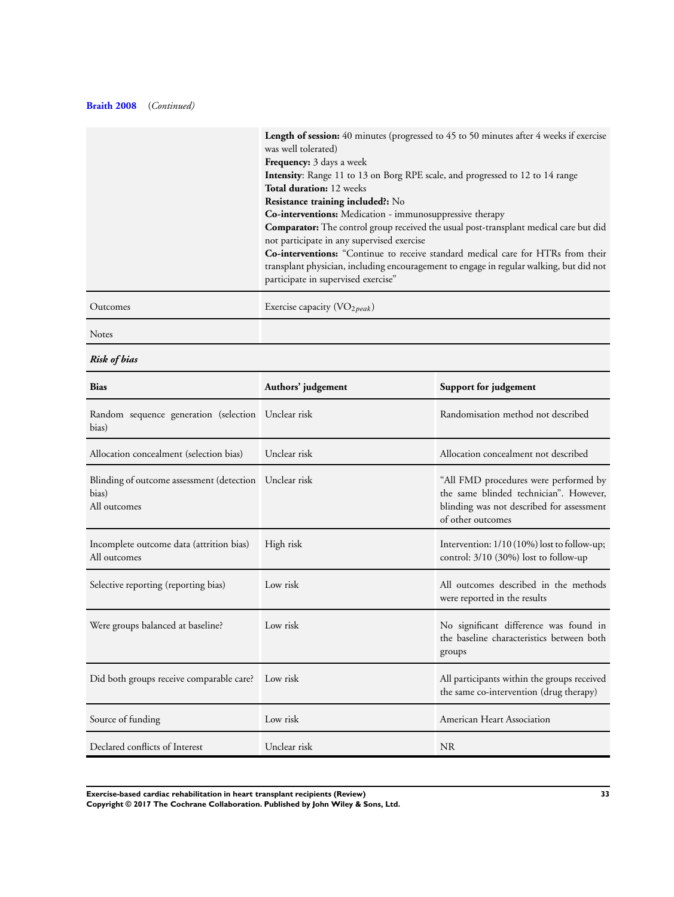**Braith 2008** (*Continued*)

| | |
|---|---|
| | **Length of session:** 40 minutes (progressed to 45 to 50 minutes after 4 weeks if exercise was well tolerated)<br>**Frequency:** 3 days a week<br>**Intensity**: Range 11 to 13 on Borg RPE scale, and progressed to 12 to 14 range<br>**Total duration:** 12 weeks<br>**Resistance training included?:** No<br>**Co-interventions:** Medication - immunosuppressive therapy<br>**Comparator:** The control group received the usual post-transplant medical care but did not participate in any supervised exercise<br>**Co-interventions:** "Continue to receive standard medical care for HTRs from their transplant physician, including encouragement to engage in regular walking, but did not participate in supervised exercise" |
| Outcomes | Exercise capacity ($VO_{2peak}$) |
| Notes | |

***Risk of bias***

| Bias | Authors' judgement | Support for judgement |
|---|---|---|
| Random sequence generation (selection bias) | Unclear risk | Randomisation method not described |
| Allocation concealment (selection bias) | Unclear risk | Allocation concealment not described |
| Blinding of outcome assessment (detection bias)<br>All outcomes | Unclear risk | "All FMD procedures were performed by the same blinded technician". However, blinding was not described for assessment of other outcomes |
| Incomplete outcome data (attrition bias)<br>All outcomes | High risk | Intervention: 1/10 (10%) lost to follow-up; control: 3/10 (30%) lost to follow-up |
| Selective reporting (reporting bias) | Low risk | All outcomes described in the methods were reported in the results |
| Were groups balanced at baseline? | Low risk | No significant difference was found in the baseline characteristics between both groups |
| Did both groups receive comparable care? | Low risk | All participants within the groups received the same co-intervention (drug therapy) |
| Source of funding | Low risk | American Heart Association |
| Declared conflicts of Interest | Unclear risk | NR |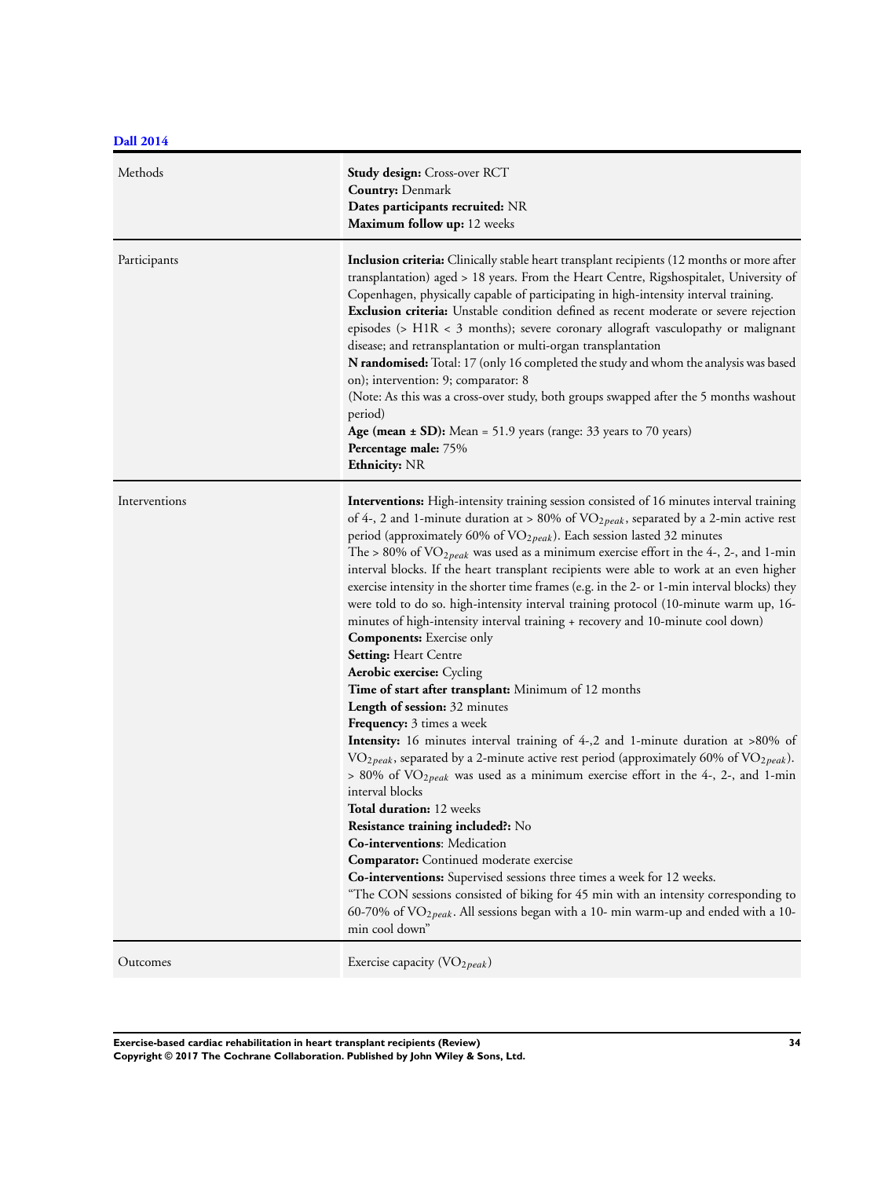**Dall 2014**

| Methods | **Study design:** Cross-over RCT<br>**Country:** Denmark<br>**Dates participants recruited:** NR<br>**Maximum follow up:** 12 weeks |
|---|---|
| Participants | **Inclusion criteria:** Clinically stable heart transplant recipients (12 months or more after transplantation) aged > 18 years. From the Heart Centre, Rigshospitalet, University of Copenhagen, physically capable of participating in high-intensity interval training.<br>**Exclusion criteria:** Unstable condition defined as recent moderate or severe rejection episodes (> H1R < 3 months); severe coronary allograft vasculopathy or malignant disease; and retransplantation or multi-organ transplantation<br>**N randomised:** Total: 17 (only 16 completed the study and whom the analysis was based on); intervention: 9; comparator: 8<br>(Note: As this was a cross-over study, both groups swapped after the 5 months washout period)<br>**Age (mean ± SD):** Mean = 51.9 years (range: 33 years to 70 years)<br>**Percentage male:** 75%<br>**Ethnicity:** NR |
| Interventions | **Interventions:** High-intensity training session consisted of 16 minutes interval training of 4-, 2 and 1-minute duration at > 80% of $VO_{2peak}$, separated by a 2-min active rest period (approximately 60% of $VO_{2peak}$). Each session lasted 32 minutes<br>The > 80% of $VO_{2peak}$ was used as a minimum exercise effort in the 4-, 2-, and 1-min interval blocks. If the heart transplant recipients were able to work at an even higher exercise intensity in the shorter time frames (e.g. in the 2- or 1-min interval blocks) they were told to do so. high-intensity interval training protocol (10-minute warm up, 16-minutes of high-intensity interval training + recovery and 10-minute cool down)<br>**Components:** Exercise only<br>**Setting:** Heart Centre<br>**Aerobic exercise:** Cycling<br>**Time of start after transplant:** Minimum of 12 months<br>**Length of session:** 32 minutes<br>**Frequency:** 3 times a week<br>**Intensity:** 16 minutes interval training of 4-,2 and 1-minute duration at >80% of $VO_{2peak}$, separated by a 2-minute active rest period (approximately 60% of $VO_{2peak}$). > 80% of $VO_{2peak}$ was used as a minimum exercise effort in the 4-, 2-, and 1-min interval blocks<br>**Total duration:** 12 weeks<br>**Resistance training included?:** No<br>**Co-interventions**: Medication<br>**Comparator:** Continued moderate exercise<br>**Co-interventions:** Supervised sessions three times a week for 12 weeks.<br>"The CON sessions consisted of biking for 45 min with an intensity corresponding to 60-70% of $VO_{2peak}$. All sessions began with a 10- min warm-up and ended with a 10-min cool down" |
| Outcomes | Exercise capacity ($VO_{2peak}$) |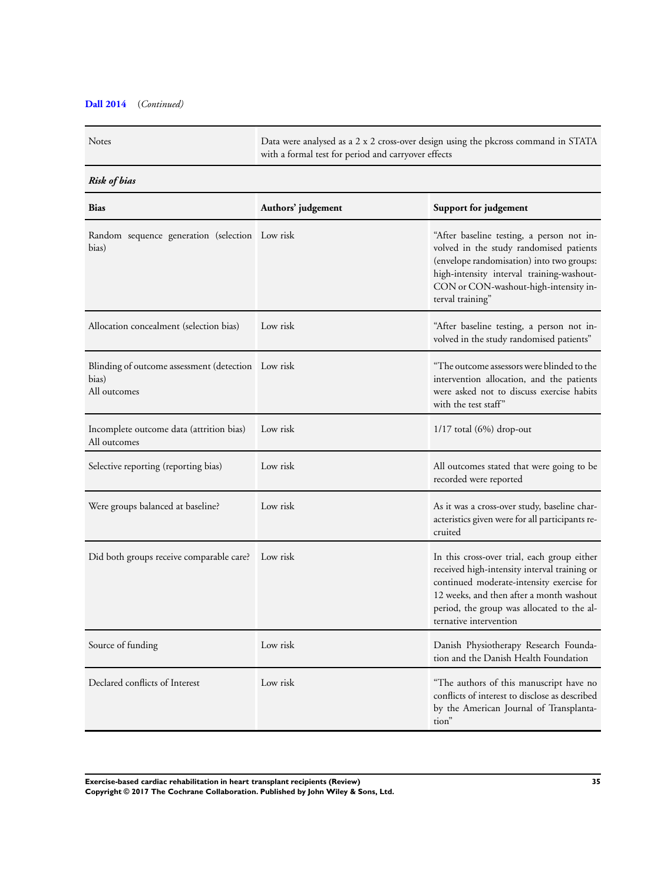**Dall 2014** (*Continued*)

| Notes | Data were analysed as a 2 x 2 cross-over design using the pkcross command in STATA with a formal test for period and carryover effects |
|---|---|

***Risk of bias***

| Bias | Authors' judgement | Support for judgement |
|---|---|---|
| Random sequence generation (selection bias) | Low risk | "After baseline testing, a person not involved in the study randomised patients (envelope randomisation) into two groups: high-intensity interval training-washout-CON or CON-washout-high-intensity interval training" |
| Allocation concealment (selection bias) | Low risk | "After baseline testing, a person not involved in the study randomised patients" |
| Blinding of outcome assessment (detection bias)<br>All outcomes | Low risk | "The outcome assessors were blinded to the intervention allocation, and the patients were asked not to discuss exercise habits with the test staff" |
| Incomplete outcome data (attrition bias)<br>All outcomes | Low risk | 1/17 total (6%) drop-out |
| Selective reporting (reporting bias) | Low risk | All outcomes stated that were going to be recorded were reported |
| Were groups balanced at baseline? | Low risk | As it was a cross-over study, baseline characteristics given were for all participants recruited |
| Did both groups receive comparable care? | Low risk | In this cross-over trial, each group either received high-intensity interval training or continued moderate-intensity exercise for 12 weeks, and then after a month washout period, the group was allocated to the alternative intervention |
| Source of funding | Low risk | Danish Physiotherapy Research Foundation and the Danish Health Foundation |
| Declared conflicts of Interest | Low risk | "The authors of this manuscript have no conflicts of interest to disclose as described by the American Journal of Transplantation" |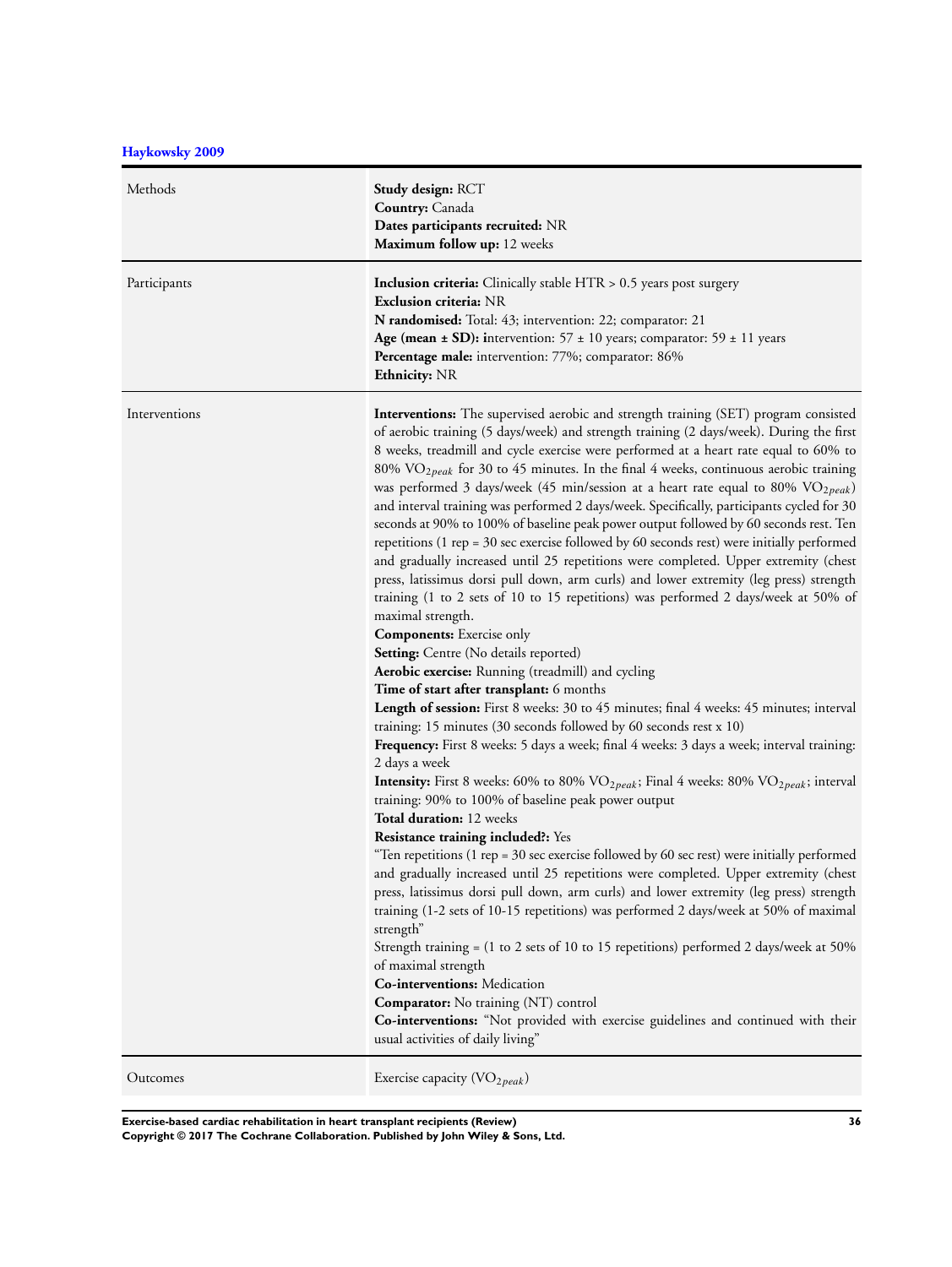**Haykowsky 2009**

| | |
|---|---|
| Methods | **Study design:** RCT<br>**Country:** Canada<br>**Dates participants recruited:** NR<br>**Maximum follow up:** 12 weeks |
| Participants | **Inclusion criteria:** Clinically stable HTR > 0.5 years post surgery<br>**Exclusion criteria:** NR<br>**N randomised:** Total: 43; intervention: 22; comparator: 21<br>**Age (mean ± SD): i**ntervention: 57 ± 10 years; comparator: 59 ± 11 years<br>**Percentage male:** intervention: 77%; comparator: 86%<br>**Ethnicity:** NR |
| Interventions | **Interventions:** The supervised aerobic and strength training (SET) program consisted of aerobic training (5 days/week) and strength training (2 days/week). During the first 8 weeks, treadmill and cycle exercise were performed at a heart rate equal to 60% to 80% $VO_{2peak}$ for 30 to 45 minutes. In the final 4 weeks, continuous aerobic training was performed 3 days/week (45 min/session at a heart rate equal to 80% $VO_{2peak}$) and interval training was performed 2 days/week. Specifically, participants cycled for 30 seconds at 90% to 100% of baseline peak power output followed by 60 seconds rest. Ten repetitions (1 rep = 30 sec exercise followed by 60 seconds rest) were initially performed and gradually increased until 25 repetitions were completed. Upper extremity (chest press, latissimus dorsi pull down, arm curls) and lower extremity (leg press) strength training (1 to 2 sets of 10 to 15 repetitions) was performed 2 days/week at 50% of maximal strength.<br>**Components:** Exercise only<br>**Setting:** Centre (No details reported)<br>**Aerobic exercise:** Running (treadmill) and cycling<br>**Time of start after transplant:** 6 months<br>**Length of session:** First 8 weeks: 30 to 45 minutes; final 4 weeks: 45 minutes; interval training: 15 minutes (30 seconds followed by 60 seconds rest x 10)<br>**Frequency:** First 8 weeks: 5 days a week; final 4 weeks: 3 days a week; interval training: 2 days a week<br>**Intensity:** First 8 weeks: 60% to 80% $VO_{2peak}$; Final 4 weeks: 80% $VO_{2peak}$; interval training: 90% to 100% of baseline peak power output<br>**Total duration:** 12 weeks<br>**Resistance training included?:** Yes<br>"Ten repetitions (1 rep = 30 sec exercise followed by 60 sec rest) were initially performed and gradually increased until 25 repetitions were completed. Upper extremity (chest press, latissimus dorsi pull down, arm curls) and lower extremity (leg press) strength training (1-2 sets of 10-15 repetitions) was performed 2 days/week at 50% of maximal strength"<br>Strength training = (1 to 2 sets of 10 to 15 repetitions) performed 2 days/week at 50% of maximal strength<br>**Co-interventions:** Medication<br>**Comparator:** No training (NT) control<br>**Co-interventions:** "Not provided with exercise guidelines and continued with their usual activities of daily living" |
| Outcomes | Exercise capacity ($VO_{2peak}$) |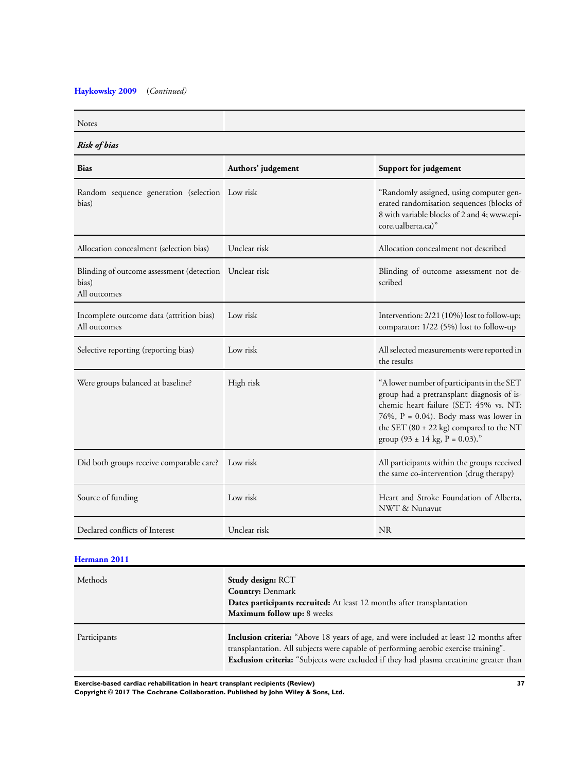**Haykowsky 2009** (*Continued*)

| Notes | |
|---|---|

***Risk of bias***

| Bias | Authors' judgement | Support for judgement |
|---|---|---|
| Random sequence generation (selection bias) | Low risk | "Randomly assigned, using computer generated randomisation sequences (blocks of 8 with variable blocks of 2 and 4; www.epicore.ualberta.ca)" |
| Allocation concealment (selection bias) | Unclear risk | Allocation concealment not described |
| Blinding of outcome assessment (detection bias) All outcomes | Unclear risk | Blinding of outcome assessment not described |
| Incomplete outcome data (attrition bias) All outcomes | Low risk | Intervention: 2/21 (10%) lost to follow-up; comparator: 1/22 (5%) lost to follow-up |
| Selective reporting (reporting bias) | Low risk | All selected measurements were reported in the results |
| Were groups balanced at baseline? | High risk | "A lower number of participants in the SET group had a pretransplant diagnosis of ischemic heart failure (SET: 45% vs. NT: 76%, P = 0.04). Body mass was lower in the SET (80 ± 22 kg) compared to the NT group (93 ± 14 kg, P = 0.03)." |
| Did both groups receive comparable care? | Low risk | All participants within the groups received the same co-intervention (drug therapy) |
| Source of funding | Low risk | Heart and Stroke Foundation of Alberta, NWT & Nunavut |
| Declared conflicts of Interest | Unclear risk | NR |

**Hermann 2011**

| Methods | **Study design:** RCT<br>**Country:** Denmark<br>**Dates participants recruited:** At least 12 months after transplantation<br>**Maximum follow up:** 8 weeks |
|---|---|
| Participants | **Inclusion criteria:** "Above 18 years of age, and were included at least 12 months after transplantation. All subjects were capable of performing aerobic exercise training".<br>**Exclusion criteria:** "Subjects were excluded if they had plasma creatinine greater than |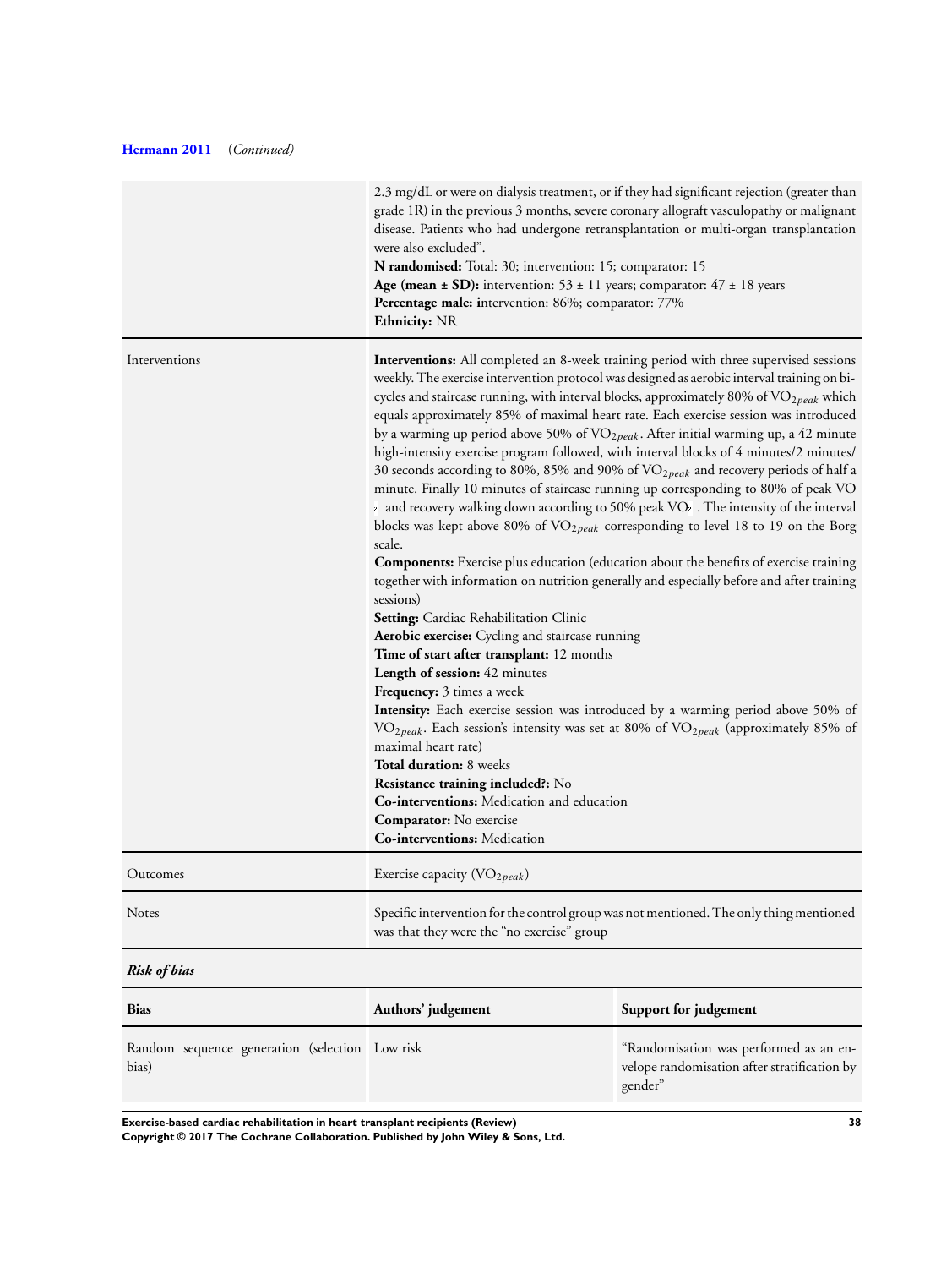**Hermann 2011** (*Continued*)

| | |
|---|---|
| | 2.3 mg/dL or were on dialysis treatment, or if they had significant rejection (greater than grade 1R) in the previous 3 months, severe coronary allograft vasculopathy or malignant disease. Patients who had undergone retransplantation or multi-organ transplantation were also excluded".<br>**N randomised:** Total: 30; intervention: 15; comparator: 15<br>**Age (mean ± SD):** intervention: 53 ± 11 years; comparator: 47 ± 18 years<br>**Percentage male:** intervention: 86%; comparator: 77%<br>**Ethnicity:** NR |
| Interventions | **Interventions:** All completed an 8-week training period with three supervised sessions weekly. The exercise intervention protocol was designed as aerobic interval training on bicycles and staircase running, with interval blocks, approximately 80% of $VO_{2peak}$ which equals approximately 85% of maximal heart rate. Each exercise session was introduced by a warming up period above 50% of $VO_{2peak}$. After initial warming up, a 42 minute high-intensity exercise program followed, with interval blocks of 4 minutes/2 minutes/30 seconds according to 80%, 85% and 90% of $VO_{2peak}$ and recovery periods of half a minute. Finally 10 minutes of staircase running up corresponding to 80% of peak $VO_2$ and recovery walking down according to 50% peak $VO_2$. The intensity of the interval blocks was kept above 80% of $VO_{2peak}$ corresponding to level 18 to 19 on the Borg scale.<br>**Components:** Exercise plus education (education about the benefits of exercise training together with information on nutrition generally and especially before and after training sessions)<br>**Setting:** Cardiac Rehabilitation Clinic<br>**Aerobic exercise:** Cycling and staircase running<br>**Time of start after transplant:** 12 months<br>**Length of session:** 42 minutes<br>**Frequency:** 3 times a week<br>**Intensity:** Each exercise session was introduced by a warming period above 50% of $VO_{2peak}$. Each session's intensity was set at 80% of $VO_{2peak}$ (approximately 85% of maximal heart rate)<br>**Total duration:** 8 weeks<br>**Resistance training included?:** No<br>**Co-interventions:** Medication and education<br>**Comparator:** No exercise<br>**Co-interventions:** Medication |
| Outcomes | Exercise capacity ($VO_{2peak}$) |
| Notes | Specific intervention for the control group was not mentioned. The only thing mentioned was that they were the "no exercise" group |

***Risk of bias***

| Bias | Authors' judgement | Support for judgement |
|---|---|---|
| Random sequence generation (selection bias) | Low risk | "Randomisation was performed as an envelope randomisation after stratification by gender" |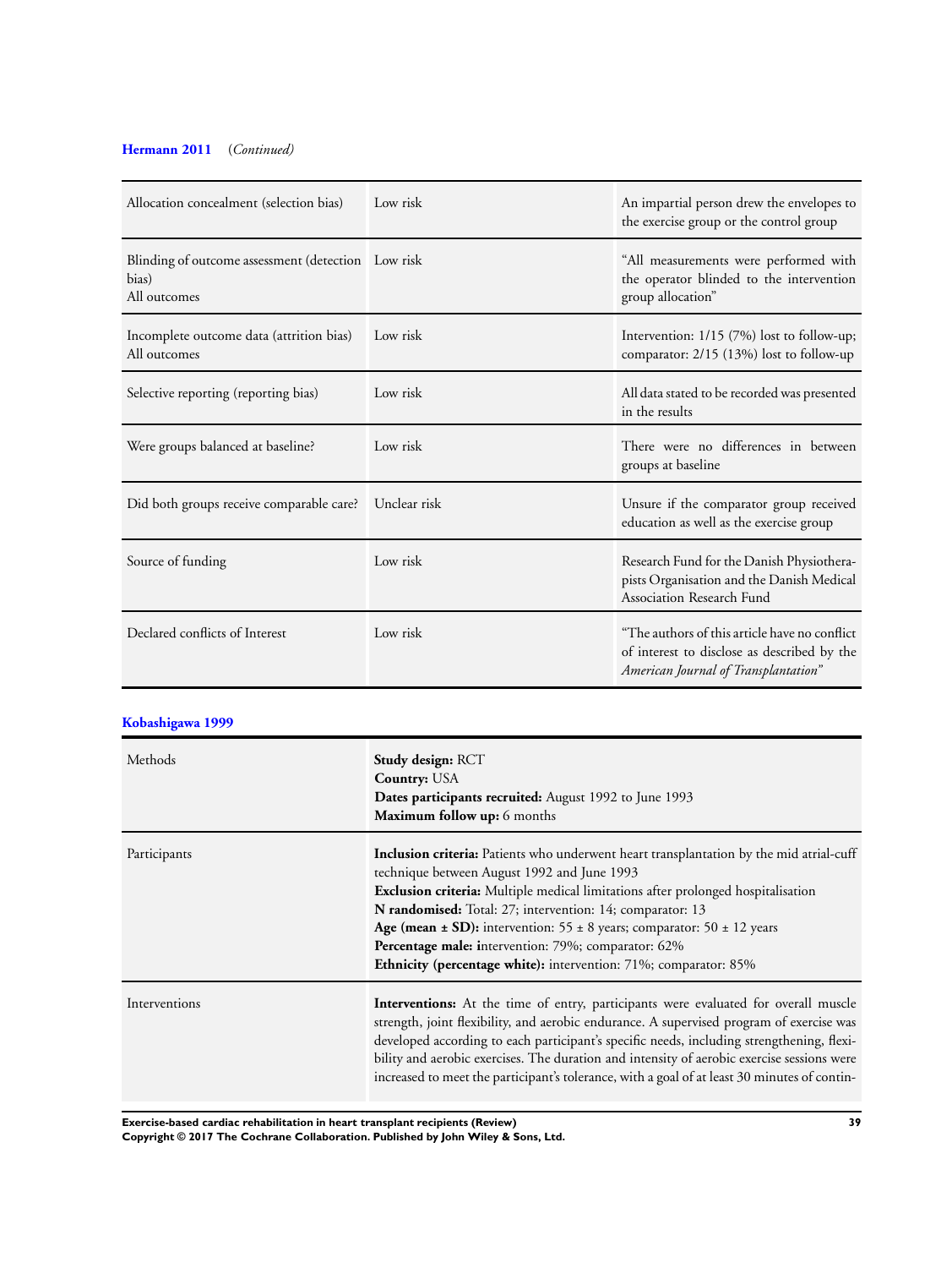**Hermann 2011** (*Continued*)

| | | |
|---|---|---|
| Allocation concealment (selection bias) | Low risk | An impartial person drew the envelopes to the exercise group or the control group |
| Blinding of outcome assessment (detection bias)<br>All outcomes | Low risk | "All measurements were performed with the operator blinded to the intervention group allocation" |
| Incomplete outcome data (attrition bias)<br>All outcomes | Low risk | Intervention: 1/15 (7%) lost to follow-up; comparator: 2/15 (13%) lost to follow-up |
| Selective reporting (reporting bias) | Low risk | All data stated to be recorded was presented in the results |
| Were groups balanced at baseline? | Low risk | There were no differences in between groups at baseline |
| Did both groups receive comparable care? | Unclear risk | Unsure if the comparator group received education as well as the exercise group |
| Source of funding | Low risk | Research Fund for the Danish Physiotherapists Organisation and the Danish Medical Association Research Fund |
| Declared conflicts of Interest | Low risk | "The authors of this article have no conflict of interest to disclose as described by the *American Journal of Transplantation*" |

**Kobashigawa 1999**

| | |
|---|---|
| Methods | **Study design:** RCT<br>**Country:** USA<br>**Dates participants recruited:** August 1992 to June 1993<br>**Maximum follow up:** 6 months |
| Participants | **Inclusion criteria:** Patients who underwent heart transplantation by the mid atrial-cuff technique between August 1992 and June 1993<br>**Exclusion criteria:** Multiple medical limitations after prolonged hospitalisation<br>**N randomised:** Total: 27; intervention: 14; comparator: 13<br>**Age (mean ± SD):** intervention: 55 ± 8 years; comparator: 50 ± 12 years<br>**Percentage male: i**ntervention: 79%; comparator: 62%<br>**Ethnicity (percentage white):** intervention: 71%; comparator: 85% |
| Interventions | **Interventions:** At the time of entry, participants were evaluated for overall muscle strength, joint flexibility, and aerobic endurance. A supervised program of exercise was developed according to each participant's specific needs, including strengthening, flexibility and aerobic exercises. The duration and intensity of aerobic exercise sessions were increased to meet the participant's tolerance, with a goal of at least 30 minutes of contin- |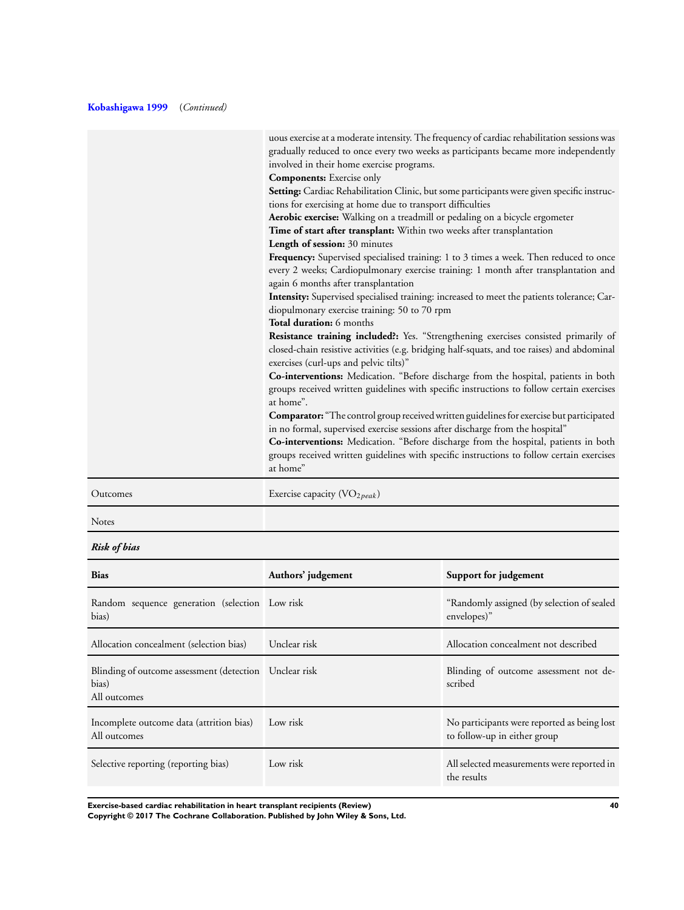**Kobashigawa 1999** (*Continued*)

| | |
|---|---|
| | uous exercise at a moderate intensity. The frequency of cardiac rehabilitation sessions was gradually reduced to once every two weeks as participants became more independently involved in their home exercise programs.<br>**Components:** Exercise only<br>**Setting:** Cardiac Rehabilitation Clinic, but some participants were given specific instructions for exercising at home due to transport difficulties<br>**Aerobic exercise:** Walking on a treadmill or pedaling on a bicycle ergometer<br>**Time of start after transplant:** Within two weeks after transplantation<br>**Length of session:** 30 minutes<br>**Frequency:** Supervised specialised training: 1 to 3 times a week. Then reduced to once every 2 weeks; Cardiopulmonary exercise training: 1 month after transplantation and again 6 months after transplantation<br>**Intensity:** Supervised specialised training: increased to meet the patients tolerance; Cardiopulmonary exercise training: 50 to 70 rpm<br>**Total duration:** 6 months<br>**Resistance training included?:** Yes. "Strengthening exercises consisted primarily of closed-chain resistive activities (e.g. bridging half-squats, and toe raises) and abdominal exercises (curl-ups and pelvic tilts)"<br>**Co-interventions:** Medication. "Before discharge from the hospital, patients in both groups received written guidelines with specific instructions to follow certain exercises at home".<br>**Comparator:** "The control group received written guidelines for exercise but participated in no formal, supervised exercise sessions after discharge from the hospital"<br>**Co-interventions:** Medication. "Before discharge from the hospital, patients in both groups received written guidelines with specific instructions to follow certain exercises at home" |
| Outcomes | Exercise capacity ($VO_{2peak}$) |
| Notes | |

***Risk of bias***

| Bias | Authors' judgement | Support for judgement |
|---|---|---|
| Random sequence generation (selection bias) | Low risk | "Randomly assigned (by selection of sealed envelopes)" |
| Allocation concealment (selection bias) | Unclear risk | Allocation concealment not described |
| Blinding of outcome assessment (detection bias)<br>All outcomes | Unclear risk | Blinding of outcome assessment not described |
| Incomplete outcome data (attrition bias)<br>All outcomes | Low risk | No participants were reported as being lost to follow-up in either group |
| Selective reporting (reporting bias) | Low risk | All selected measurements were reported in the results |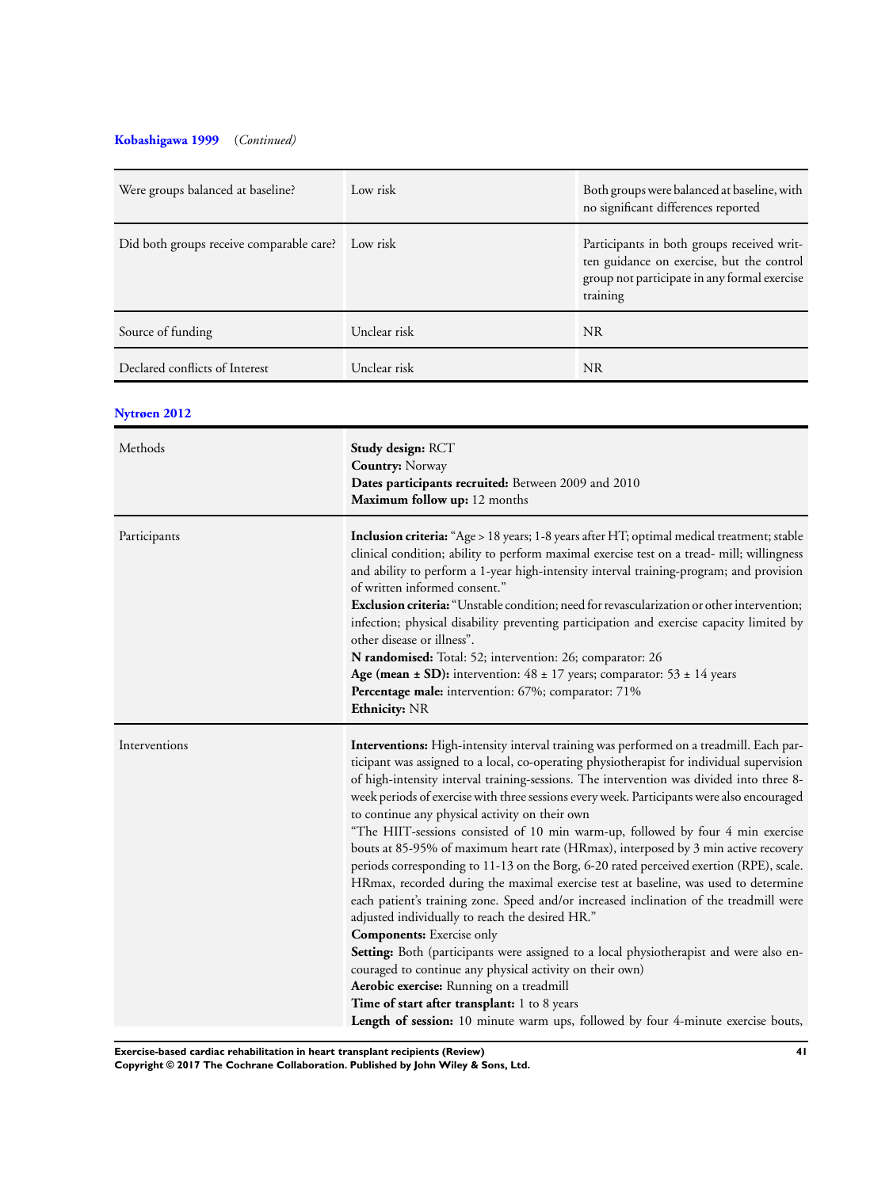**Kobashigawa 1999** (*Continued*)

| | | |
|---|---|---|
| Were groups balanced at baseline? | Low risk | Both groups were balanced at baseline, with no significant differences reported |
| Did both groups receive comparable care? | Low risk | Participants in both groups received written guidance on exercise, but the control group not participate in any formal exercise training |
| Source of funding | Unclear risk | NR |
| Declared conflicts of Interest | Unclear risk | NR |

**Nytrøen 2012**

| | |
|---|---|
| Methods | **Study design:** RCT<br>**Country:** Norway<br>**Dates participants recruited:** Between 2009 and 2010<br>**Maximum follow up:** 12 months |
| Participants | **Inclusion criteria:** "Age > 18 years; 1-8 years after HT; optimal medical treatment; stable clinical condition; ability to perform maximal exercise test on a tread- mill; willingness and ability to perform a 1-year high-intensity interval training-program; and provision of written informed consent."<br>**Exclusion criteria:** "Unstable condition; need for revascularization or other intervention; infection; physical disability preventing participation and exercise capacity limited by other disease or illness".<br>**N randomised:** Total: 52; intervention: 26; comparator: 26<br>**Age (mean ± SD):** intervention: 48 ± 17 years; comparator: 53 ± 14 years<br>**Percentage male:** intervention: 67%; comparator: 71%<br>**Ethnicity:** NR |
| Interventions | **Interventions:** High-intensity interval training was performed on a treadmill. Each participant was assigned to a local, co-operating physiotherapist for individual supervision of high-intensity interval training-sessions. The intervention was divided into three 8-week periods of exercise with three sessions every week. Participants were also encouraged to continue any physical activity on their own<br>"The HIIT-sessions consisted of 10 min warm-up, followed by four 4 min exercise bouts at 85-95% of maximum heart rate (HRmax), interposed by 3 min active recovery periods corresponding to 11-13 on the Borg, 6-20 rated perceived exertion (RPE), scale. HRmax, recorded during the maximal exercise test at baseline, was used to determine each patient's training zone. Speed and/or increased inclination of the treadmill were adjusted individually to reach the desired HR."<br>**Components:** Exercise only<br>**Setting:** Both (participants were assigned to a local physiotherapist and were also encouraged to continue any physical activity on their own)<br>**Aerobic exercise:** Running on a treadmill<br>**Time of start after transplant:** 1 to 8 years<br>**Length of session:** 10 minute warm ups, followed by four 4-minute exercise bouts, |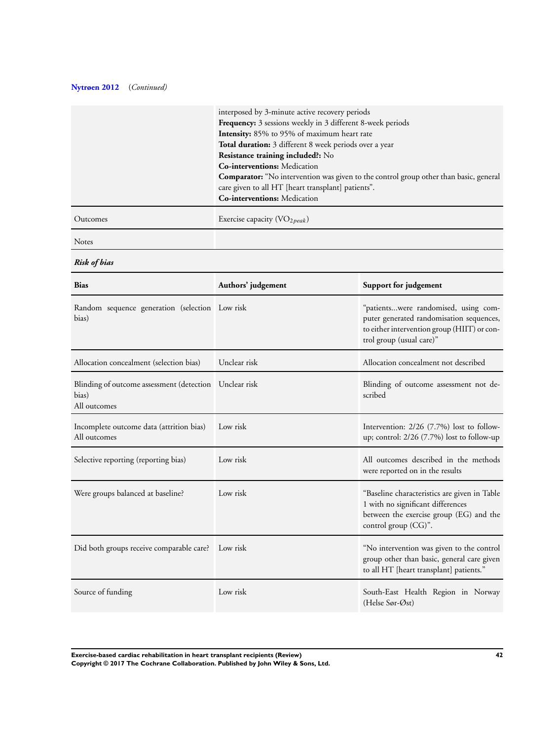**Nytrøen 2012** (*Continued*)

| | |
|---|---|
| | interposed by 3-minute active recovery periods<br>**Frequency:** 3 sessions weekly in 3 different 8-week periods<br>**Intensity:** 85% to 95% of maximum heart rate<br>**Total duration:** 3 different 8 week periods over a year<br>**Resistance training included?:** No<br>**Co-interventions:** Medication<br>**Comparator:** "No intervention was given to the control group other than basic, general care given to all HT [heart transplant] patients".<br>**Co-interventions:** Medication |
| Outcomes | Exercise capacity ($VO_{2peak}$) |
| Notes | |

***Risk of bias***

| Bias | Authors' judgement | Support for judgement |
|---|---|---|
| Random sequence generation (selection bias) | Low risk | "patients...were randomised, using computer generated randomisation sequences, to either intervention group (HIIT) or control group (usual care)" |
| Allocation concealment (selection bias) | Unclear risk | Allocation concealment not described |
| Blinding of outcome assessment (detection bias)<br>All outcomes | Unclear risk | Blinding of outcome assessment not described |
| Incomplete outcome data (attrition bias)<br>All outcomes | Low risk | Intervention: 2/26 (7.7%) lost to follow-up; control: 2/26 (7.7%) lost to follow-up |
| Selective reporting (reporting bias) | Low risk | All outcomes described in the methods were reported on in the results |
| Were groups balanced at baseline? | Low risk | "Baseline characteristics are given in Table 1 with no significant differences between the exercise group (EG) and the control group (CG)". |
| Did both groups receive comparable care? | Low risk | "No intervention was given to the control group other than basic, general care given to all HT [heart transplant] patients." |
| Source of funding | Low risk | South-East Health Region in Norway (Helse Sør-Øst) |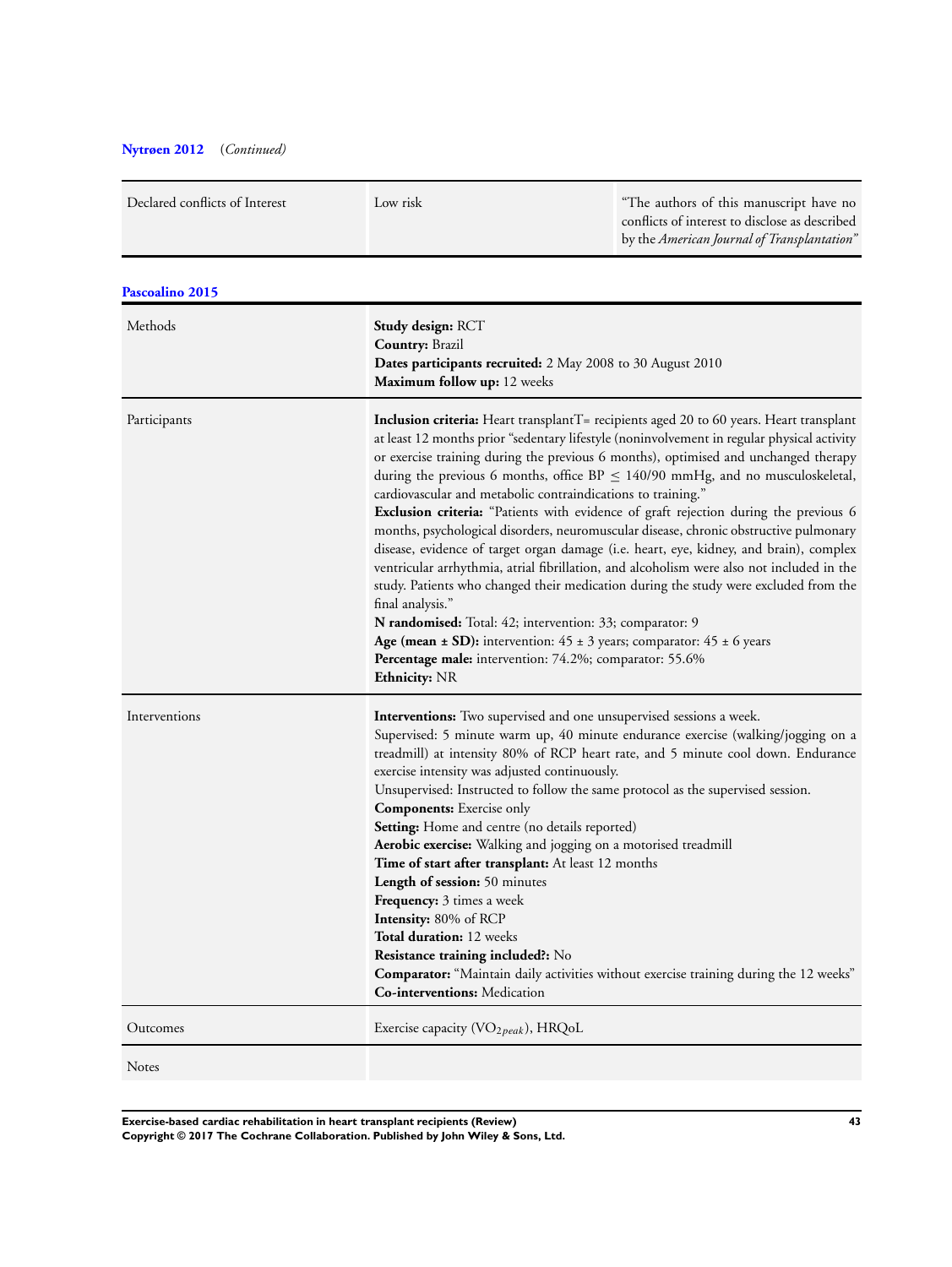**Nytrøen 2012** *(Continued)*

| Declared conflicts of Interest | Low risk | "The authors of this manuscript have no conflicts of interest to disclose as described by the *American Journal of Transplantation*" |
|---|---|---|

**Pascoalino 2015**

| | |
|---|---|
| Methods | **Study design:** RCT<br>**Country:** Brazil<br>**Dates participants recruited:** 2 May 2008 to 30 August 2010<br>**Maximum follow up:** 12 weeks |
| Participants | **Inclusion criteria:** Heart transplantT= recipients aged 20 to 60 years. Heart transplant at least 12 months prior "sedentary lifestyle (noninvolvement in regular physical activity or exercise training during the previous 6 months), optimised and unchanged therapy during the previous 6 months, office BP ≤ 140/90 mmHg, and no musculoskeletal, cardiovascular and metabolic contraindications to training."<br>**Exclusion criteria:** "Patients with evidence of graft rejection during the previous 6 months, psychological disorders, neuromuscular disease, chronic obstructive pulmonary disease, evidence of target organ damage (i.e. heart, eye, kidney, and brain), complex ventricular arrhythmia, atrial fibrillation, and alcoholism were also not included in the study. Patients who changed their medication during the study were excluded from the final analysis."<br>**N randomised:** Total: 42; intervention: 33; comparator: 9<br>**Age (mean ± SD):** intervention: 45 ± 3 years; comparator: 45 ± 6 years<br>**Percentage male:** intervention: 74.2%; comparator: 55.6%<br>**Ethnicity:** NR |
| Interventions | **Interventions:** Two supervised and one unsupervised sessions a week.<br>Supervised: 5 minute warm up, 40 minute endurance exercise (walking/jogging on a treadmill) at intensity 80% of RCP heart rate, and 5 minute cool down. Endurance exercise intensity was adjusted continuously.<br>Unsupervised: Instructed to follow the same protocol as the supervised session.<br>**Components:** Exercise only<br>**Setting:** Home and centre (no details reported)<br>**Aerobic exercise:** Walking and jogging on a motorised treadmill<br>**Time of start after transplant:** At least 12 months<br>**Length of session:** 50 minutes<br>**Frequency:** 3 times a week<br>**Intensity:** 80% of RCP<br>**Total duration:** 12 weeks<br>**Resistance training included?:** No<br>**Comparator:** "Maintain daily activities without exercise training during the 12 weeks"<br>**Co-interventions:** Medication |
| Outcomes | Exercise capacity ($VO_{2peak}$), HRQoL |
| Notes | |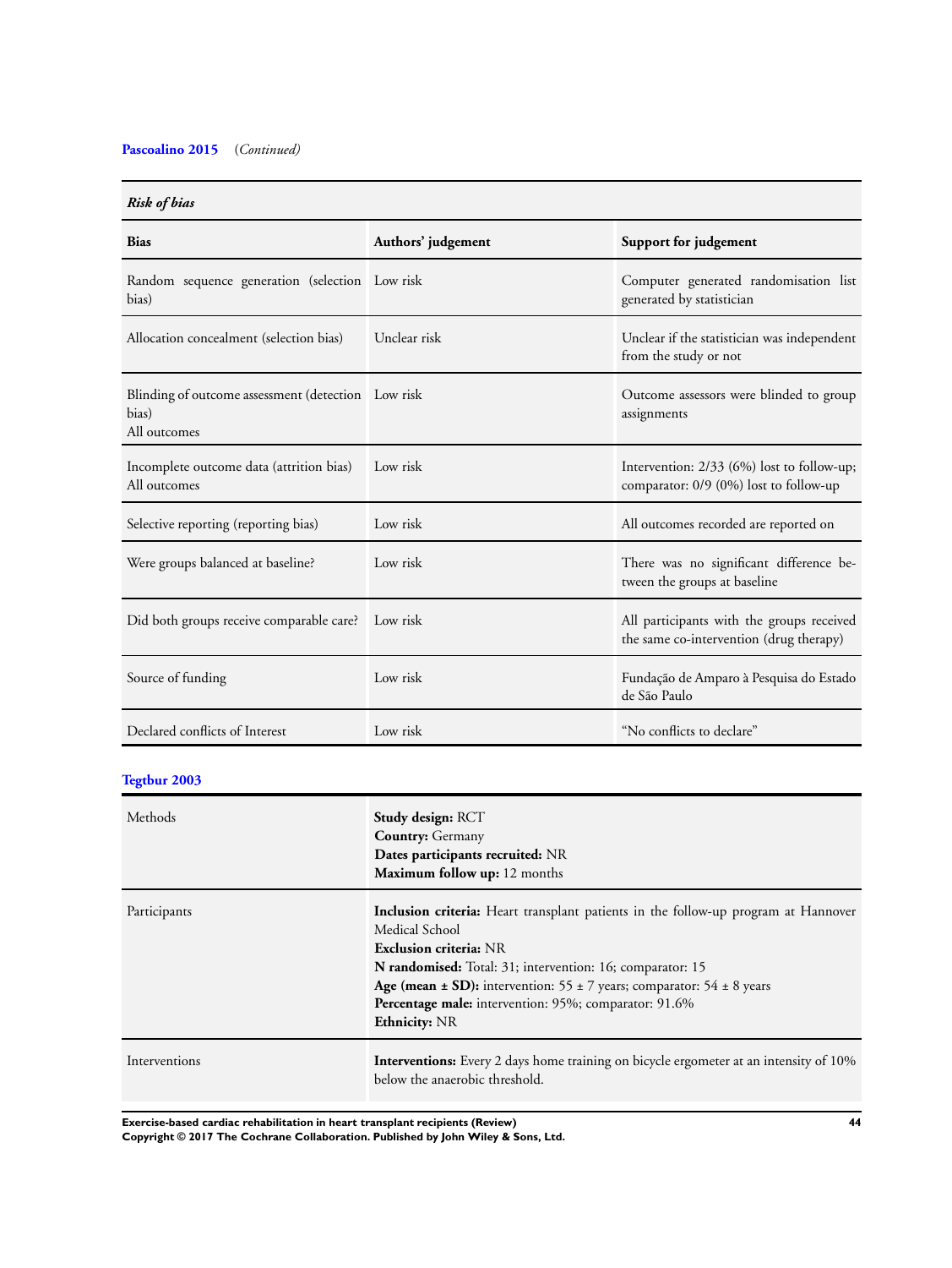**Pascoalino 2015** (*Continued*)

| *Risk of bias* | | |
|---|---|---|
| **Bias** | **Authors' judgement** | **Support for judgement** |
| Random sequence generation (selection bias) | Low risk | Computer generated randomisation list generated by statistician |
| Allocation concealment (selection bias) | Unclear risk | Unclear if the statistician was independent from the study or not |
| Blinding of outcome assessment (detection bias)<br>All outcomes | Low risk | Outcome assessors were blinded to group assignments |
| Incomplete outcome data (attrition bias)<br>All outcomes | Low risk | Intervention: 2/33 (6%) lost to follow-up; comparator: 0/9 (0%) lost to follow-up |
| Selective reporting (reporting bias) | Low risk | All outcomes recorded are reported on |
| Were groups balanced at baseline? | Low risk | There was no significant difference between the groups at baseline |
| Did both groups receive comparable care? | Low risk | All participants with the groups received the same co-intervention (drug therapy) |
| Source of funding | Low risk | Fundação de Amparo à Pesquisa do Estado de São Paulo |
| Declared conflicts of Interest | Low risk | "No conflicts to declare" |

**Tegtbur 2003**

| | |
|---|---|
| Methods | **Study design:** RCT<br>**Country:** Germany<br>**Dates participants recruited:** NR<br>**Maximum follow up:** 12 months |
| Participants | **Inclusion criteria:** Heart transplant patients in the follow-up program at Hannover Medical School<br>**Exclusion criteria:** NR<br>**N randomised:** Total: 31; intervention: 16; comparator: 15<br>**Age (mean ± SD):** intervention: 55 ± 7 years; comparator: 54 ± 8 years<br>**Percentage male:** intervention: 95%; comparator: 91.6%<br>**Ethnicity:** NR |
| Interventions | **Interventions:** Every 2 days home training on bicycle ergometer at an intensity of 10% below the anaerobic threshold. |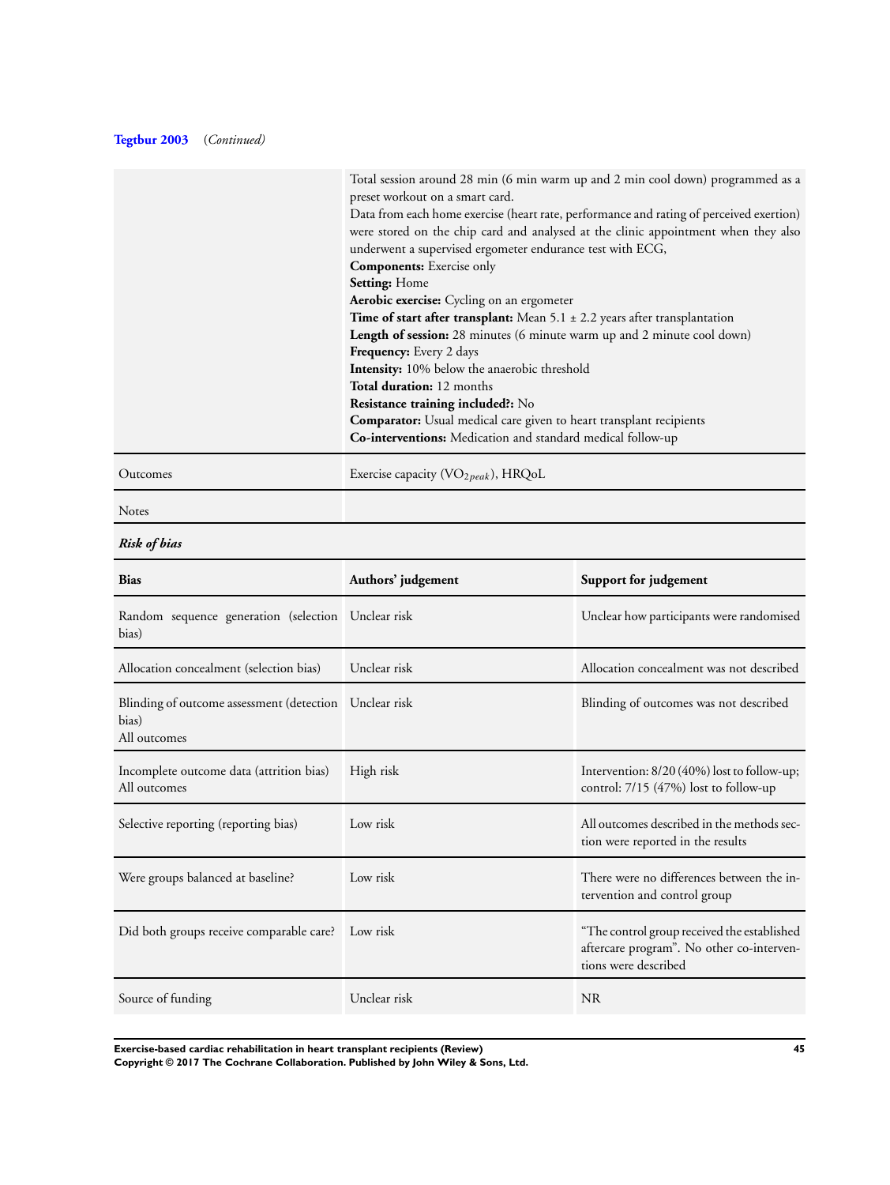**Tegtbur 2003** (*Continued*)

| | |
|---|---|
| | Total session around 28 min (6 min warm up and 2 min cool down) programmed as a preset workout on a smart card.<br>Data from each home exercise (heart rate, performance and rating of perceived exertion) were stored on the chip card and analysed at the clinic appointment when they also underwent a supervised ergometer endurance test with ECG,<br>**Components:** Exercise only<br>**Setting:** Home<br>**Aerobic exercise:** Cycling on an ergometer<br>**Time of start after transplant:** Mean 5.1 ± 2.2 years after transplantation<br>**Length of session:** 28 minutes (6 minute warm up and 2 minute cool down)<br>**Frequency:** Every 2 days<br>**Intensity:** 10% below the anaerobic threshold<br>**Total duration:** 12 months<br>**Resistance training included?:** No<br>**Comparator:** Usual medical care given to heart transplant recipients<br>**Co-interventions:** Medication and standard medical follow-up |
| Outcomes | Exercise capacity ($VO_{2peak}$), HRQoL |
| Notes | |

***Risk of bias***

| **Bias** | **Authors' judgement** | **Support for judgement** |
|---|---|---|
| Random sequence generation (selection bias) | Unclear risk | Unclear how participants were randomised |
| Allocation concealment (selection bias) | Unclear risk | Allocation concealment was not described |
| Blinding of outcome assessment (detection bias)<br>All outcomes | Unclear risk | Blinding of outcomes was not described |
| Incomplete outcome data (attrition bias)<br>All outcomes | High risk | Intervention: 8/20 (40%) lost to follow-up; control: 7/15 (47%) lost to follow-up |
| Selective reporting (reporting bias) | Low risk | All outcomes described in the methods section were reported in the results |
| Were groups balanced at baseline? | Low risk | There were no differences between the intervention and control group |
| Did both groups receive comparable care? | Low risk | "The control group received the established aftercare program". No other co-interventions were described |
| Source of funding | Unclear risk | NR |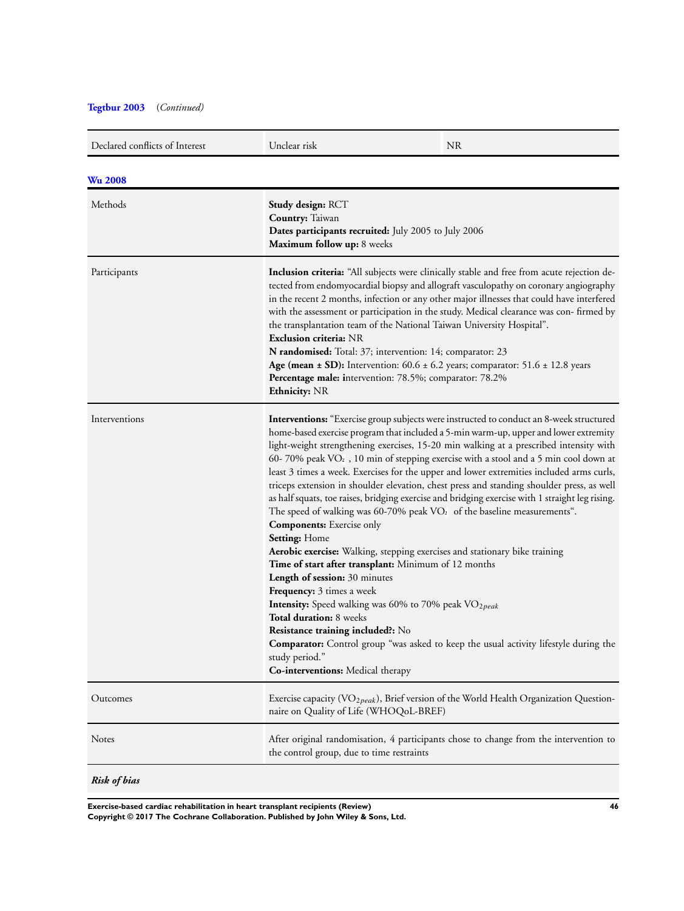**Tegtbur 2003** (*Continued*)

| | | |
|---|---|---|
| Declared conflicts of Interest | Unclear risk | NR |

**Wu 2008**

| | |
|---|---|
| Methods | **Study design:** RCT<br>**Country:** Taiwan<br>**Dates participants recruited:** July 2005 to July 2006<br>**Maximum follow up:** 8 weeks |
| Participants | **Inclusion criteria:** "All subjects were clinically stable and free from acute rejection detected from endomyocardial biopsy and allograft vasculopathy on coronary angiography in the recent 2 months, infection or any other major illnesses that could have interfered with the assessment or participation in the study. Medical clearance was con- firmed by the transplantation team of the National Taiwan University Hospital".<br>**Exclusion criteria:** NR<br>**N randomised:** Total: 37; intervention: 14; comparator: 23<br>**Age (mean ± SD):** Intervention: 60.6 ± 6.2 years; comparator: 51.6 ± 12.8 years<br>**Percentage male: i**ntervention: 78.5%; comparator: 78.2%<br>**Ethnicity:** NR |
| Interventions | **Interventions:** "Exercise group subjects were instructed to conduct an 8-week structured home-based exercise program that included a 5-min warm-up, upper and lower extremity light-weight strengthening exercises, 15-20 min walking at a prescribed intensity with 60- 70% peak $VO_2$ , 10 min of stepping exercise with a stool and a 5 min cool down at least 3 times a week. Exercises for the upper and lower extremities included arms curls, triceps extension in shoulder elevation, chest press and standing shoulder press, as well as half squats, toe raises, bridging exercise and bridging exercise with 1 straight leg rising. The speed of walking was 60-70% peak $VO_2$ of the baseline measurements".<br>**Components:** Exercise only<br>**Setting:** Home<br>**Aerobic exercise:** Walking, stepping exercises and stationary bike training<br>**Time of start after transplant:** Minimum of 12 months<br>**Length of session:** 30 minutes<br>**Frequency:** 3 times a week<br>**Intensity:** Speed walking was 60% to 70% peak $VO_{2peak}$<br>**Total duration:** 8 weeks<br>**Resistance training included?:** No<br>**Comparator:** Control group "was asked to keep the usual activity lifestyle during the study period."<br>**Co-interventions:** Medical therapy |
| Outcomes | Exercise capacity ($VO_{2peak}$), Brief version of the World Health Organization Questionnaire on Quality of Life (WHOQoL-BREF) |
| Notes | After original randomisation, 4 participants chose to change from the intervention to the control group, due to time restraints |

***Risk of bias***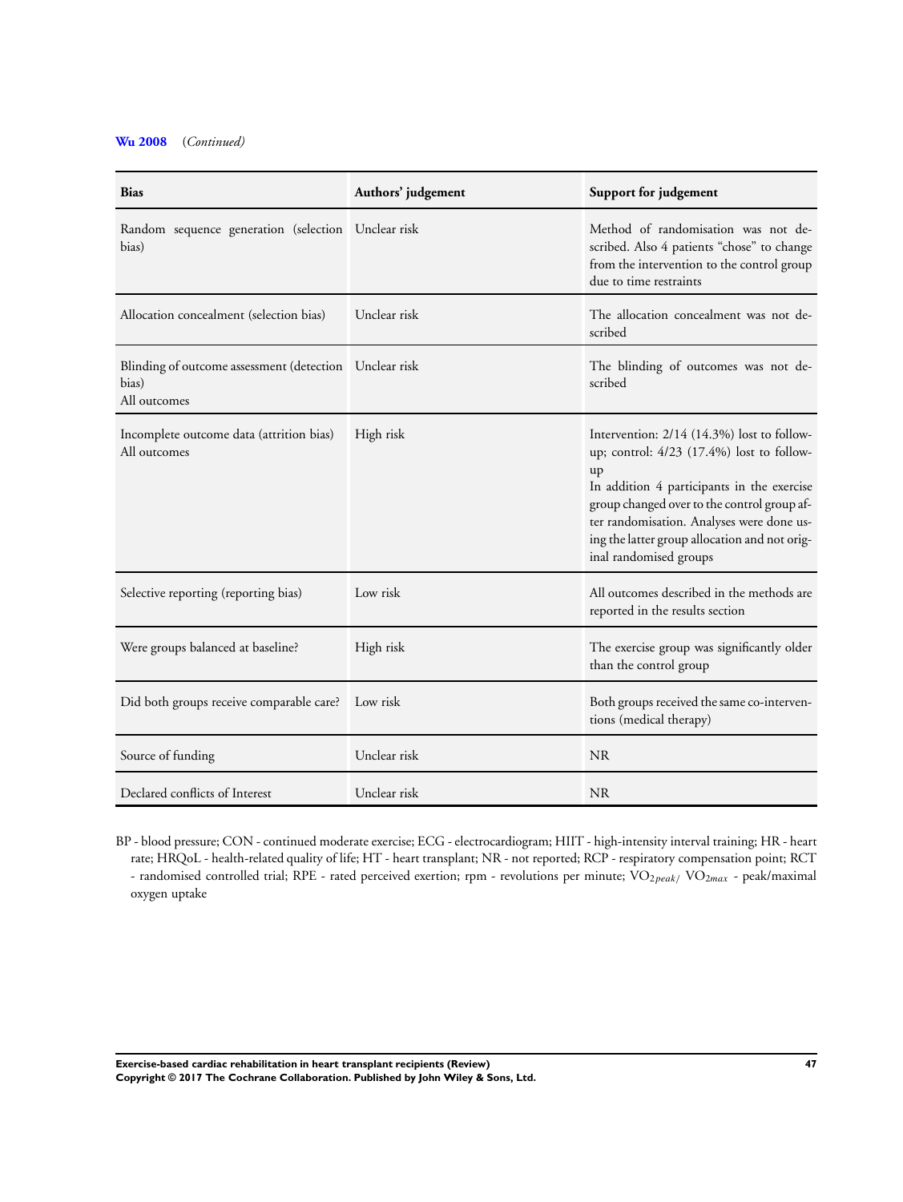**Wu 2008** (*Continued*)

| Bias | Authors' judgement | Support for judgement |
|---|---|---|
| Random sequence generation (selection bias) | Unclear risk | Method of randomisation was not described. Also 4 patients "chose" to change from the intervention to the control group due to time restraints |
| Allocation concealment (selection bias) | Unclear risk | The allocation concealment was not described |
| Blinding of outcome assessment (detection bias)<br>All outcomes | Unclear risk | The blinding of outcomes was not described |
| Incomplete outcome data (attrition bias)<br>All outcomes | High risk | Intervention: 2/14 (14.3%) lost to follow-up; control: 4/23 (17.4%) lost to follow-up<br>In addition 4 participants in the exercise group changed over to the control group after randomisation. Analyses were done using the latter group allocation and not original randomised groups |
| Selective reporting (reporting bias) | Low risk | All outcomes described in the methods are reported in the results section |
| Were groups balanced at baseline? | High risk | The exercise group was significantly older than the control group |
| Did both groups receive comparable care? | Low risk | Both groups received the same co-interventions (medical therapy) |
| Source of funding | Unclear risk | NR |
| Declared conflicts of Interest | Unclear risk | NR |

BP - blood pressure; CON - continued moderate exercise; ECG - electrocardiogram; HIIT - high-intensity interval training; HR - heart rate; HRQoL - health-related quality of life; HT - heart transplant; NR - not reported; RCP - respiratory compensation point; RCT - randomised controlled trial; RPE - rated perceived exertion; rpm - revolutions per minute; $VO_{2peak}$/ $VO_{2max}$ - peak/maximal oxygen uptake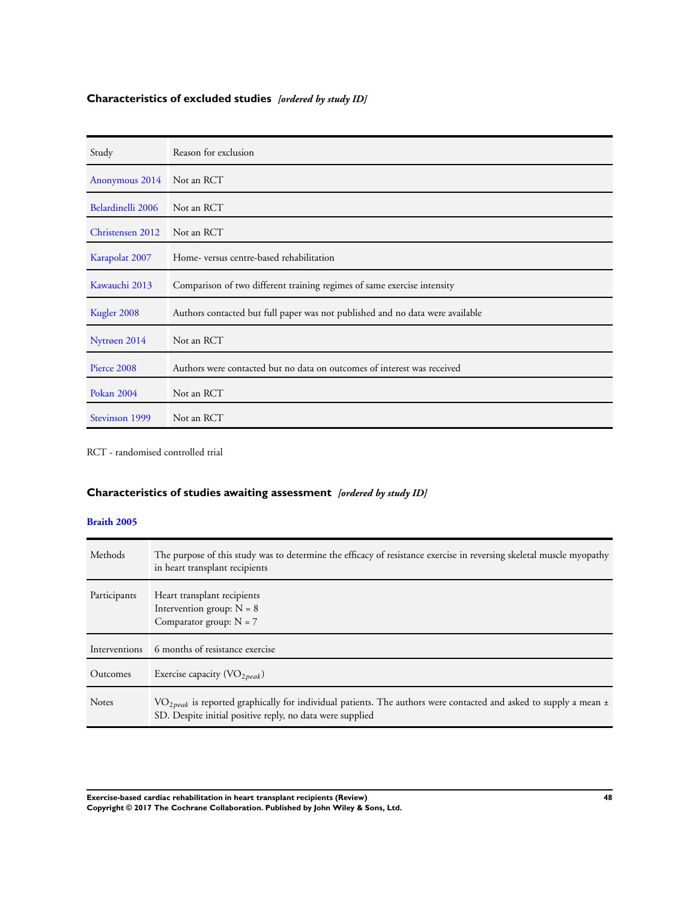## Characteristics of excluded studies *[ordered by study ID]*

| Study | Reason for exclusion |
|---|---|
| Anonymous 2014 | Not an RCT |
| Belardinelli 2006 | Not an RCT |
| Christensen 2012 | Not an RCT |
| Karapolat 2007 | Home- versus centre-based rehabilitation |
| Kawauchi 2013 | Comparison of two different training regimes of same exercise intensity |
| Kugler 2008 | Authors contacted but full paper was not published and no data were available |
| Nytrøen 2014 | Not an RCT |
| Pierce 2008 | Authors were contacted but no data on outcomes of interest was received |
| Pokan 2004 | Not an RCT |
| Stevinson 1999 | Not an RCT |

RCT - randomised controlled trial

## Characteristics of studies awaiting assessment *[ordered by study ID]*

### Braith 2005

| Methods | The purpose of this study was to determine the efficacy of resistance exercise in reversing skeletal muscle myopathy in heart transplant recipients |
|---|---|
| Participants | Heart transplant recipients<br>Intervention group: N = 8<br>Comparator group: N = 7 |
| Interventions | 6 months of resistance exercise |
| Outcomes | Exercise capacity ($VO_{2peak}$) |
| Notes | $VO_{2peak}$ is reported graphically for individual patients. The authors were contacted and asked to supply a mean ± SD. Despite initial positive reply, no data were supplied |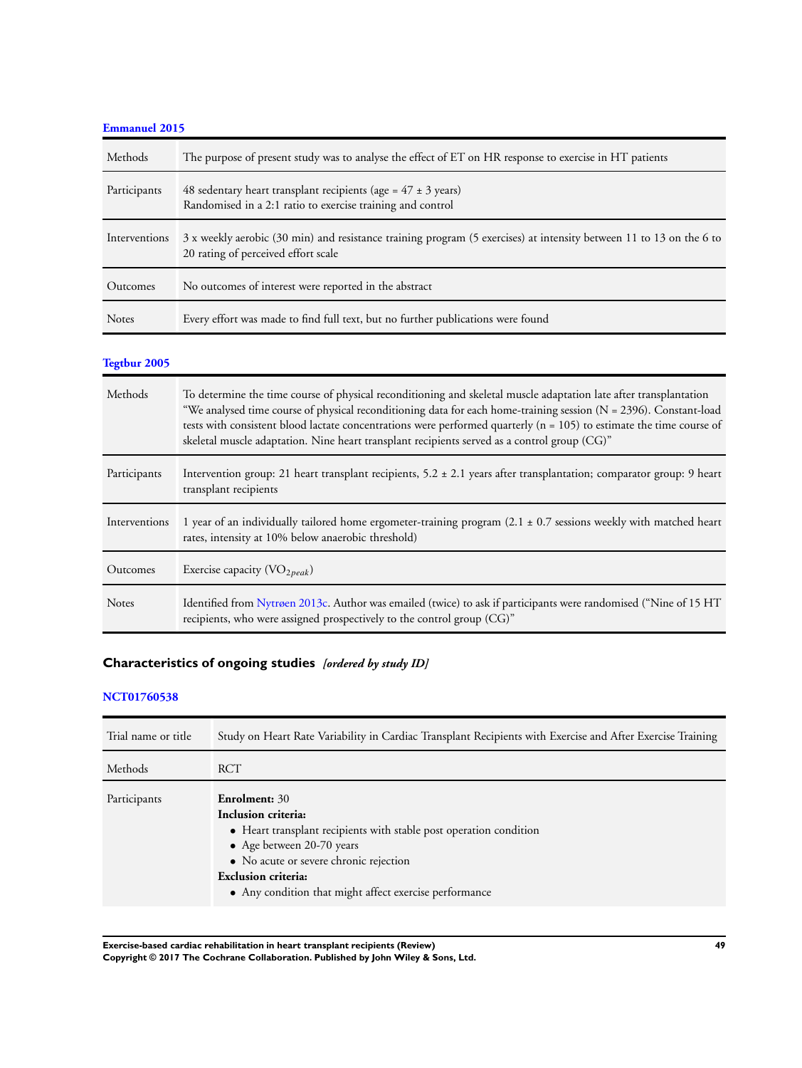**Emmanuel 2015**

| | |
|---|---|
| Methods | The purpose of present study was to analyse the effect of ET on HR response to exercise in HT patients |
| Participants | 48 sedentary heart transplant recipients (age = 47 ± 3 years)<br>Randomised in a 2:1 ratio to exercise training and control |
| Interventions | 3 x weekly aerobic (30 min) and resistance training program (5 exercises) at intensity between 11 to 13 on the 6 to 20 rating of perceived effort scale |
| Outcomes | No outcomes of interest were reported in the abstract |
| Notes | Every effort was made to find full text, but no further publications were found |

**Tegtbur 2005**

| | |
|---|---|
| Methods | To determine the time course of physical reconditioning and skeletal muscle adaptation late after transplantation<br>"We analysed time course of physical reconditioning data for each home-training session (N = 2396). Constant-load tests with consistent blood lactate concentrations were performed quarterly (n = 105) to estimate the time course of skeletal muscle adaptation. Nine heart transplant recipients served as a control group (CG)" |
| Participants | Intervention group: 21 heart transplant recipients, 5.2 ± 2.1 years after transplantation; comparator group: 9 heart transplant recipients |
| Interventions | 1 year of an individually tailored home ergometer-training program (2.1 ± 0.7 sessions weekly with matched heart rates, intensity at 10% below anaerobic threshold) |
| Outcomes | Exercise capacity ($VO_{2peak}$) |
| Notes | Identified from Nytrøen 2013c. Author was emailed (twice) to ask if participants were randomised ("Nine of 15 HT recipients, who were assigned prospectively to the control group (CG)" |

## Characteristics of ongoing studies *[ordered by study ID]*

**NCT01760538**

| | |
|---|---|
| Trial name or title | Study on Heart Rate Variability in Cardiac Transplant Recipients with Exercise and After Exercise Training |
| Methods | RCT |
| Participants | **Enrolment:** 30<br>**Inclusion criteria:**<br>• Heart transplant recipients with stable post operation condition<br>• Age between 20-70 years<br>• No acute or severe chronic rejection<br>**Exclusion criteria:**<br>• Any condition that might affect exercise performance |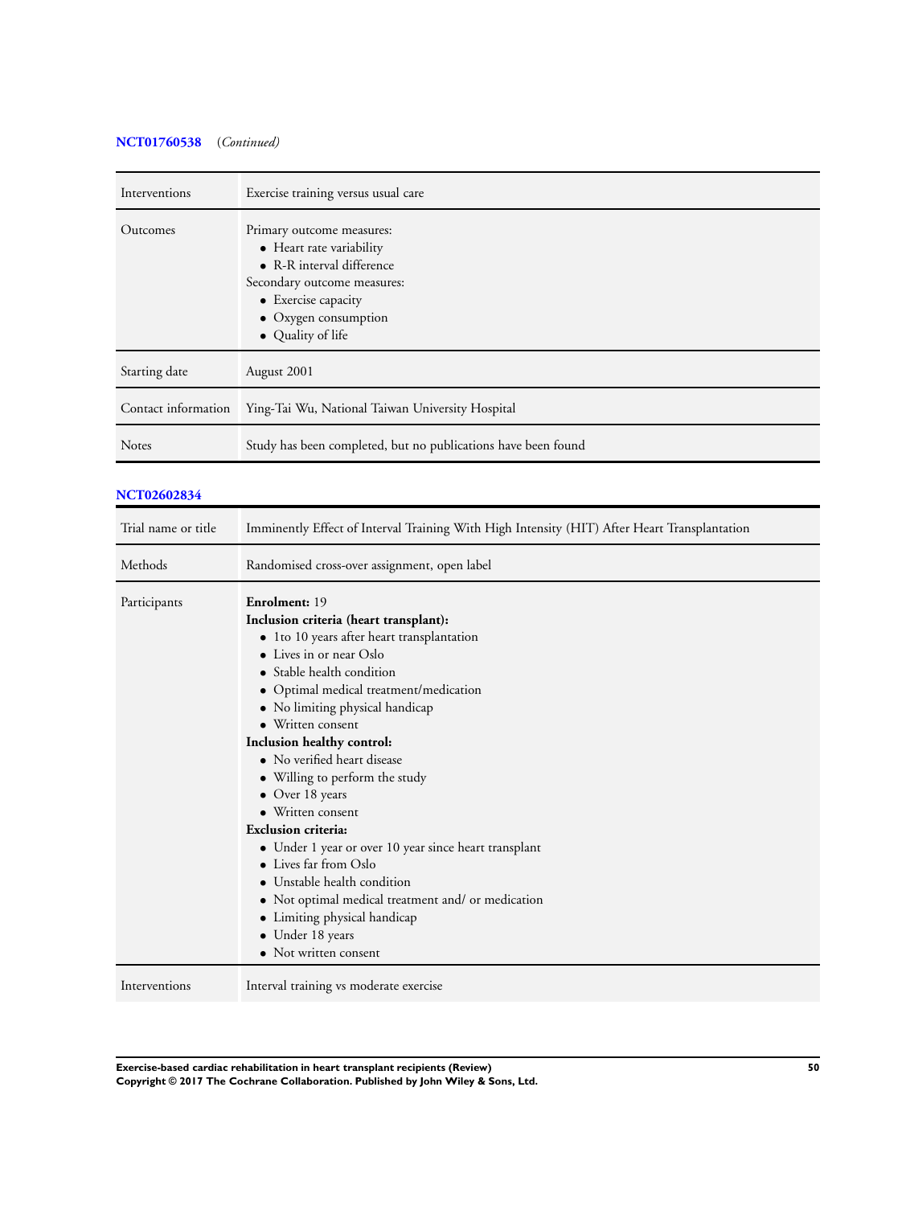**NCT01760538** (*Continued*)

| | |
|---|---|
| Interventions | Exercise training versus usual care |
| Outcomes | Primary outcome measures:<br>• Heart rate variability<br>• R-R interval difference<br>Secondary outcome measures:<br>• Exercise capacity<br>• Oxygen consumption<br>• Quality of life |
| Starting date | August 2001 |
| Contact information | Ying-Tai Wu, National Taiwan University Hospital |
| Notes | Study has been completed, but no publications have been found |

**NCT02602834**

| | |
|---|---|
| Trial name or title | Imminently Effect of Interval Training With High Intensity (HIT) After Heart Transplantation |
| Methods | Randomised cross-over assignment, open label |
| Participants | **Enrolment:** 19<br>**Inclusion criteria (heart transplant):**<br>• 1to 10 years after heart transplantation<br>• Lives in or near Oslo<br>• Stable health condition<br>• Optimal medical treatment/medication<br>• No limiting physical handicap<br>• Written consent<br>**Inclusion healthy control:**<br>• No verified heart disease<br>• Willing to perform the study<br>• Over 18 years<br>• Written consent<br>**Exclusion criteria:**<br>• Under 1 year or over 10 year since heart transplant<br>• Lives far from Oslo<br>• Unstable health condition<br>• Not optimal medical treatment and/ or medication<br>• Limiting physical handicap<br>• Under 18 years<br>• Not written consent |
| Interventions | Interval training vs moderate exercise |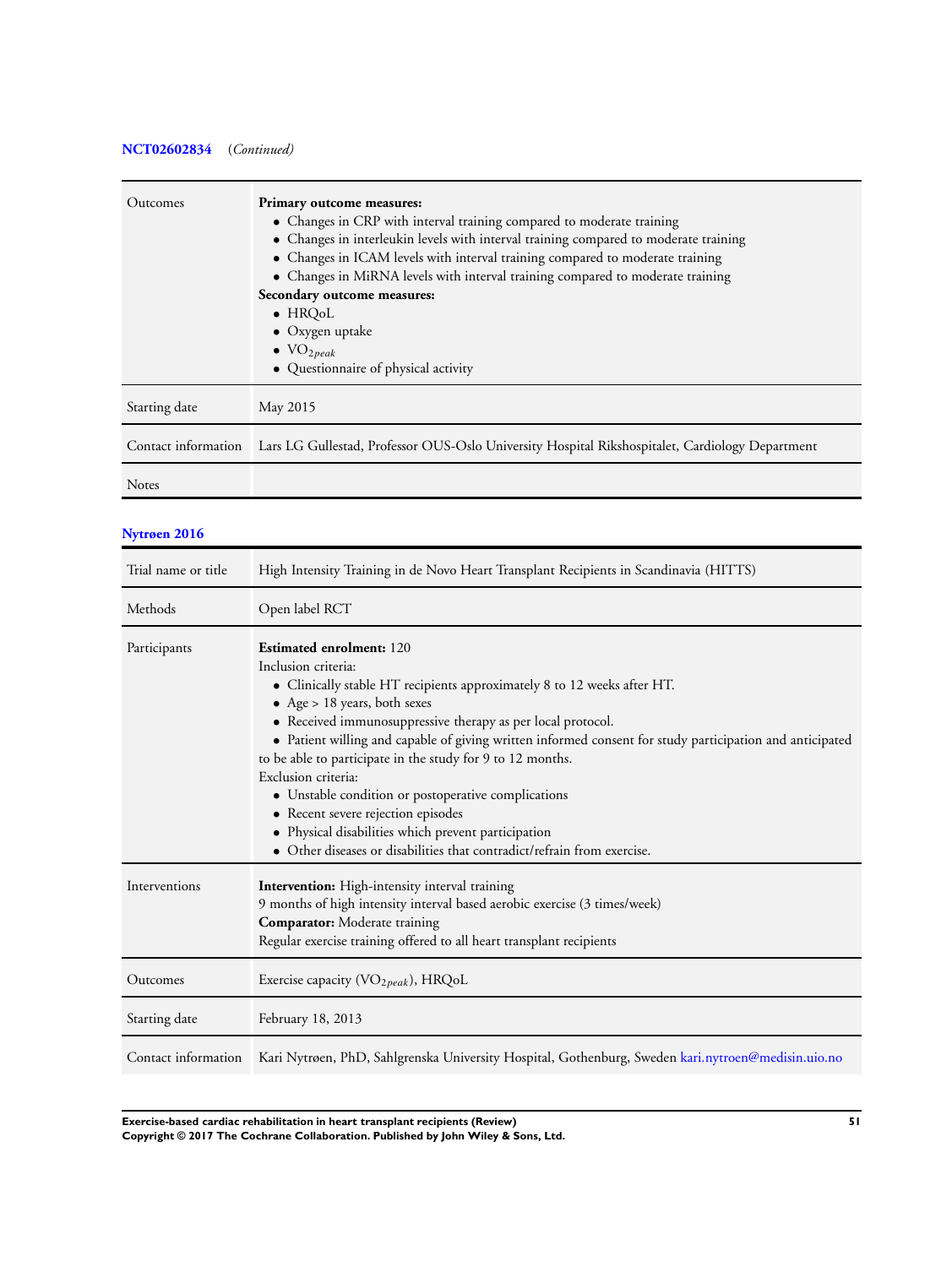**NCT02602834** (*Continued*)

| | |
|---|---|
| Outcomes | **Primary outcome measures:**<br>• Changes in CRP with interval training compared to moderate training<br>• Changes in interleukin levels with interval training compared to moderate training<br>• Changes in ICAM levels with interval training compared to moderate training<br>• Changes in MiRNA levels with interval training compared to moderate training<br>**Secondary outcome measures:**<br>• HRQoL<br>• Oxygen uptake<br>• $VO_{2peak}$<br>• Questionnaire of physical activity |
| Starting date | May 2015 |
| Contact information | Lars LG Gullestad, Professor OUS-Oslo University Hospital Rikshospitalet, Cardiology Department |
| Notes | |

**Nytrøen 2016**

| | |
|---|---|
| Trial name or title | High Intensity Training in de Novo Heart Transplant Recipients in Scandinavia (HITTS) |
| Methods | Open label RCT |
| Participants | **Estimated enrolment:** 120<br>Inclusion criteria:<br>• Clinically stable HT recipients approximately 8 to 12 weeks after HT.<br>• Age > 18 years, both sexes<br>• Received immunosuppressive therapy as per local protocol.<br>• Patient willing and capable of giving written informed consent for study participation and anticipated to be able to participate in the study for 9 to 12 months.<br>Exclusion criteria:<br>• Unstable condition or postoperative complications<br>• Recent severe rejection episodes<br>• Physical disabilities which prevent participation<br>• Other diseases or disabilities that contradict/refrain from exercise. |
| Interventions | **Intervention:** High-intensity interval training<br>9 months of high intensity interval based aerobic exercise (3 times/week)<br>**Comparator:** Moderate training<br>Regular exercise training offered to all heart transplant recipients |
| Outcomes | Exercise capacity ($VO_{2peak}$), HRQoL |
| Starting date | February 18, 2013 |
| Contact information | Kari Nytrøen, PhD, Sahlgrenska University Hospital, Gothenburg, Sweden kari.nytroen@medisin.uio.no |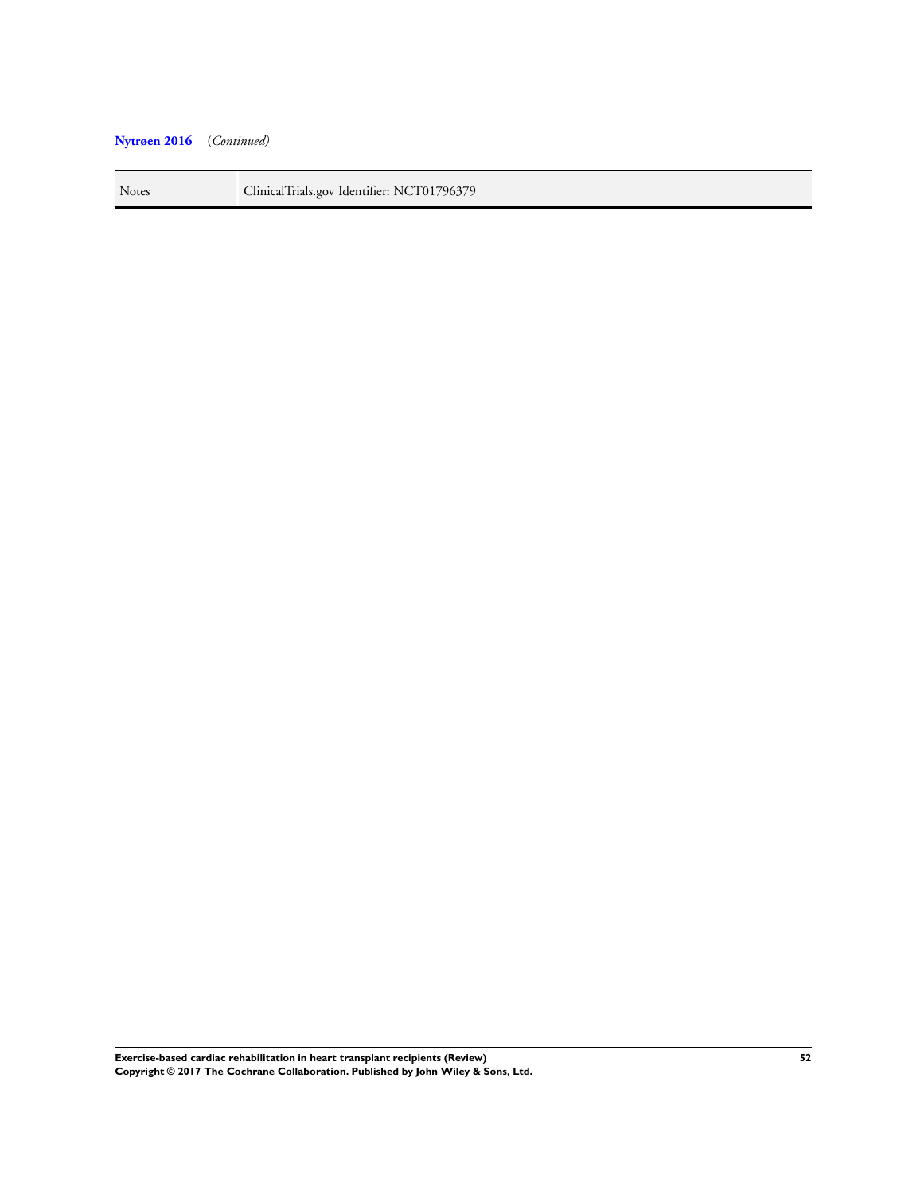**Nytrøen 2016** *(Continued)*

| | |
|---|---|
| Notes | ClinicalTrials.gov Identifier: NCT01796379 |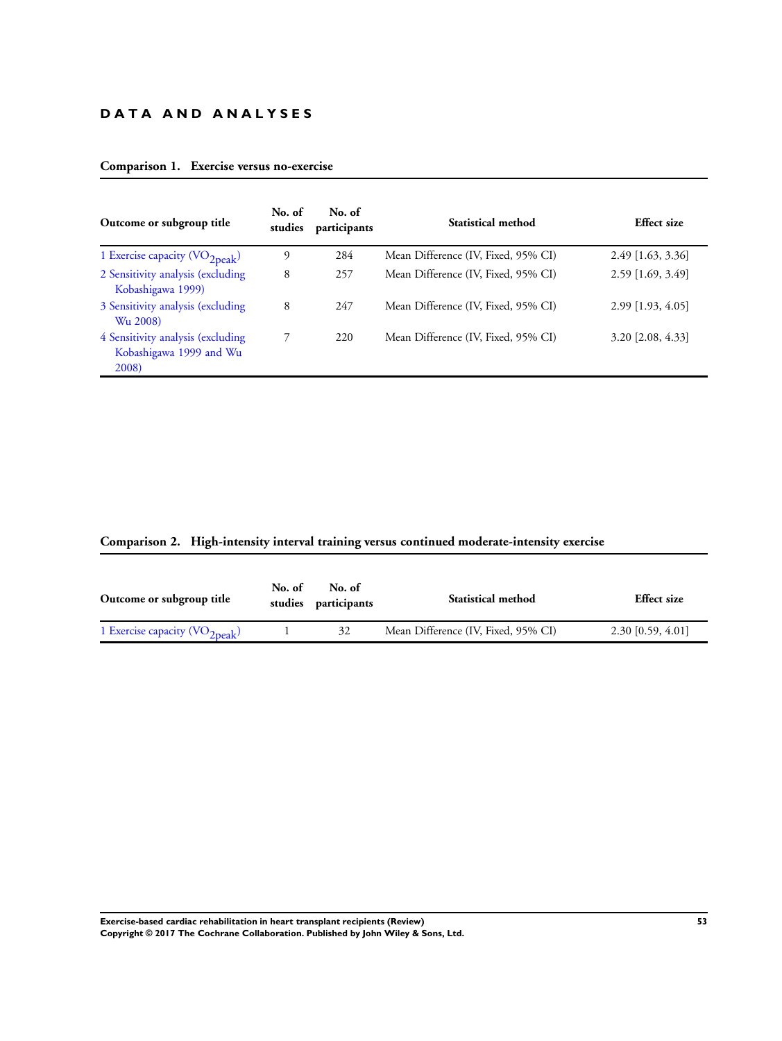# DATA AND ANALYSES

### Comparison 1. Exercise versus no-exercise

| Outcome or subgroup title | No. of studies | No. of participants | Statistical method | Effect size |
|---|---|---|---|---|
| 1 Exercise capacity ($VO_{2peak}$) | 9 | 284 | Mean Difference (IV, Fixed, 95% CI) | 2.49 [1.63, 3.36] |
| 2 Sensitivity analysis (excluding Kobashigawa 1999) | 8 | 257 | Mean Difference (IV, Fixed, 95% CI) | 2.59 [1.69, 3.49] |
| 3 Sensitivity analysis (excluding Wu 2008) | 8 | 247 | Mean Difference (IV, Fixed, 95% CI) | 2.99 [1.93, 4.05] |
| 4 Sensitivity analysis (excluding Kobashigawa 1999 and Wu 2008) | 7 | 220 | Mean Difference (IV, Fixed, 95% CI) | 3.20 [2.08, 4.33] |

### Comparison 2. High-intensity interval training versus continued moderate-intensity exercise

| Outcome or subgroup title | No. of studies | No. of participants | Statistical method | Effect size |
|---|---|---|---|---|
| 1 Exercise capacity ($VO_{2peak}$) | 1 | 32 | Mean Difference (IV, Fixed, 95% CI) | 2.30 [0.59, 4.01] |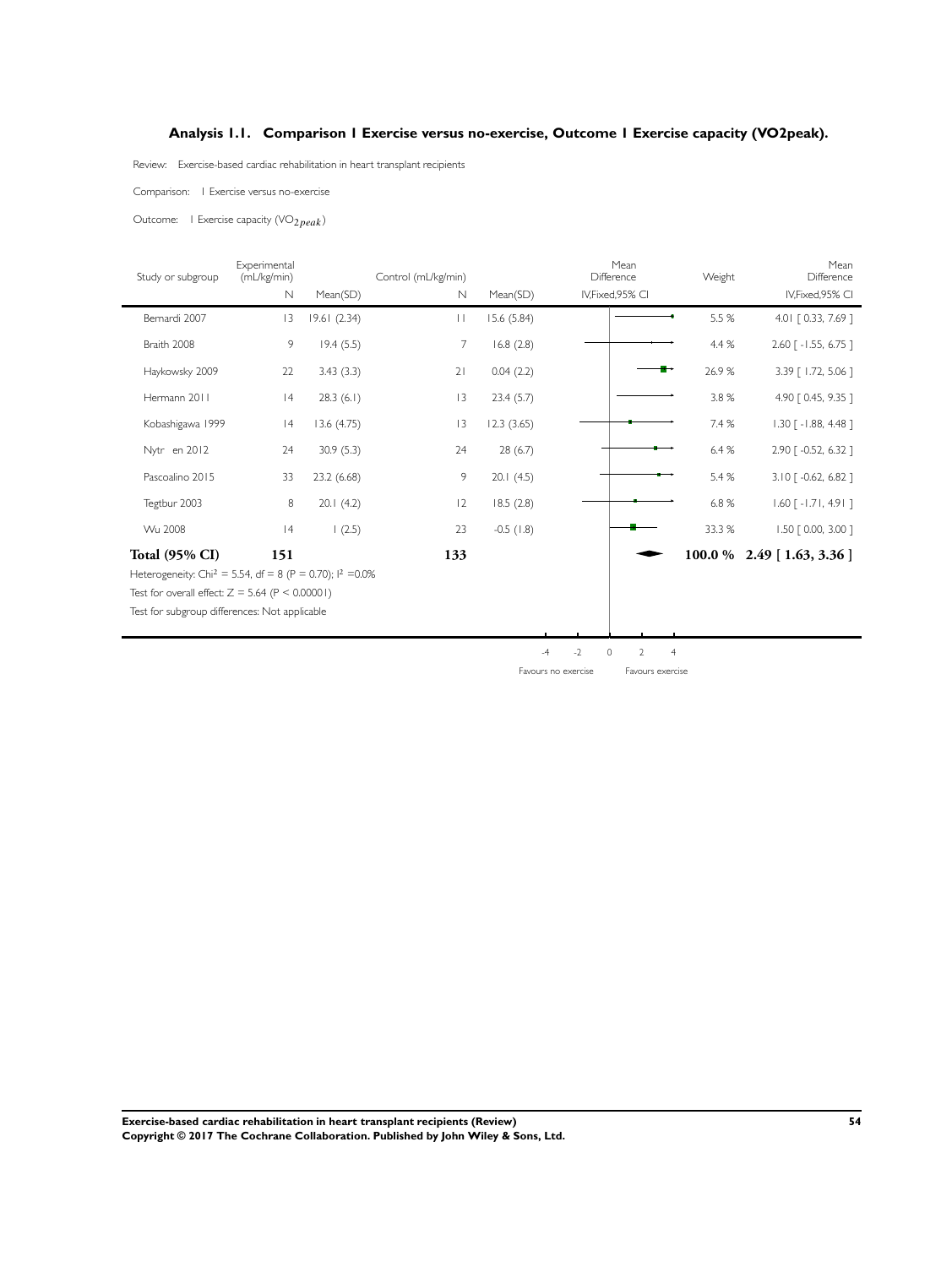## Analysis 1.1. Comparison 1 Exercise versus no-exercise, Outcome 1 Exercise capacity (VO2peak).

Review: Exercise-based cardiac rehabilitation in heart transplant recipients

Comparison: 1 Exercise versus no-exercise

Outcome: 1 Exercise capacity ($VO_{2peak}$)

| Study or subgroup | Experimental (mL/kg/min) N | Mean(SD) | Control (mL/kg/min) N | Mean(SD) | Mean Difference IV,Fixed,95% CI | Weight | Mean Difference IV,Fixed,95% CI |
|---|---|---|---|---|---|---|---|
| Bernardi 2007 | 13 | 19.61 (2.34) | 11 | 15.6 (5.84) | | 5.5 % | 4.01 [ 0.33, 7.69 ] |
| Braith 2008 | 9 | 19.4 (5.5) | 7 | 16.8 (2.8) | | 4.4 % | 2.60 [ -1.55, 6.75 ] |
| Haykowsky 2009 | 22 | 3.43 (3.3) | 21 | 0.04 (2.2) | | 26.9 % | 3.39 [ 1.72, 5.06 ] |
| Hermann 2011 | 14 | 28.3 (6.1) | 13 | 23.4 (5.7) | | 3.8 % | 4.90 [ 0.45, 9.35 ] |
| Kobashigawa 1999 | 14 | 13.6 (4.75) | 13 | 12.3 (3.65) | | 7.4 % | 1.30 [ -1.88, 4.48 ] |
| Nytr en 2012 | 24 | 30.9 (5.3) | 24 | 28 (6.7) | | 6.4 % | 2.90 [ -0.52, 6.32 ] |
| Pascoalino 2015 | 33 | 23.2 (6.68) | 9 | 20.1 (4.5) | | 5.4 % | 3.10 [ -0.62, 6.82 ] |
| Tegtbur 2003 | 8 | 20.1 (4.2) | 12 | 18.5 (2.8) | | 6.8 % | 1.60 [ -1.71, 4.91 ] |
| Wu 2008 | 14 | 1 (2.5) | 23 | -0.5 (1.8) | | 33.3 % | 1.50 [ 0.00, 3.00 ] |
| **Total (95% CI)** | **151** | | **133** | | | **100.0 %** | **2.49 [ 1.63, 3.36 ]** |

Heterogeneity: $Chi^2 = 5.54$, df = 8 (P = 0.70); $I^2$ =0.0%

Test for overall effect: Z = 5.64 (P < 0.00001)

Test for subgroup differences: Not applicable

-4 -2 0 2 4

Favours no exercise Favours exercise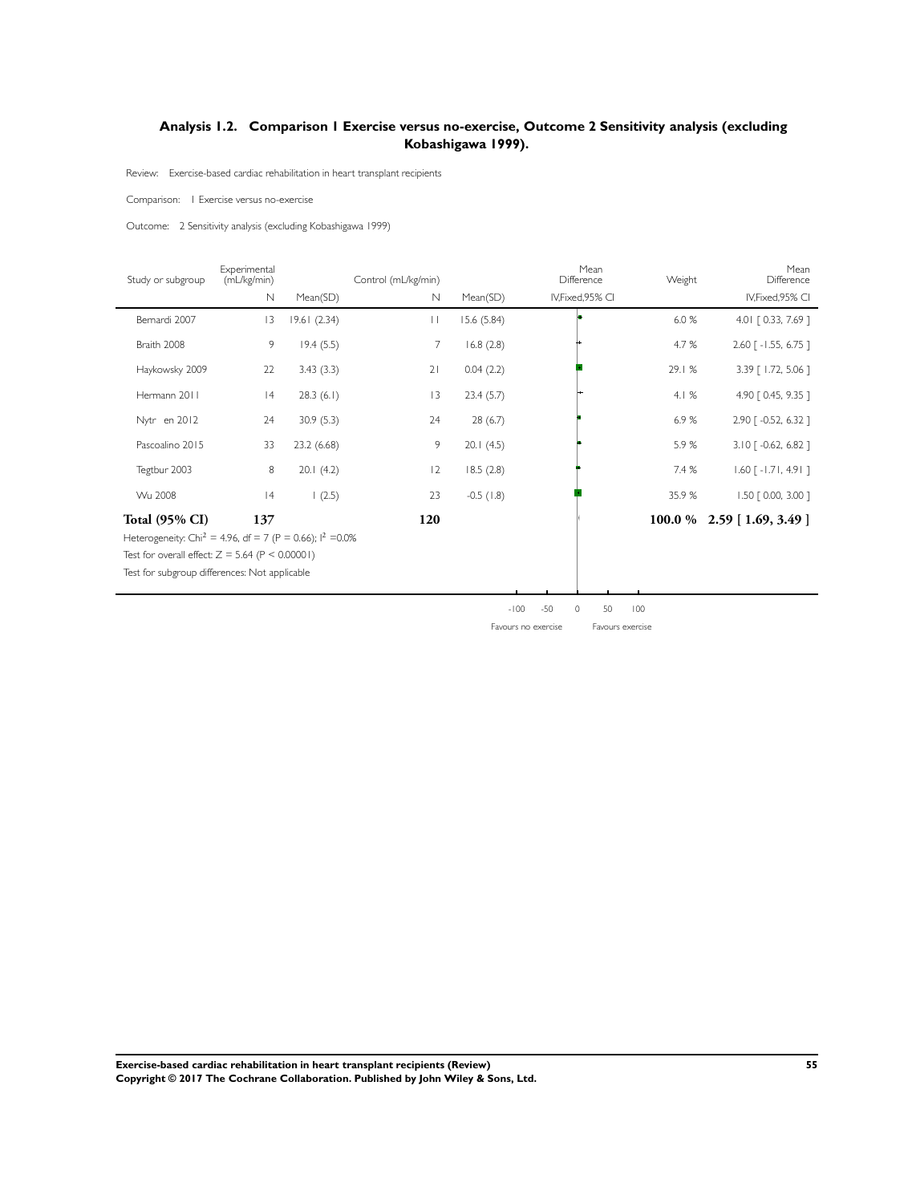## Analysis 1.2. Comparison 1 Exercise versus no-exercise, Outcome 2 Sensitivity analysis (excluding Kobashigawa 1999).

Review: Exercise-based cardiac rehabilitation in heart transplant recipients

Comparison: 1 Exercise versus no-exercise

Outcome: 2 Sensitivity analysis (excluding Kobashigawa 1999)

| Study or subgroup | Experimental (mL/kg/min) | | Control (mL/kg/min) | | Mean Difference | Weight | Mean Difference |
|---|---|---|---|---|---|---|---|
| | N | Mean(SD) | N | Mean(SD) | IV,Fixed,95% CI | | IV,Fixed,95% CI |
| Bernardi 2007 | 13 | 19.61 (2.34) | 11 | 15.6 (5.84) | | 6.0 % | 4.01 [ 0.33, 7.69 ] |
| Braith 2008 | 9 | 19.4 (5.5) | 7 | 16.8 (2.8) | | 4.7 % | 2.60 [ -1.55, 6.75 ] |
| Haykowsky 2009 | 22 | 3.43 (3.3) | 21 | 0.04 (2.2) | | 29.1 % | 3.39 [ 1.72, 5.06 ] |
| Hermann 2011 | 14 | 28.3 (6.1) | 13 | 23.4 (5.7) | | 4.1 % | 4.90 [ 0.45, 9.35 ] |
| Nytr en 2012 | 24 | 30.9 (5.3) | 24 | 28 (6.7) | | 6.9 % | 2.90 [ -0.52, 6.32 ] |
| Pascoalino 2015 | 33 | 23.2 (6.68) | 9 | 20.1 (4.5) | | 5.9 % | 3.10 [ -0.62, 6.82 ] |
| Tegtbur 2003 | 8 | 20.1 (4.2) | 12 | 18.5 (2.8) | | 7.4 % | 1.60 [ -1.71, 4.91 ] |
| Wu 2008 | 14 | 1 (2.5) | 23 | -0.5 (1.8) | | 35.9 % | 1.50 [ 0.00, 3.00 ] |
| **Total (95% CI)** | **137** | | **120** | | | **100.0 %** | **2.59 [ 1.69, 3.49 ]** |

Heterogeneity: $Chi^2 = 4.96$, df = 7 (P = 0.66); $I^2 = 0.0\%$

Test for overall effect: Z = 5.64 (P < 0.00001)

Test for subgroup differences: Not applicable

-100 -50 0 50 100

Favours no exercise Favours exercise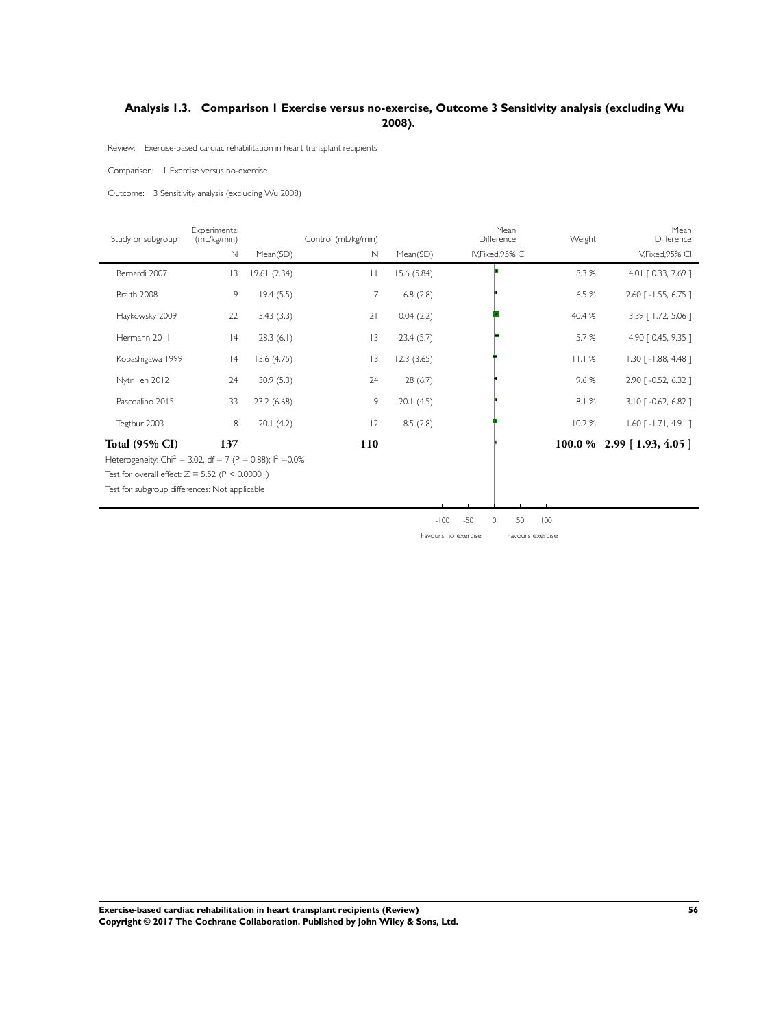## Analysis 1.3. Comparison 1 Exercise versus no-exercise, Outcome 3 Sensitivity analysis (excluding Wu 2008).

Review: Exercise-based cardiac rehabilitation in heart transplant recipients

Comparison: 1 Exercise versus no-exercise

Outcome: 3 Sensitivity analysis (excluding Wu 2008)

| Study or subgroup | Experimental (mL/kg/min) | | Control (mL/kg/min) | | Mean Difference | Weight | Mean Difference |
|---|---|---|---|---|---|---|---|
| | N | Mean(SD) | N | Mean(SD) | IV,Fixed,95% CI | | IV,Fixed,95% CI |
| Bernardi 2007 | 13 | 19.61 (2.34) | 11 | 15.6 (5.84) | | 8.3 % | 4.01 [ 0.33, 7.69 ] |
| Braith 2008 | 9 | 19.4 (5.5) | 7 | 16.8 (2.8) | | 6.5 % | 2.60 [ -1.55, 6.75 ] |
| Haykowsky 2009 | 22 | 3.43 (3.3) | 21 | 0.04 (2.2) | | 40.4 % | 3.39 [ 1.72, 5.06 ] |
| Hermann 2011 | 14 | 28.3 (6.1) | 13 | 23.4 (5.7) | | 5.7 % | 4.90 [ 0.45, 9.35 ] |
| Kobashigawa 1999 | 14 | 13.6 (4.75) | 13 | 12.3 (3.65) | | 11.1 % | 1.30 [ -1.88, 4.48 ] |
| Nytr en 2012 | 24 | 30.9 (5.3) | 24 | 28 (6.7) | | 9.6 % | 2.90 [ -0.52, 6.32 ] |
| Pascoalino 2015 | 33 | 23.2 (6.68) | 9 | 20.1 (4.5) | | 8.1 % | 3.10 [ -0.62, 6.82 ] |
| Tegtbur 2003 | 8 | 20.1 (4.2) | 12 | 18.5 (2.8) | | 10.2 % | 1.60 [ -1.71, 4.91 ] |
| **Total (95% CI)** | **137** | | **110** | | | **100.0 %** | **2.99 [ 1.93, 4.05 ]** |

Heterogeneity: $Chi^2 = 3.02$, df = 7 (P = 0.88); $I^2 = 0.0\%$

Test for overall effect: Z = 5.52 (P < 0.00001)

Test for subgroup differences: Not applicable

-100 -50 0 50 100

Favours no exercise Favours exercise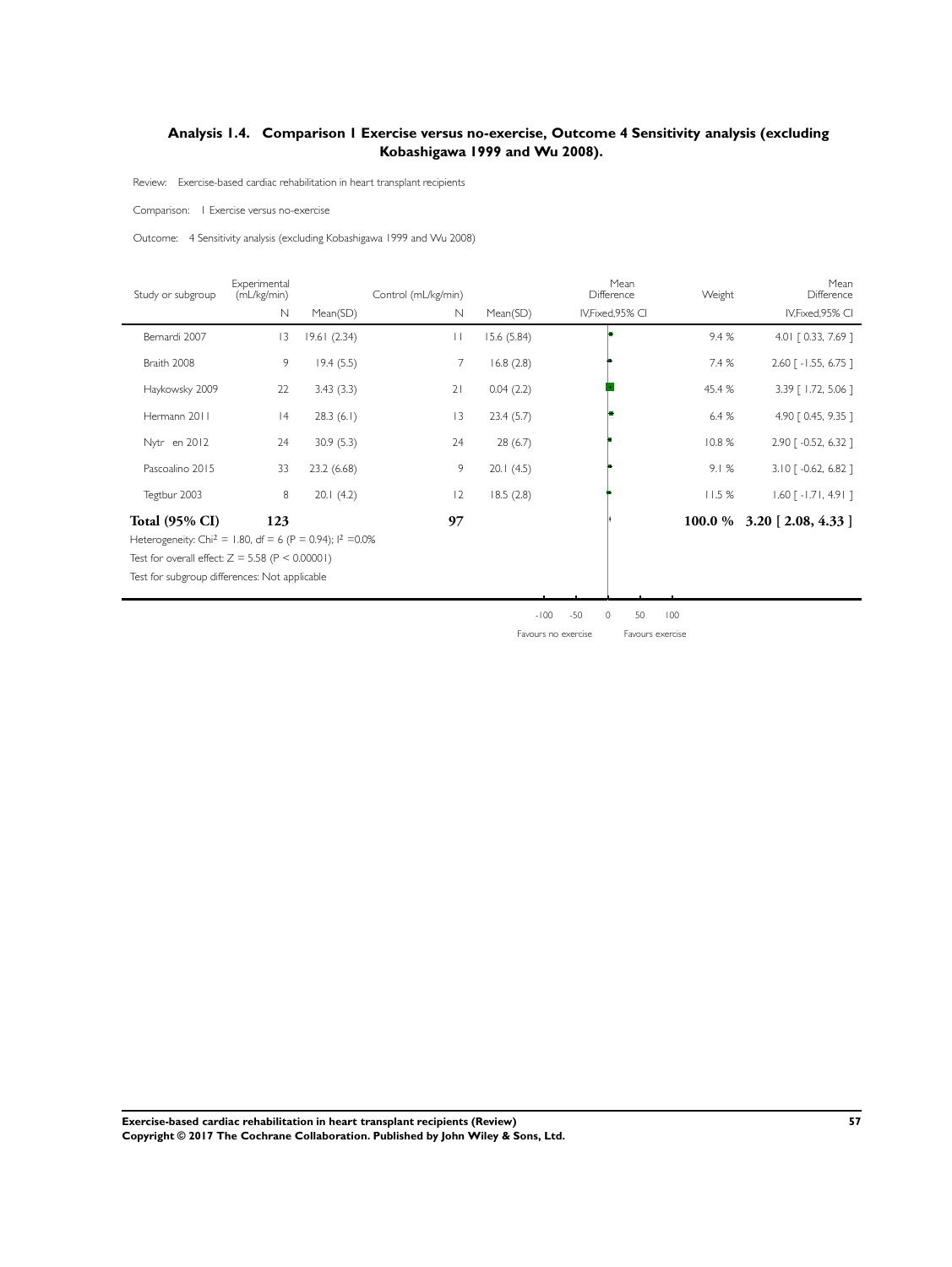## Analysis 1.4. Comparison 1 Exercise versus no-exercise, Outcome 4 Sensitivity analysis (excluding Kobashigawa 1999 and Wu 2008).

Review: Exercise-based cardiac rehabilitation in heart transplant recipients

Comparison: 1 Exercise versus no-exercise

Outcome: 4 Sensitivity analysis (excluding Kobashigawa 1999 and Wu 2008)

| Study or subgroup | Experimental (mL/kg/min) | | Control (mL/kg/min) | | Mean Difference | Weight | Mean Difference |
|---|---|---|---|---|---|---|---|
| | N | Mean(SD) | N | Mean(SD) | IV,Fixed,95% CI | | IV,Fixed,95% CI |
| Bernardi 2007 | 13 | 19.61 (2.34) | 11 | 15.6 (5.84) | | 9.4 % | 4.01 [ 0.33, 7.69 ] |
| Braith 2008 | 9 | 19.4 (5.5) | 7 | 16.8 (2.8) | | 7.4 % | 2.60 [ -1.55, 6.75 ] |
| Haykowsky 2009 | 22 | 3.43 (3.3) | 21 | 0.04 (2.2) | | 45.4 % | 3.39 [ 1.72, 5.06 ] |
| Hermann 2011 | 14 | 28.3 (6.1) | 13 | 23.4 (5.7) | | 6.4 % | 4.90 [ 0.45, 9.35 ] |
| Nytr en 2012 | 24 | 30.9 (5.3) | 24 | 28 (6.7) | | 10.8 % | 2.90 [ -0.52, 6.32 ] |
| Pascoalino 2015 | 33 | 23.2 (6.68) | 9 | 20.1 (4.5) | | 9.1 % | 3.10 [ -0.62, 6.82 ] |
| Tegtbur 2003 | 8 | 20.1 (4.2) | 12 | 18.5 (2.8) | | 11.5 % | 1.60 [ -1.71, 4.91 ] |
| **Total (95% CI)** | **123** | | **97** | | | **100.0 %** | **3.20 [ 2.08, 4.33 ]** |

Heterogeneity: $Chi^2 = 1.80$, df = 6 (P = 0.94); $I^2 = 0.0\%$

Test for overall effect: Z = 5.58 (P < 0.00001)

Test for subgroup differences: Not applicable

-100 -50 0 50 100

Favours no exercise Favours exercise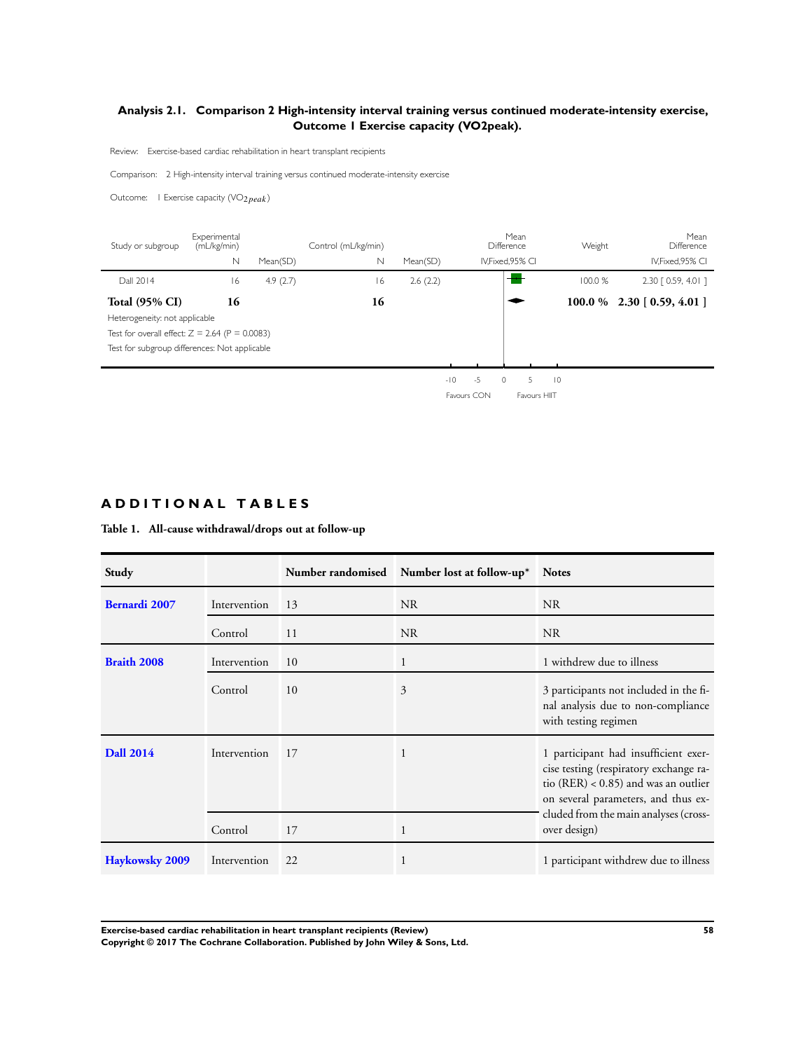### Analysis 2.1. Comparison 2 High-intensity interval training versus continued moderate-intensity exercise, Outcome 1 Exercise capacity (VO2peak).

Review: Exercise-based cardiac rehabilitation in heart transplant recipients

Comparison: 2 High-intensity interval training versus continued moderate-intensity exercise

Outcome: 1 Exercise capacity ($VO_{2peak}$)

| Study or subgroup | Experimental (mL/kg/min) N | Mean(SD) | Control (mL/kg/min) N | Mean(SD) | Mean Difference IV,Fixed,95% CI | Weight | Mean Difference IV,Fixed,95% CI |
|---|---|---|---|---|---|---|---|
| Dall 2014 | 16 | 4.9 (2.7) | 16 | 2.6 (2.2) | | 100.0 % | 2.30 [ 0.59, 4.01 ] |
| **Total (95% CI)** | **16** | | **16** | | | **100.0 %** | **2.30 [ 0.59, 4.01 ]** |

Heterogeneity: not applicable

Test for overall effect: Z = 2.64 (P = 0.0083)

Test for subgroup differences: Not applicable

-10 -5 0 5 10

Favours CON Favours HIIT

## ADDITIONAL TABLES

**Table 1. All-cause withdrawal/drops out at follow-up**

| Study | | Number randomised | Number lost at follow-up* | Notes |
|---|---|---|---|---|
| Bernardi 2007 | Intervention | 13 | NR | NR |
| | Control | 11 | NR | NR |
| Braith 2008 | Intervention | 10 | 1 | 1 withdrew due to illness |
| | Control | 10 | 3 | 3 participants not included in the final analysis due to non-compliance with testing regimen |
| Dall 2014 | Intervention | 17 | 1 | 1 participant had insufficient exercise testing (respiratory exchange ratio (RER) < 0.85) and was an outlier on several parameters, and thus excluded from the main analyses (cross-over design) |
| | Control | 17 | 1 | |
| Haykowsky 2009 | Intervention | 22 | 1 | 1 participant withdrew due to illness |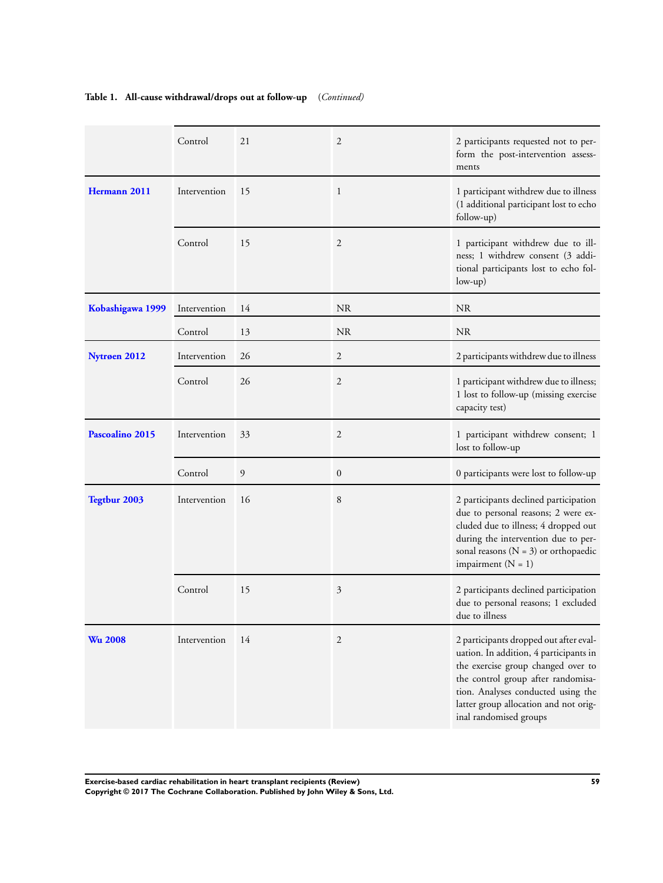**Table 1. All-cause withdrawal/drops out at follow-up** *(Continued)*

| | | | | |
|---|---|---|---|---|
| | Control | 21 | 2 | 2 participants requested not to perform the post-intervention assessments |
| **Hermann 2011** | Intervention | 15 | 1 | 1 participant withdrew due to illness (1 additional participant lost to echo follow-up) |
| | Control | 15 | 2 | 1 participant withdrew due to illness; 1 withdrew consent (3 additional participants lost to echo follow-up) |
| **Kobashigawa 1999** | Intervention | 14 | NR | NR |
| | Control | 13 | NR | NR |
| **Nytrøen 2012** | Intervention | 26 | 2 | 2 participants withdrew due to illness |
| | Control | 26 | 2 | 1 participant withdrew due to illness; 1 lost to follow-up (missing exercise capacity test) |
| **Pascoalino 2015** | Intervention | 33 | 2 | 1 participant withdrew consent; 1 lost to follow-up |
| | Control | 9 | 0 | 0 participants were lost to follow-up |
| **Tegtbur 2003** | Intervention | 16 | 8 | 2 participants declined participation due to personal reasons; 2 were excluded due to illness; 4 dropped out during the intervention due to personal reasons (N = 3) or orthopaedic impairment (N = 1) |
| | Control | 15 | 3 | 2 participants declined participation due to personal reasons; 1 excluded due to illness |
| **Wu 2008** | Intervention | 14 | 2 | 2 participants dropped out after evaluation. In addition, 4 participants in the exercise group changed over to the control group after randomisation. Analyses conducted using the latter group allocation and not original randomised groups |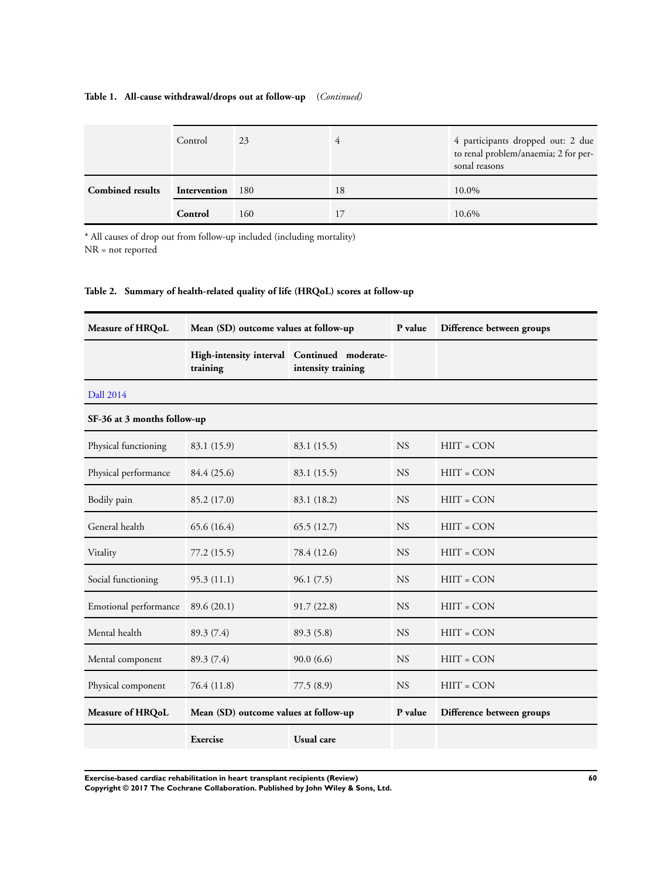**Table 1. All-cause withdrawal/drops out at follow-up** *(Continued)*

| | | | | |
|---|---|---|---|---|
| | Control | 23 | 4 | 4 participants dropped out: 2 due to renal problem/anaemia; 2 for personal reasons |
| **Combined results** | **Intervention** | 180 | 18 | 10.0% |
| | **Control** | 160 | 17 | 10.6% |

* All causes of drop out from follow-up included (including mortality)
NR = not reported

**Table 2. Summary of health-related quality of life (HRQoL) scores at follow-up**

| Measure of HRQoL | Mean (SD) outcome values at follow-up | | P value | Difference between groups |
|---|---|---|---|---|
| | **High-intensity interval training** | **Continued moderate-intensity training** | | |
| Dall 2014 | | | | |
| **SF-36 at 3 months follow-up** | | | | |
| Physical functioning | 83.1 (15.9) | 83.1 (15.5) | NS | HIIT = CON |
| Physical performance | 84.4 (25.6) | 83.1 (15.5) | NS | HIIT = CON |
| Bodily pain | 85.2 (17.0) | 83.1 (18.2) | NS | HIIT = CON |
| General health | 65.6 (16.4) | 65.5 (12.7) | NS | HIIT = CON |
| Vitality | 77.2 (15.5) | 78.4 (12.6) | NS | HIIT = CON |
| Social functioning | 95.3 (11.1) | 96.1 (7.5) | NS | HIIT = CON |
| Emotional performance | 89.6 (20.1) | 91.7 (22.8) | NS | HIIT = CON |
| Mental health | 89.3 (7.4) | 89.3 (5.8) | NS | HIIT = CON |
| Mental component | 89.3 (7.4) | 90.0 (6.6) | NS | HIIT = CON |
| Physical component | 76.4 (11.8) | 77.5 (8.9) | NS | HIIT = CON |
| **Measure of HRQoL** | **Mean (SD) outcome values at follow-up** | | **P value** | **Difference between groups** |
| | **Exercise** | **Usual care** | | |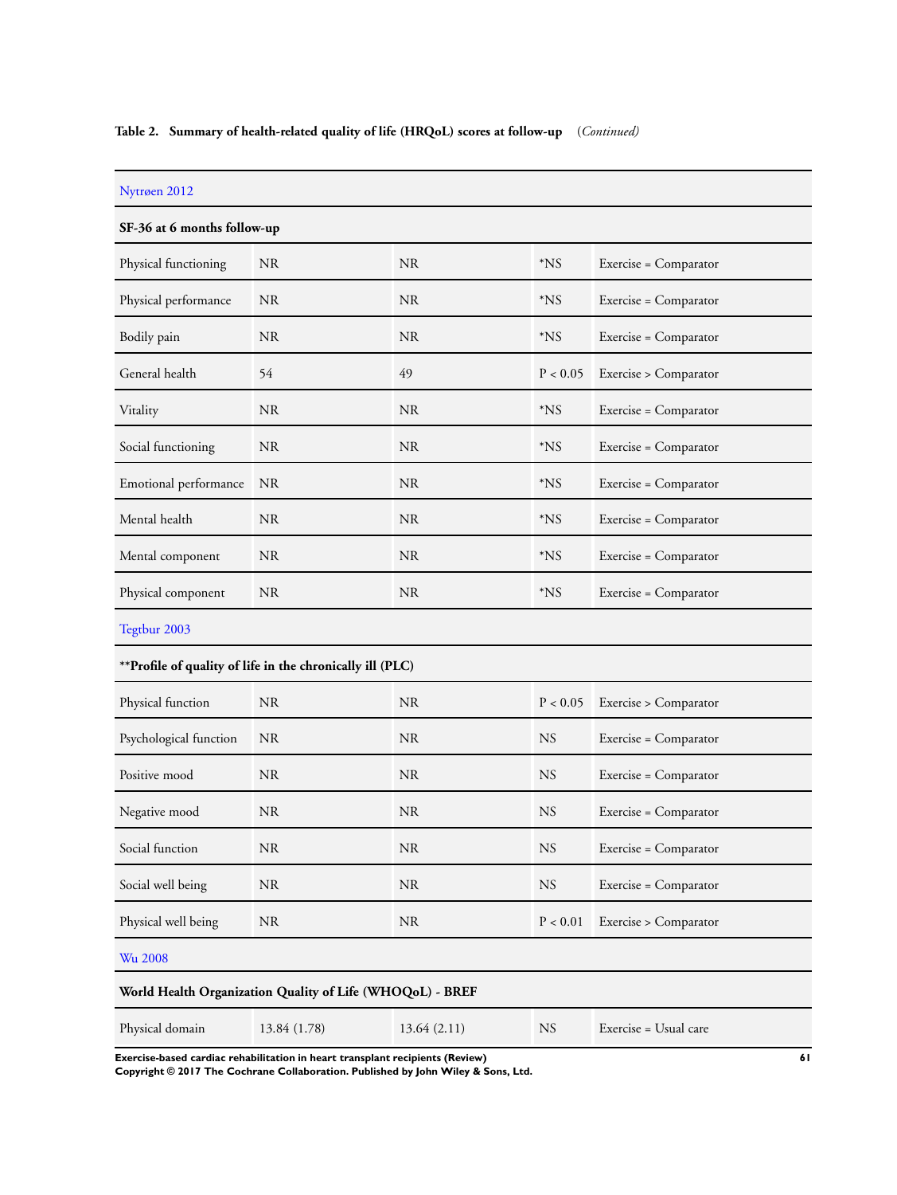**Table 2. Summary of health-related quality of life (HRQoL) scores at follow-up** *(Continued)*

| | | | | |
|---|---|---|---|---|
| Nytrøen 2012 | | | | |
| **SF-36 at 6 months follow-up** | | | | |
| Physical functioning | NR | NR | *NS | Exercise = Comparator |
| Physical performance | NR | NR | *NS | Exercise = Comparator |
| Bodily pain | NR | NR | *NS | Exercise = Comparator |
| General health | 54 | 49 | P < 0.05 | Exercise > Comparator |
| Vitality | NR | NR | *NS | Exercise = Comparator |
| Social functioning | NR | NR | *NS | Exercise = Comparator |
| Emotional performance | NR | NR | *NS | Exercise = Comparator |
| Mental health | NR | NR | *NS | Exercise = Comparator |
| Mental component | NR | NR | *NS | Exercise = Comparator |
| Physical component | NR | NR | *NS | Exercise = Comparator |
| Tegtbur 2003 | | | | |
| **\*\*Profile of quality of life in the chronically ill (PLC)** | | | | |
| Physical function | NR | NR | P < 0.05 | Exercise > Comparator |
| Psychological function | NR | NR | NS | Exercise = Comparator |
| Positive mood | NR | NR | NS | Exercise = Comparator |
| Negative mood | NR | NR | NS | Exercise = Comparator |
| Social function | NR | NR | NS | Exercise = Comparator |
| Social well being | NR | NR | NS | Exercise = Comparator |
| Physical well being | NR | NR | P < 0.01 | Exercise > Comparator |
| Wu 2008 | | | | |
| **World Health Organization Quality of Life (WHOQoL) - BREF** | | | | |
| Physical domain | 13.84 (1.78) | 13.64 (2.11) | NS | Exercise = Usual care |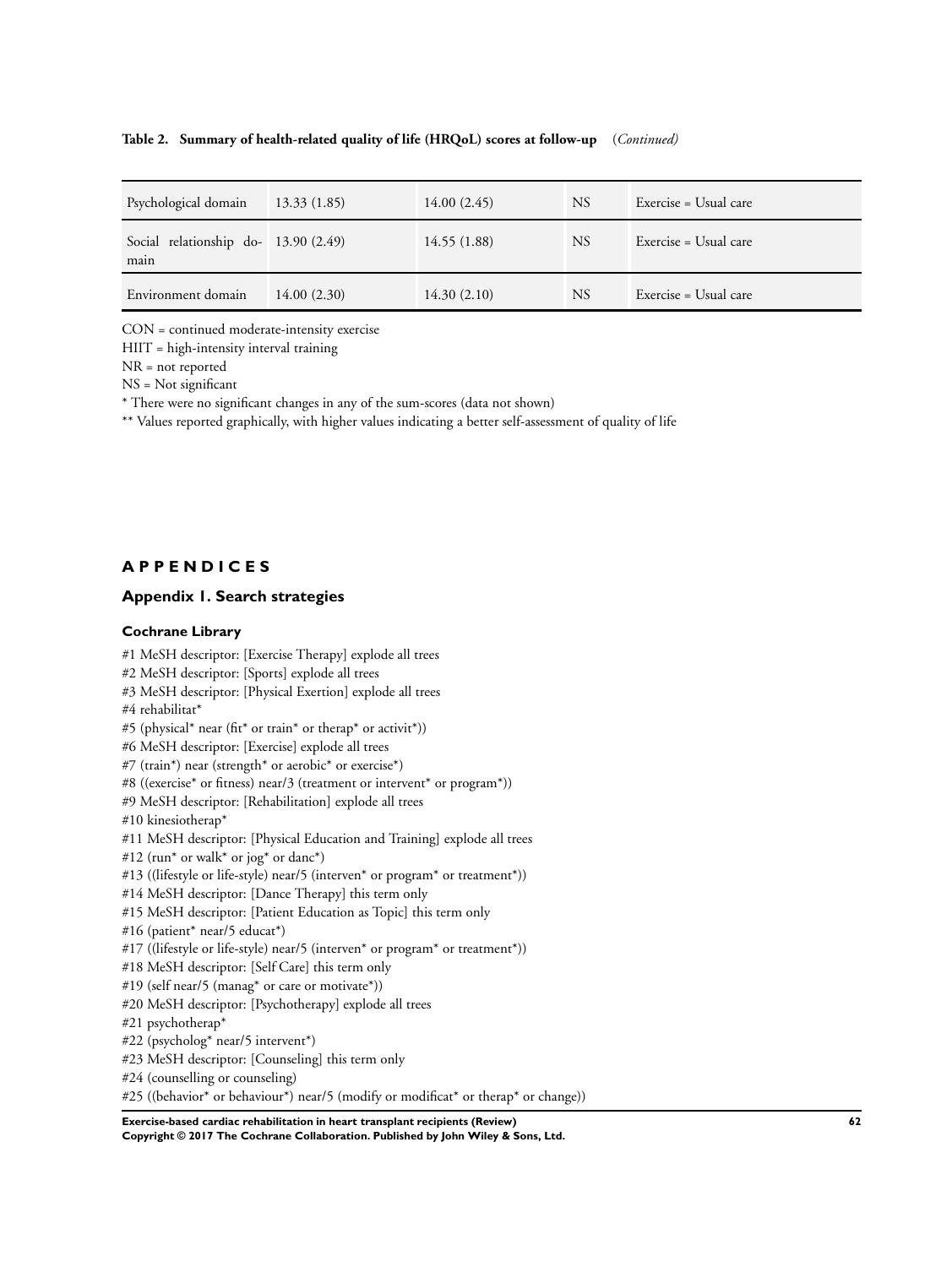**Table 2. Summary of health-related quality of life (HRQoL) scores at follow-up** *(Continued)*

| | | | | |
|---|---|---|---|---|
| Psychological domain | 13.33 (1.85) | 14.00 (2.45) | NS | Exercise = Usual care |
| Social relationship domain | 13.90 (2.49) | 14.55 (1.88) | NS | Exercise = Usual care |
| Environment domain | 14.00 (2.30) | 14.30 (2.10) | NS | Exercise = Usual care |

CON = continued moderate-intensity exercise

HIIT = high-intensity interval training

NR = not reported

NS = Not significant

* There were no significant changes in any of the sum-scores (data not shown)

** Values reported graphically, with higher values indicating a better self-assessment of quality of life

# APPENDICES

## Appendix 1. Search strategies

### Cochrane Library

#1 MeSH descriptor: [Exercise Therapy] explode all trees
#2 MeSH descriptor: [Sports] explode all trees
#3 MeSH descriptor: [Physical Exertion] explode all trees
#4 rehabilitat*
#5 (physical* near (fit* or train* or therap* or activit*))
#6 MeSH descriptor: [Exercise] explode all trees
#7 (train*) near (strength* or aerobic* or exercise*)
#8 ((exercise* or fitness) near/3 (treatment or intervent* or program*))
#9 MeSH descriptor: [Rehabilitation] explode all trees
#10 kinesiotherap*
#11 MeSH descriptor: [Physical Education and Training] explode all trees
#12 (run* or walk* or jog* or danc*)
#13 ((lifestyle or life-style) near/5 (interven* or program* or treatment*))
#14 MeSH descriptor: [Dance Therapy] this term only
#15 MeSH descriptor: [Patient Education as Topic] this term only
#16 (patient* near/5 educat*)
#17 ((lifestyle or life-style) near/5 (interven* or program* or treatment*))
#18 MeSH descriptor: [Self Care] this term only
#19 (self near/5 (manag* or care or motivate*))
#20 MeSH descriptor: [Psychotherapy] explode all trees
#21 psychotherap*
#22 (psycholog* near/5 intervent*)
#23 MeSH descriptor: [Counseling] this term only
#24 (counselling or counseling)
#25 ((behavior* or behaviour*) near/5 (modify or modificat* or therap* or change))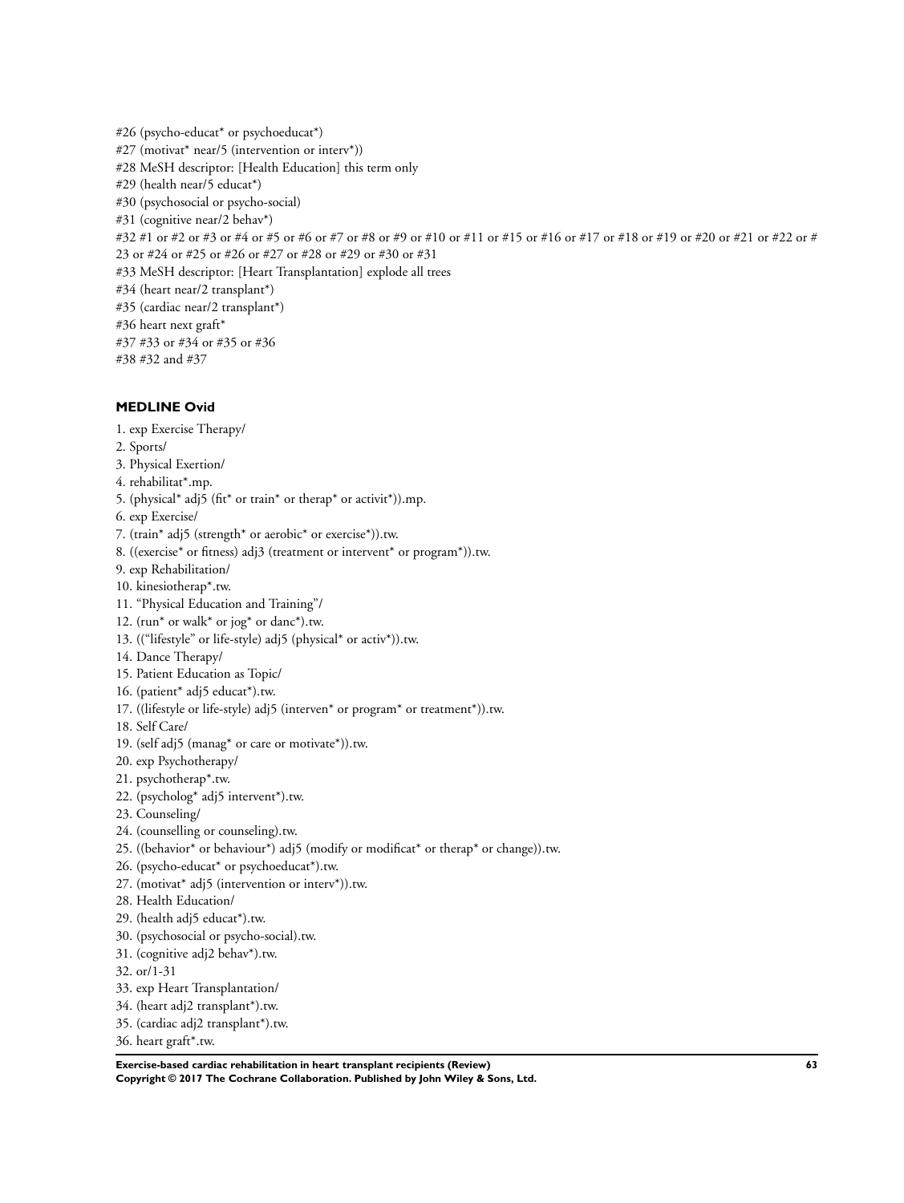#26 (psycho-educat* or psychoeducat*)
#27 (motivat* near/5 (intervention or interv*))
#28 MeSH descriptor: [Health Education] this term only
#29 (health near/5 educat*)
#30 (psychosocial or psycho-social)
#31 (cognitive near/2 behav*)
#32 #1 or #2 or #3 or #4 or #5 or #6 or #7 or #8 or #9 or #10 or #11 or #15 or #16 or #17 or #18 or #19 or #20 or #21 or #22 or # 23 or #24 or #25 or #26 or #27 or #28 or #29 or #30 or #31
#33 MeSH descriptor: [Heart Transplantation] explode all trees
#34 (heart near/2 transplant*)
#35 (cardiac near/2 transplant*)
#36 heart next graft*
#37 #33 or #34 or #35 or #36
#38 #32 and #37

### MEDLINE Ovid

1. exp Exercise Therapy/
2. Sports/
3. Physical Exertion/
4. rehabilitat*.mp.
5. (physical* adj5 (fit* or train* or therap* or activit*)).mp.
6. exp Exercise/
7. (train* adj5 (strength* or aerobic* or exercise*)).tw.
8. ((exercise* or fitness) adj3 (treatment or intervent* or program*)).tw.
9. exp Rehabilitation/
10. kinesiotherap*.tw.
11. "Physical Education and Training"/
12. (run* or walk* or jog* or danc*).tw.
13. (("lifestyle" or life-style) adj5 (physical* or activ*)).tw.
14. Dance Therapy/
15. Patient Education as Topic/
16. (patient* adj5 educat*).tw.
17. ((lifestyle or life-style) adj5 (interven* or program* or treatment*)).tw.
18. Self Care/
19. (self adj5 (manag* or care or motivate*)).tw.
20. exp Psychotherapy/
21. psychotherap*.tw.
22. (psycholog* adj5 intervent*).tw.
23. Counseling/
24. (counselling or counseling).tw.
25. ((behavior* or behaviour*) adj5 (modify or modificat* or therap* or change)).tw.
26. (psycho-educat* or psychoeducat*).tw.
27. (motivat* adj5 (intervention or interv*)).tw.
28. Health Education/
29. (health adj5 educat*).tw.
30. (psychosocial or psycho-social).tw.
31. (cognitive adj2 behav*).tw.
32. or/1-31
33. exp Heart Transplantation/
34. (heart adj2 transplant*).tw.
35. (cardiac adj2 transplant*).tw.
36. heart graft*.tw.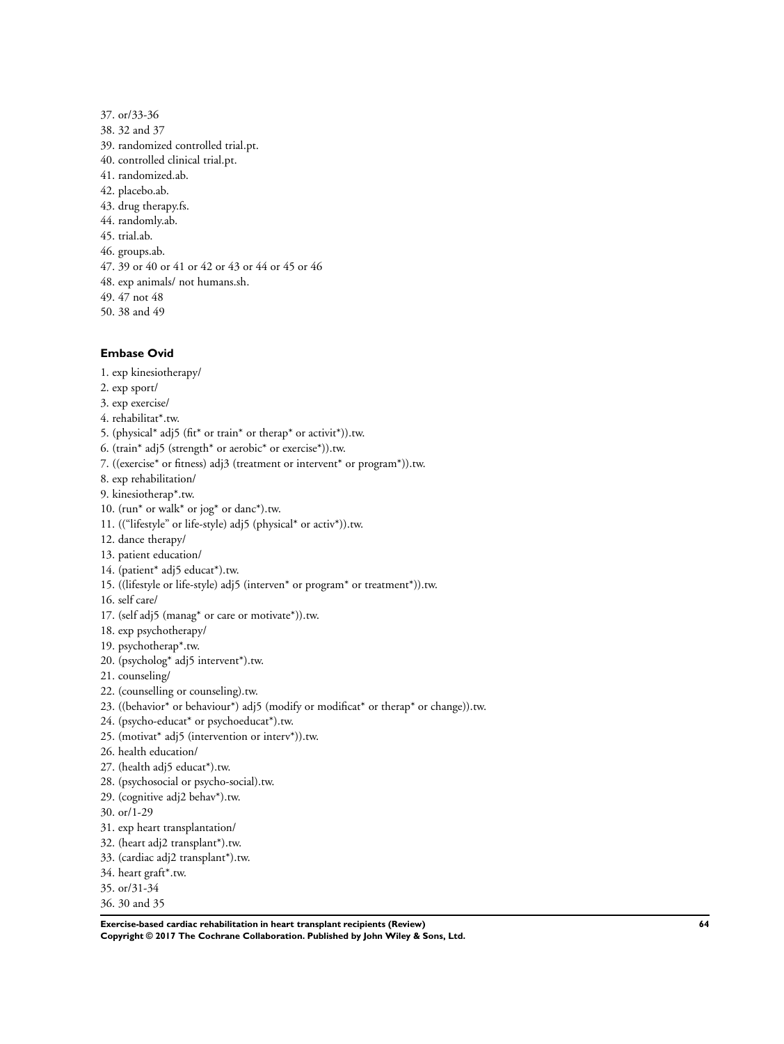37. or/33-36
38. 32 and 37
39. randomized controlled trial.pt.
40. controlled clinical trial.pt.
41. randomized.ab.
42. placebo.ab.
43. drug therapy.fs.
44. randomly.ab.
45. trial.ab.
46. groups.ab.
47. 39 or 40 or 41 or 42 or 43 or 44 or 45 or 46
48. exp animals/ not humans.sh.
49. 47 not 48
50. 38 and 49

### Embase Ovid

1. exp kinesiotherapy/
2. exp sport/
3. exp exercise/
4. rehabilitat*.tw.
5. (physical* adj5 (fit* or train* or therap* or activit*)).tw.
6. (train* adj5 (strength* or aerobic* or exercise*)).tw.
7. ((exercise* or fitness) adj3 (treatment or intervent* or program*)).tw.
8. exp rehabilitation/
9. kinesiotherap*.tw.
10. (run* or walk* or jog* or danc*).tw.
11. ((“lifestyle” or life-style) adj5 (physical* or activ*)).tw.
12. dance therapy/
13. patient education/
14. (patient* adj5 educat*).tw.
15. ((lifestyle or life-style) adj5 (interven* or program* or treatment*)).tw.
16. self care/
17. (self adj5 (manag* or care or motivate*)).tw.
18. exp psychotherapy/
19. psychotherap*.tw.
20. (psycholog* adj5 intervent*).tw.
21. counseling/
22. (counselling or counseling).tw.
23. ((behavior* or behaviour*) adj5 (modify or modificat* or therap* or change)).tw.
24. (psycho-educat* or psychoeducat*).tw.
25. (motivat* adj5 (intervention or interv*)).tw.
26. health education/
27. (health adj5 educat*).tw.
28. (psychosocial or psycho-social).tw.
29. (cognitive adj2 behav*).tw.
30. or/1-29
31. exp heart transplantation/
32. (heart adj2 transplant*).tw.
33. (cardiac adj2 transplant*).tw.
34. heart graft*.tw.
35. or/31-34
36. 30 and 35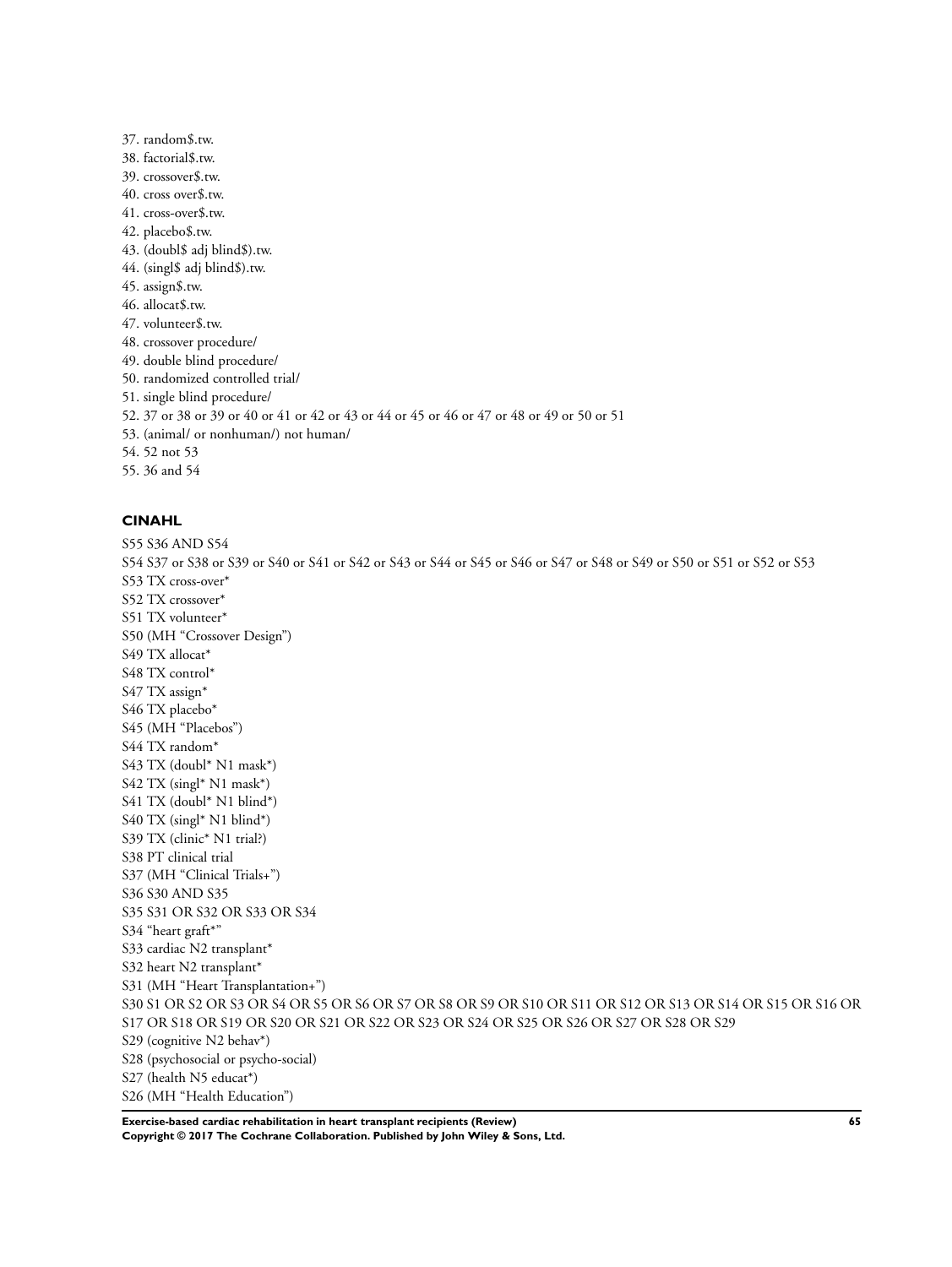37. random$.tw.
38. factorial$.tw.
39. crossover$.tw.
40. cross over$.tw.
41. cross-over$.tw.
42. placebo$.tw.
43. (doubl$ adj blind$).tw.
44. (singl$ adj blind$).tw.
45. assign$.tw.
46. allocat$.tw.
47. volunteer$.tw.
48. crossover procedure/
49. double blind procedure/
50. randomized controlled trial/
51. single blind procedure/
52. 37 or 38 or 39 or 40 or 41 or 42 or 43 or 44 or 45 or 46 or 47 or 48 or 49 or 50 or 51
53. (animal/ or nonhuman/) not human/
54. 52 not 53
55. 36 and 54

### CINAHL

S55 S36 AND S54
S54 S37 or S38 or S39 or S40 or S41 or S42 or S43 or S44 or S45 or S46 or S47 or S48 or S49 or S50 or S51 or S52 or S53
S53 TX cross-over*
S52 TX crossover*
S51 TX volunteer*
S50 (MH "Crossover Design")
S49 TX allocat*
S48 TX control*
S47 TX assign*
S46 TX placebo*
S45 (MH "Placebos")
S44 TX random*
S43 TX (doubl* N1 mask*)
S42 TX (singl* N1 mask*)
S41 TX (doubl* N1 blind*)
S40 TX (singl* N1 blind*)
S39 TX (clinic* N1 trial?)
S38 PT clinical trial
S37 (MH "Clinical Trials+")
S36 S30 AND S35
S35 S31 OR S32 OR S33 OR S34
S34 "heart graft*"
S33 cardiac N2 transplant*
S32 heart N2 transplant*
S31 (MH "Heart Transplantation+")
S30 S1 OR S2 OR S3 OR S4 OR S5 OR S6 OR S7 OR S8 OR S9 OR S10 OR S11 OR S12 OR S13 OR S14 OR S15 OR S16 OR S17 OR S18 OR S19 OR S20 OR S21 OR S22 OR S23 OR S24 OR S25 OR S26 OR S27 OR S28 OR S29
S29 (cognitive N2 behav*)
S28 (psychosocial or psycho-social)
S27 (health N5 educat*)
S26 (MH "Health Education")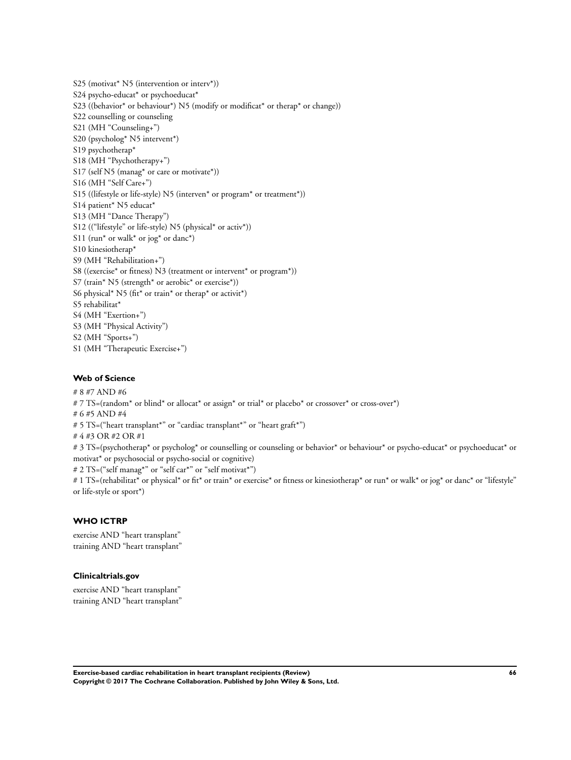S25 (motivat* N5 (intervention or interv*))
S24 psycho-educat* or psychoeducat*
S23 ((behavior* or behaviour*) N5 (modify or modificat* or therap* or change))
S22 counselling or counseling
S21 (MH “Counseling+”)
S20 (psycholog* N5 intervent*)
S19 psychotherap*
S18 (MH “Psychotherapy+”)
S17 (self N5 (manag* or care or motivate*))
S16 (MH “Self Care+”)
S15 ((lifestyle or life-style) N5 (interven* or program* or treatment*))
S14 patient* N5 educat*
S13 (MH “Dance Therapy”)
S12 ((“lifestyle” or life-style) N5 (physical* or activ*))
S11 (run* or walk* or jog* or danc*)
S10 kinesiotherap*
S9 (MH “Rehabilitation+”)
S8 ((exercise* or fitness) N3 (treatment or intervent* or program*))
S7 (train* N5 (strength* or aerobic* or exercise*))
S6 physical* N5 (fit* or train* or therap* or activit*)
S5 rehabilitat*
S4 (MH “Exertion+”)
S3 (MH “Physical Activity”)
S2 (MH “Sports+”)
S1 (MH “Therapeutic Exercise+”)

### Web of Science

# 8 #7 AND #6
# 7 TS=(random* or blind* or allocat* or assign* or trial* or placebo* or crossover* or cross-over*)
# 6 #5 AND #4
# 5 TS=(“heart transplant*” or “cardiac transplant*” or “heart graft*”)
# 4 #3 OR #2 OR #1
# 3 TS=(psychotherap* or psycholog* or counselling or counseling or behavior* or behaviour* or psycho-educat* or psychoeducat* or motivat* or psychosocial or psycho-social or cognitive)
# 2 TS=(“self manag*” or “self car*” or “self motivat*”)
# 1 TS=(rehabilitat* or physical* or fit* or train* or exercise* or fitness or kinesiotherap* or run* or walk* or jog* or danc* or “lifestyle” or life-style or sport*)

### WHO ICTRP

exercise AND “heart transplant”
training AND “heart transplant”

### Clinicaltrials.gov

exercise AND “heart transplant”
training AND “heart transplant”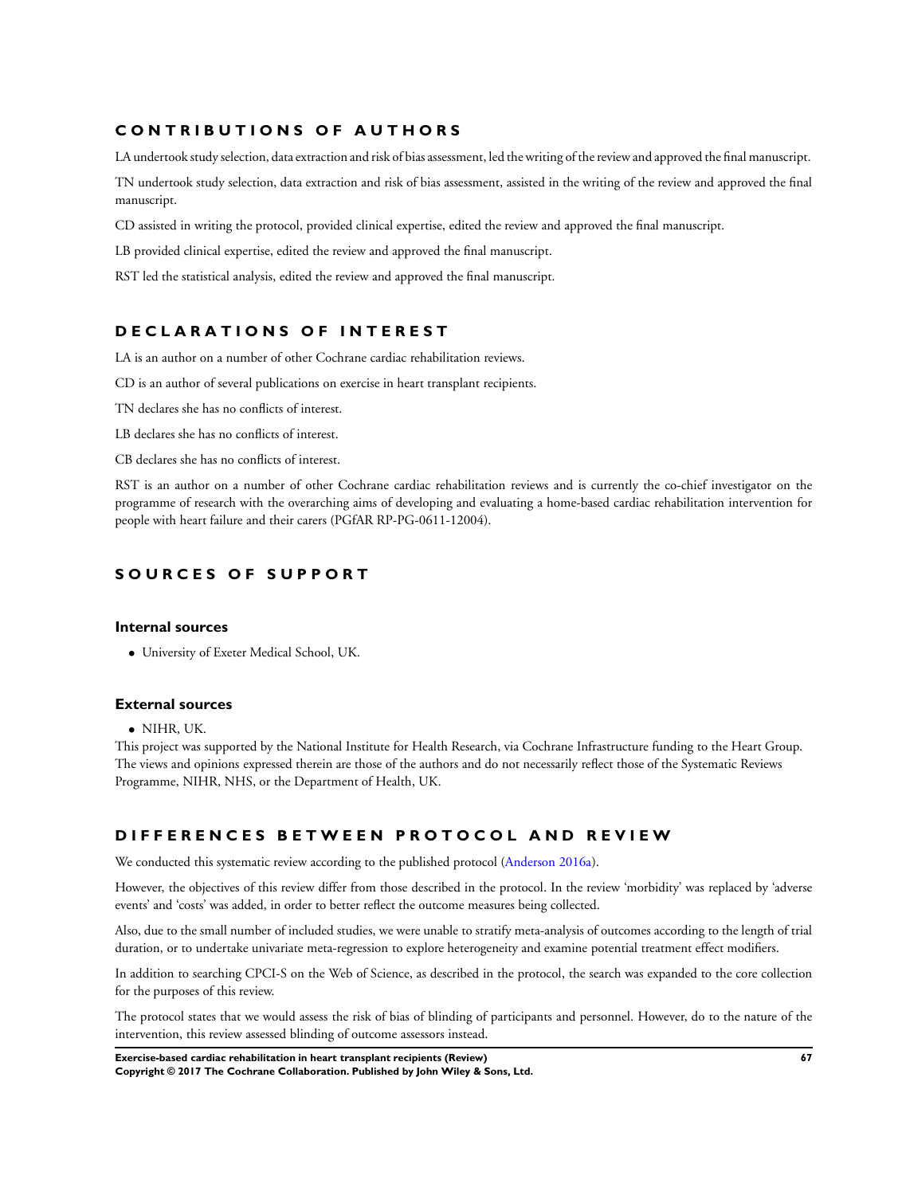## CONTRIBUTIONS OF AUTHORS

LA undertook study selection, data extraction and risk of bias assessment, led the writing of the review and approved the final manuscript.

TN undertook study selection, data extraction and risk of bias assessment, assisted in the writing of the review and approved the final manuscript.

CD assisted in writing the protocol, provided clinical expertise, edited the review and approved the final manuscript.

LB provided clinical expertise, edited the review and approved the final manuscript.

RST led the statistical analysis, edited the review and approved the final manuscript.

## DECLARATIONS OF INTEREST

LA is an author on a number of other Cochrane cardiac rehabilitation reviews.

CD is an author of several publications on exercise in heart transplant recipients.

TN declares she has no conflicts of interest.

LB declares she has no conflicts of interest.

CB declares she has no conflicts of interest.

RST is an author on a number of other Cochrane cardiac rehabilitation reviews and is currently the co-chief investigator on the programme of research with the overarching aims of developing and evaluating a home-based cardiac rehabilitation intervention for people with heart failure and their carers (PGfAR RP-PG-0611-12004).

## SOURCES OF SUPPORT

### Internal sources

- University of Exeter Medical School, UK.

### External sources

- NIHR, UK.

This project was supported by the National Institute for Health Research, via Cochrane Infrastructure funding to the Heart Group. The views and opinions expressed therein are those of the authors and do not necessarily reflect those of the Systematic Reviews Programme, NIHR, NHS, or the Department of Health, UK.

## DIFFERENCES BETWEEN PROTOCOL AND REVIEW

We conducted this systematic review according to the published protocol (Anderson 2016a).

However, the objectives of this review differ from those described in the protocol. In the review 'morbidity' was replaced by 'adverse events' and 'costs' was added, in order to better reflect the outcome measures being collected.

Also, due to the small number of included studies, we were unable to stratify meta-analysis of outcomes according to the length of trial duration, or to undertake univariate meta-regression to explore heterogeneity and examine potential treatment effect modifiers.

In addition to searching CPCI-S on the Web of Science, as described in the protocol, the search was expanded to the core collection for the purposes of this review.

The protocol states that we would assess the risk of bias of blinding of participants and personnel. However, do to the nature of the intervention, this review assessed blinding of outcome assessors instead.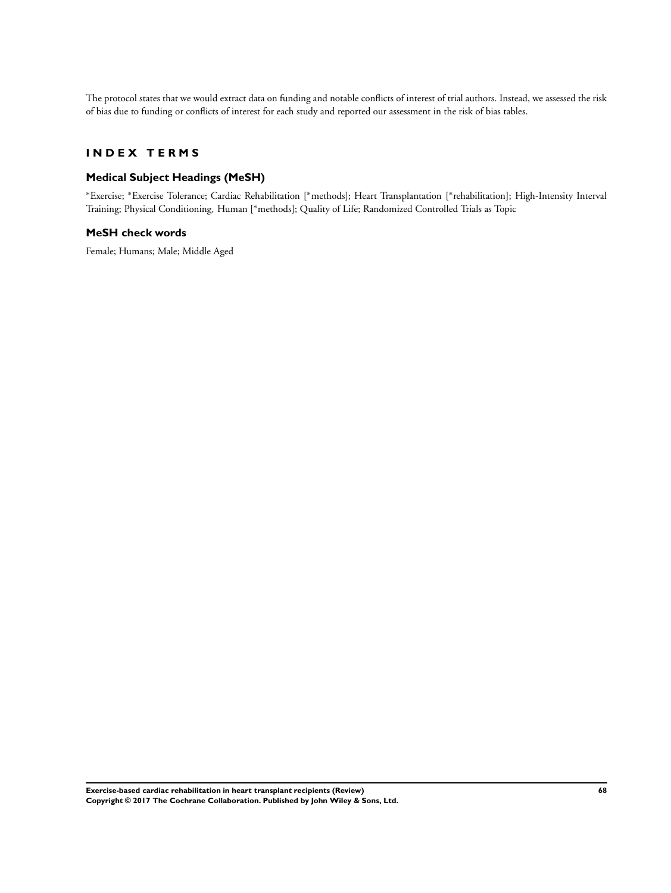The protocol states that we would extract data on funding and notable conflicts of interest of trial authors. Instead, we assessed the risk of bias due to funding or conflicts of interest for each study and reported our assessment in the risk of bias tables.

## INDEX TERMS

### Medical Subject Headings (MeSH)

*Exercise; *Exercise Tolerance; Cardiac Rehabilitation [*methods]; Heart Transplantation [*rehabilitation]; High-Intensity Interval Training; Physical Conditioning, Human [*methods]; Quality of Life; Randomized Controlled Trials as Topic

### MeSH check words

Female; Humans; Male; Middle Aged